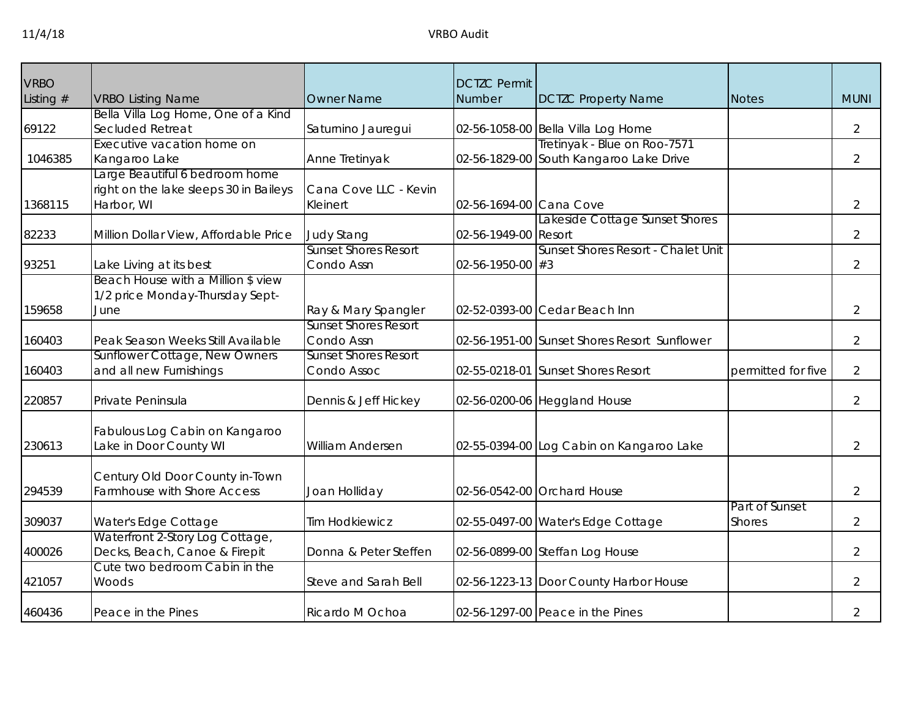| VRBO Listing # | VRBO Listing Name | Owner Name | DCTZC Permit Number | DCTZC Property Name | Notes | MUNI |
|---|---|---|---|---|---|---|
| 69122 | Bella Villa Log Home, One of a Kind Secluded Retreat | Saturnino Jauregui | 02-56-1058-00 | Bella Villa Log Home | | 2 |
| 1046385 | Executive vacation home on Kangaroo Lake | Anne Tretinyak | 02-56-1829-00 | Tretinyak - Blue on Roo-7571 South Kangaroo Lake Drive | | 2 |
| 1368115 | Large Beautiful 6 bedroom home right on the lake sleeps 30 in Baileys Harbor, WI | Cana Cove LLC - Kevin Kleinert | 02-56-1694-00 | Cana Cove | | 2 |
| 82233 | Million Dollar View, Affordable Price | Judy Stang | 02-56-1949-00 | Lakeside Cottage Sunset Shores Resort | | 2 |
| 93251 | Lake Living at its best | Sunset Shores Resort Condo Assn | 02-56-1950-00 | Sunset Shores Resort - Chalet Unit #3 | | 2 |
| 159658 | Beach House with a Million $ view 1/2 price Monday-Thursday Sept-June | Ray & Mary Spangler | 02-52-0393-00 | Cedar Beach Inn | | 2 |
| 160403 | Peak Season Weeks Still Available | Sunset Shores Resort Condo Assn | 02-56-1951-00 | Sunset Shores Resort Sunflower | | 2 |
| 160403 | Sunflower Cottage, New Owners and all new Furnishings | Sunset Shores Resort Condo Assoc | 02-55-0218-01 | Sunset Shores Resort | permitted for five | 2 |
| 220857 | Private Peninsula | Dennis & Jeff Hickey | 02-56-0200-06 | Heggland House | | 2 |
| 230613 | Fabulous Log Cabin on Kangaroo Lake in Door County WI | William Andersen | 02-55-0394-00 | Log Cabin on Kangaroo Lake | | 2 |
| 294539 | Century Old Door County in-Town Farmhouse with Shore Access | Joan Holliday | 02-56-0542-00 | Orchard House | | 2 |
| 309037 | Water's Edge Cottage | Tim Hodkiewicz | 02-55-0497-00 | Water's Edge Cottage | Part of Sunset Shores | 2 |
| 400026 | Waterfront 2-Story Log Cottage, Decks, Beach, Canoe & Firepit | Donna & Peter Steffen | 02-56-0899-00 | Steffan Log House | | 2 |
| 421057 | Cute two bedroom Cabin in the Woods | Steve and Sarah Bell | 02-56-1223-13 | Door County Harbor House | | 2 |
| 460436 | Peace in the Pines | Ricardo M Ochoa | 02-56-1297-00 | Peace in the Pines | | 2 |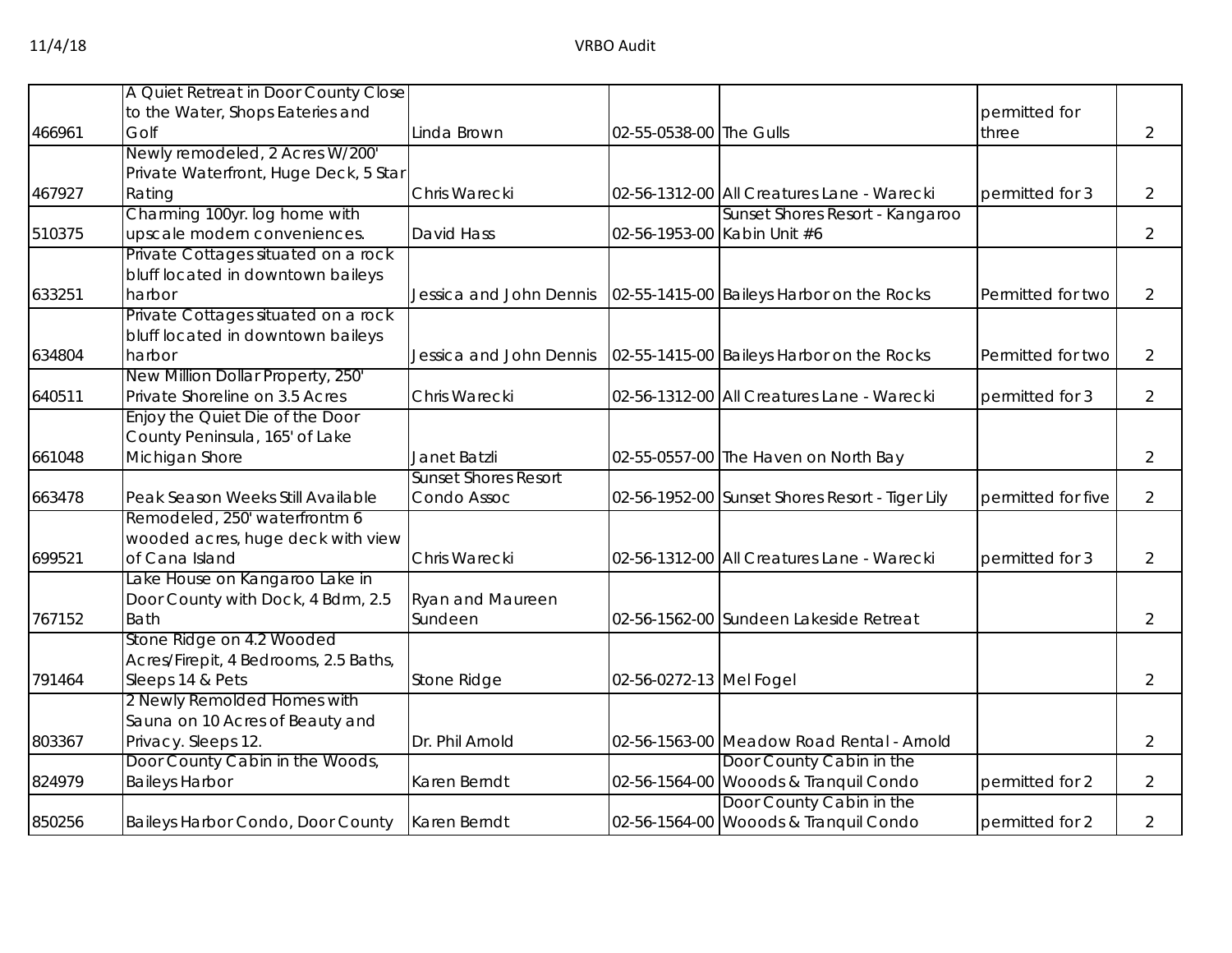| | | | | | | |
|---|---|---|---|---|---|---|
| 466961 | A Quiet Retreat in Door County Close to the Water, Shops Eateries and Golf | Linda Brown | 02-55-0538-00 | The Gulls | permitted for three | 2 |
| 467927 | Newly remodeled, 2 Acres W/200' Private Waterfront, Huge Deck, 5 Star Rating | Chris Warecki | 02-56-1312-00 | All Creatures Lane - Warecki | permitted for 3 | 2 |
| 510375 | Charming 100yr. log home with upscale modern conveniences. | David Hass | 02-56-1953-00 | Sunset Shores Resort - Kangaroo Kabin Unit #6 | | 2 |
| 633251 | Private Cottages situated on a rock bluff located in downtown baileys harbor | Jessica and John Dennis | 02-55-1415-00 | Baileys Harbor on the Rocks | Permitted for two | 2 |
| 634804 | Private Cottages situated on a rock bluff located in downtown baileys harbor | Jessica and John Dennis | 02-55-1415-00 | Baileys Harbor on the Rocks | Permitted for two | 2 |
| 640511 | New Million Dollar Property, 250' Private Shoreline on 3.5 Acres | Chris Warecki | 02-56-1312-00 | All Creatures Lane - Warecki | permitted for 3 | 2 |
| 661048 | Enjoy the Quiet Die of the Door County Peninsula, 165' of Lake Michigan Shore | Janet Batzli | 02-55-0557-00 | The Haven on North Bay | | 2 |
| 663478 | Peak Season Weeks Still Available | Sunset Shores Resort Condo Assoc | 02-56-1952-00 | Sunset Shores Resort - Tiger Lily | permitted for five | 2 |
| 699521 | Remodeled, 250' waterfrontm 6 wooded acres, huge deck with view of Cana Island | Chris Warecki | 02-56-1312-00 | All Creatures Lane - Warecki | permitted for 3 | 2 |
| 767152 | Lake House on Kangaroo Lake in Door County with Dock, 4 Bdrm, 2.5 Bath | Ryan and Maureen Sundeen | 02-56-1562-00 | Sundeen Lakeside Retreat | | 2 |
| 791464 | Stone Ridge on 4.2 Wooded Acres/Firepit, 4 Bedrooms, 2.5 Baths, Sleeps 14 & Pets | Stone Ridge | 02-56-0272-13 | Mel Fogel | | 2 |
| 803367 | 2 Newly Remolded Homes with Sauna on 10 Acres of Beauty and Privacy. Sleeps 12. | Dr. Phil Arnold | 02-56-1563-00 | Meadow Road Rental - Arnold | | 2 |
| 824979 | Door County Cabin in the Woods, Baileys Harbor | Karen Berndt | 02-56-1564-00 | Door County Cabin in the Wooods & Tranquil Condo | permitted for 2 | 2 |
| 850256 | Baileys Harbor Condo, Door County | Karen Berndt | 02-56-1564-00 | Door County Cabin in the Wooods & Tranquil Condo | permitted for 2 | 2 |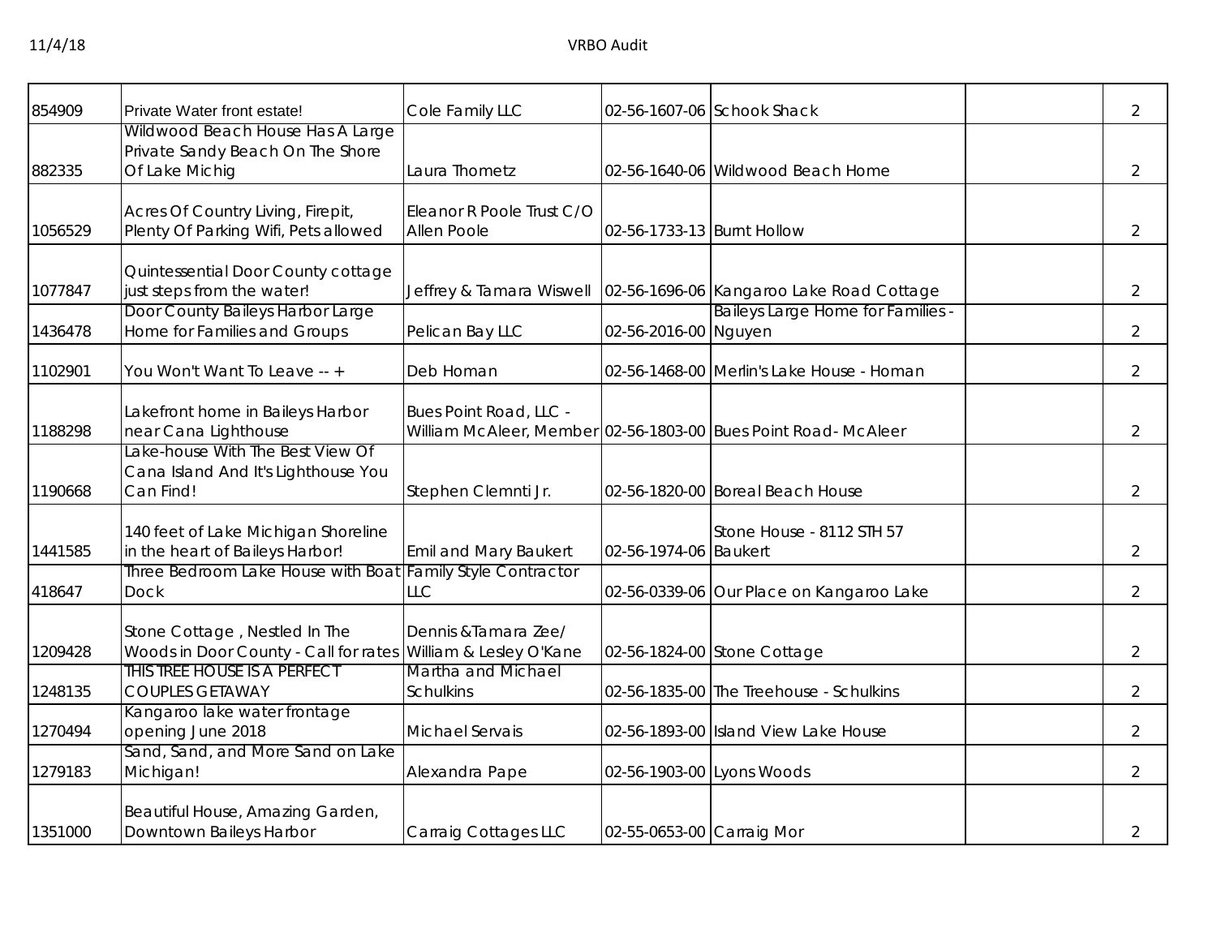| | | | | | | |
|---|---|---|---|---|---|---|
| 854909 | Private Water front estate! | Cole Family LLC | 02-56-1607-06 | Schook Shack | | 2 |
| 882335 | Wildwood Beach House Has A Large Private Sandy Beach On The Shore Of Lake Michig | Laura Thometz | 02-56-1640-06 | Wildwood Beach Home | | 2 |
| 1056529 | Acres Of Country Living, Firepit, Plenty Of Parking Wifi, Pets allowed | Eleanor R Poole Trust C/O Allen Poole | 02-56-1733-13 | Burnt Hollow | | 2 |
| 1077847 | Quintessential Door County cottage just steps from the water! | Jeffrey & Tamara Wiswell | 02-56-1696-06 | Kangaroo Lake Road Cottage | | 2 |
| 1436478 | Door County Baileys Harbor Large Home for Families and Groups | Pelican Bay LLC | 02-56-2016-00 | Baileys Large Home for Families - Nguyen | | 2 |
| 1102901 | You Won't Want To Leave -- + | Deb Homan | 02-56-1468-00 | Merlin's Lake House - Homan | | 2 |
| 1188298 | Lakefront home in Baileys Harbor near Cana Lighthouse | Bues Point Road, LLC - William McAleer, Member | 02-56-1803-00 | Bues Point Road- McAleer | | 2 |
| 1190668 | Lake-house With The Best View Of Cana Island And It's Lighthouse You Can Find! | Stephen Clemnti Jr. | 02-56-1820-00 | Boreal Beach House | | 2 |
| 1441585 | 140 feet of Lake Michigan Shoreline in the heart of Baileys Harbor! | Emil and Mary Baukert | 02-56-1974-06 | Stone House - 8112 STH 57 Baukert | | 2 |
| 418647 | Three Bedroom Lake House with Boat Dock | Family Style Contractor LLC | 02-56-0339-06 | Our Place on Kangaroo Lake | | 2 |
| 1209428 | Stone Cottage , Nestled In The Woods in Door County - Call for rates | Dennis &Tamara Zee/ William & Lesley O'Kane | 02-56-1824-00 | Stone Cottage | | 2 |
| 1248135 | THIS TREE HOUSE IS A PERFECT COUPLES GETAWAY | Martha and Michael Schulkins | 02-56-1835-00 | The Treehouse - Schulkins | | 2 |
| 1270494 | Kangaroo lake water frontage opening June 2018 | Michael Servais | 02-56-1893-00 | Island View Lake House | | 2 |
| 1279183 | Sand, Sand, and More Sand on Lake Michigan! | Alexandra Pape | 02-56-1903-00 | Lyons Woods | | 2 |
| 1351000 | Beautiful House, Amazing Garden, Downtown Baileys Harbor | Carraig Cottages LLC | 02-55-0653-00 | Carraig Mor | | 2 |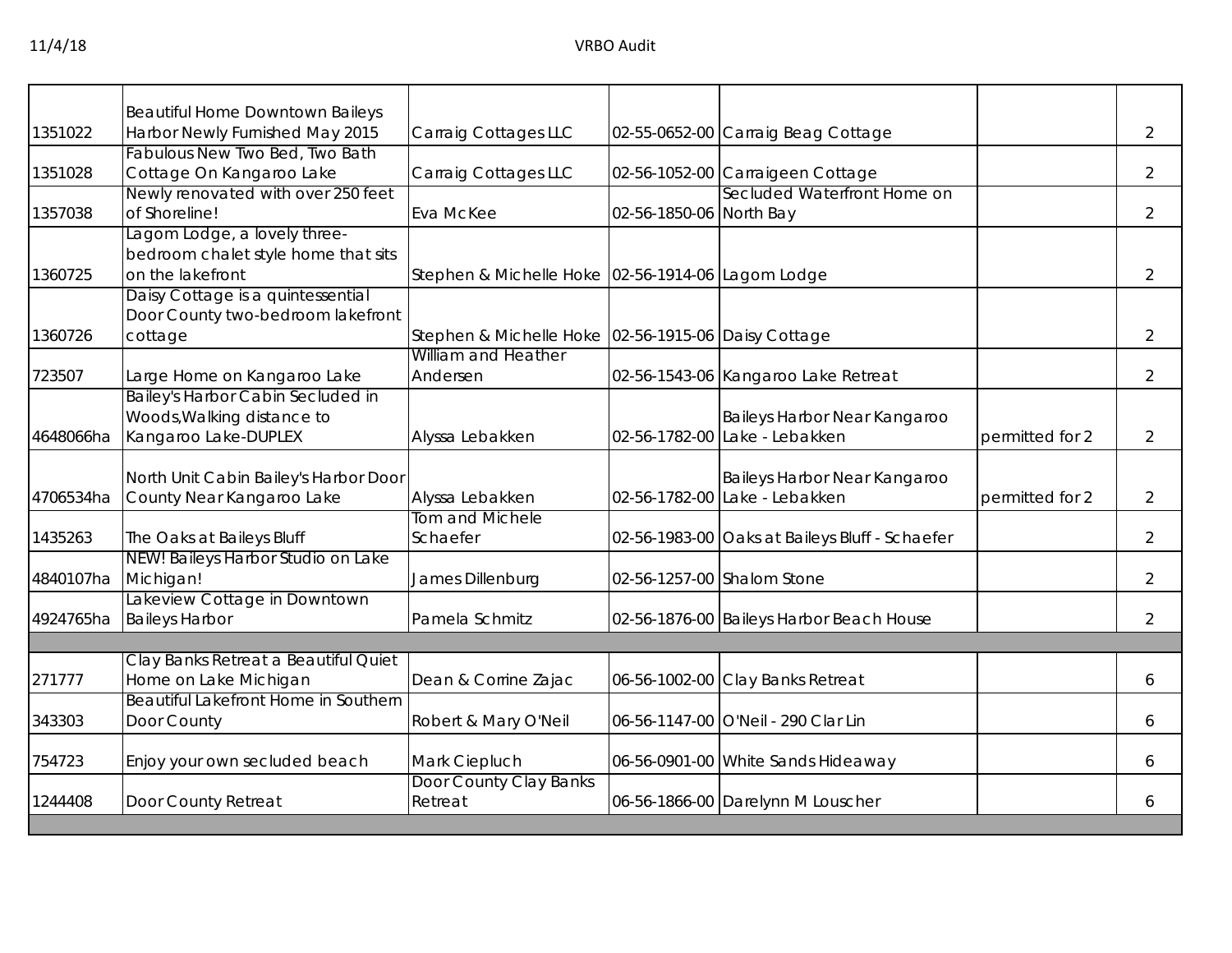| | | | | | | |
|---|---|---|---|---|---|---|
| 1351022 | Beautiful Home Downtown Baileys Harbor Newly Furnished May 2015 | Carraig Cottages LLC | 02-55-0652-00 | Carraig Beag Cottage | | 2 |
| 1351028 | Fabulous New Two Bed, Two Bath Cottage On Kangaroo Lake | Carraig Cottages LLC | 02-56-1052-00 | Carraigeen Cottage | | 2 |
| 1357038 | Newly renovated with over 250 feet of Shoreline! | Eva McKee | 02-56-1850-06 | Secluded Waterfront Home on North Bay | | 2 |
| 1360725 | Lagom Lodge, a lovely three-bedroom chalet style home that sits on the lakefront | Stephen & Michelle Hoke | 02-56-1914-06 | Lagom Lodge | | 2 |
| 1360726 | Daisy Cottage is a quintessential Door County two-bedroom lakefront cottage | Stephen & Michelle Hoke | 02-56-1915-06 | Daisy Cottage | | 2 |
| 723507 | Large Home on Kangaroo Lake | William and Heather Andersen | 02-56-1543-06 | Kangaroo Lake Retreat | | 2 |
| 4648066ha | Bailey's Harbor Cabin Secluded in Woods,Walking distance to Kangaroo Lake-DUPLEX | Alyssa Lebakken | 02-56-1782-00 | Baileys Harbor Near Kangaroo Lake - Lebakken | permitted for 2 | 2 |
| 4706534ha | North Unit Cabin Bailey's Harbor Door County Near Kangaroo Lake | Alyssa Lebakken | 02-56-1782-00 | Baileys Harbor Near Kangaroo Lake - Lebakken | permitted for 2 | 2 |
| 1435263 | The Oaks at Baileys Bluff | Tom and Michele Schaefer | 02-56-1983-00 | Oaks at Baileys Bluff - Schaefer | | 2 |
| 4840107ha | NEW! Baileys Harbor Studio on Lake Michigan! | James Dillenburg | 02-56-1257-00 | Shalom Stone | | 2 |
| 4924765ha | Lakeview Cottage in Downtown Baileys Harbor | Pamela Schmitz | 02-56-1876-00 | Baileys Harbor Beach House | | 2 |
| | | | | | | |
| 271777 | Clay Banks Retreat a Beautiful Quiet Home on Lake Michigan | Dean & Corrine Zajac | 06-56-1002-00 | Clay Banks Retreat | | 6 |
| 343303 | Beautiful Lakefront Home in Southern Door County | Robert & Mary O'Neil | 06-56-1147-00 | O'Neil - 290 Clar Lin | | 6 |
| 754723 | Enjoy your own secluded beach | Mark Ciepluch | 06-56-0901-00 | White Sands Hideaway | | 6 |
| 1244408 | Door County Retreat | Door County Clay Banks Retreat | 06-56-1866-00 | Darelynn M Louscher | | 6 |
| | | | | | | |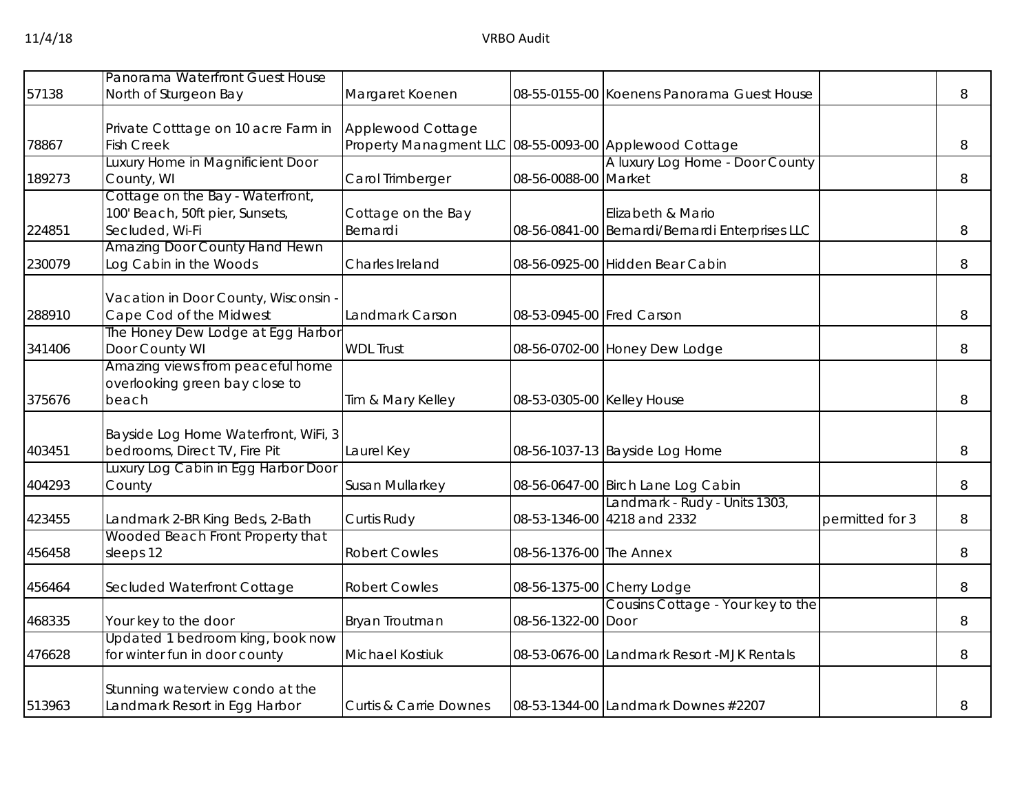| | | | | | | |
|---|---|---|---|---|---|---|
| 57138 | Panorama Waterfront Guest House North of Sturgeon Bay | Margaret Koenen | 08-55-0155-00 | Koenens Panorama Guest House | | 8 |
| 78867 | Private Cotttage on 10 acre Farm in Fish Creek | Applewood Cottage Property Managment LLC | 08-55-0093-00 | Applewood Cottage | | 8 |
| 189273 | Luxury Home in Magnificient Door County, WI | Carol Trimberger | 08-56-0088-00 | A luxury Log Home - Door County Market | | 8 |
| 224851 | Cottage on the Bay - Waterfront, 100' Beach, 50ft pier, Sunsets, Secluded, Wi-Fi | Cottage on the Bay Bernardi | 08-56-0841-00 | Elizabeth & Mario Bernardi/Bernardi Enterprises LLC | | 8 |
| 230079 | Amazing Door County Hand Hewn Log Cabin in the Woods | Charles Ireland | 08-56-0925-00 | Hidden Bear Cabin | | 8 |
| 288910 | Vacation in Door County, Wisconsin - Cape Cod of the Midwest | Landmark Carson | 08-53-0945-00 | Fred Carson | | 8 |
| 341406 | The Honey Dew Lodge at Egg Harbor Door County WI | WDL Trust | 08-56-0702-00 | Honey Dew Lodge | | 8 |
| 375676 | Amazing views from peaceful home overlooking green bay close to beach | Tim & Mary Kelley | 08-53-0305-00 | Kelley House | | 8 |
| 403451 | Bayside Log Home Waterfront, WiFi, 3 bedrooms, Direct TV, Fire Pit | Laurel Key | 08-56-1037-13 | Bayside Log Home | | 8 |
| 404293 | Luxury Log Cabin in Egg Harbor Door County | Susan Mullarkey | 08-56-0647-00 | Birch Lane Log Cabin | | 8 |
| 423455 | Landmark 2-BR King Beds, 2-Bath | Curtis Rudy | 08-53-1346-00 | Landmark - Rudy - Units 1303, 4218 and 2332 | permitted for 3 | 8 |
| 456458 | Wooded Beach Front Property that sleeps 12 | Robert Cowles | 08-56-1376-00 | The Annex | | 8 |
| 456464 | Secluded Waterfront Cottage | Robert Cowles | 08-56-1375-00 | Cherry Lodge | | 8 |
| 468335 | Your key to the door | Bryan Troutman | 08-56-1322-00 | Cousins Cottage - Your key to the Door | | 8 |
| 476628 | Updated 1 bedroom king, book now for winter fun in door county | Michael Kostiuk | 08-53-0676-00 | Landmark Resort -MJK Rentals | | 8 |
| 513963 | Stunning waterview condo at the Landmark Resort in Egg Harbor | Curtis & Carrie Downes | 08-53-1344-00 | Landmark Downes #2207 | | 8 |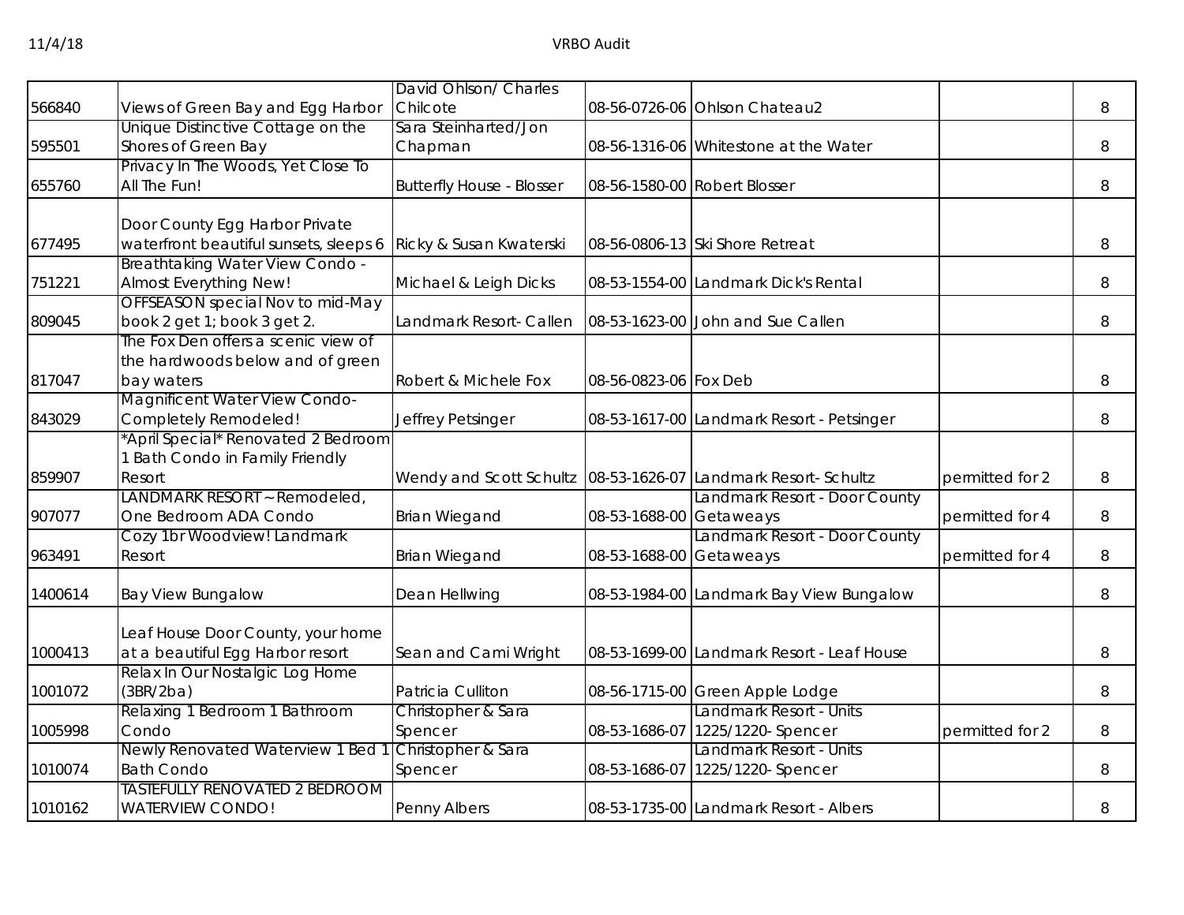| | | | | | | |
|---|---|---|---|---|---|---|
| 566840 | Views of Green Bay and Egg Harbor | David Ohlson/ Charles Chilcote | 08-56-0726-06 | Ohlson Chateau2 | | 8 |
| 595501 | Unique Distinctive Cottage on the Shores of Green Bay | Sara Steinharted/Jon Chapman | 08-56-1316-06 | Whitestone at the Water | | 8 |
| 655760 | Privacy In The Woods, Yet Close To All The Fun! | Butterfly House - Blosser | 08-56-1580-00 | Robert Blosser | | 8 |
| 677495 | Door County Egg Harbor Private waterfront beautiful sunsets, sleeps 6 | Ricky & Susan Kwaterski | 08-56-0806-13 | Ski Shore Retreat | | 8 |
| 751221 | Breathtaking Water View Condo - Almost Everything New! | Michael & Leigh Dicks | 08-53-1554-00 | Landmark Dick's Rental | | 8 |
| 809045 | OFFSEASON special Nov to mid-May book 2 get 1; book 3 get 2. | Landmark Resort- Callen | 08-53-1623-00 | John and Sue Callen | | 8 |
| 817047 | The Fox Den offers a scenic view of the hardwoods below and of green bay waters | Robert & Michele Fox | 08-56-0823-06 | Fox Deb | | 8 |
| 843029 | Magnificent Water View Condo- Completely Remodeled! | Jeffrey Petsinger | 08-53-1617-00 | Landmark Resort - Petsinger | | 8 |
| 859907 | *April Special* Renovated 2 Bedroom 1 Bath Condo in Family Friendly Resort | Wendy and Scott Schultz | 08-53-1626-07 | Landmark Resort- Schultz | permitted for 2 | 8 |
| 907077 | LANDMARK RESORT ~ Remodeled, One Bedroom ADA Condo | Brian Wiegand | 08-53-1688-00 | Landmark Resort - Door County Getaweays | permitted for 4 | 8 |
| 963491 | Cozy 1br Woodview! Landmark Resort | Brian Wiegand | 08-53-1688-00 | Landmark Resort - Door County Getaweays | permitted for 4 | 8 |
| 1400614 | Bay View Bungalow | Dean Hellwing | 08-53-1984-00 | Landmark Bay View Bungalow | | 8 |
| 1000413 | Leaf House Door County, your home at a beautiful Egg Harbor resort | Sean and Cami Wright | 08-53-1699-00 | Landmark Resort - Leaf House | | 8 |
| 1001072 | Relax In Our Nostalgic Log Home (3BR/2ba) | Patricia Culliton | 08-56-1715-00 | Green Apple Lodge | | 8 |
| 1005998 | Relaxing 1 Bedroom 1 Bathroom Condo | Christopher & Sara Spencer | 08-53-1686-07 | Landmark Resort - Units 1225/1220- Spencer | permitted for 2 | 8 |
| 1010074 | Newly Renovated Waterview 1 Bed 1 Bath Condo | Christopher & Sara Spencer | 08-53-1686-07 | Landmark Resort - Units 1225/1220- Spencer | | 8 |
| 1010162 | TASTEFULLY RENOVATED 2 BEDROOM WATERVIEW CONDO! | Penny Albers | 08-53-1735-00 | Landmark Resort - Albers | | 8 |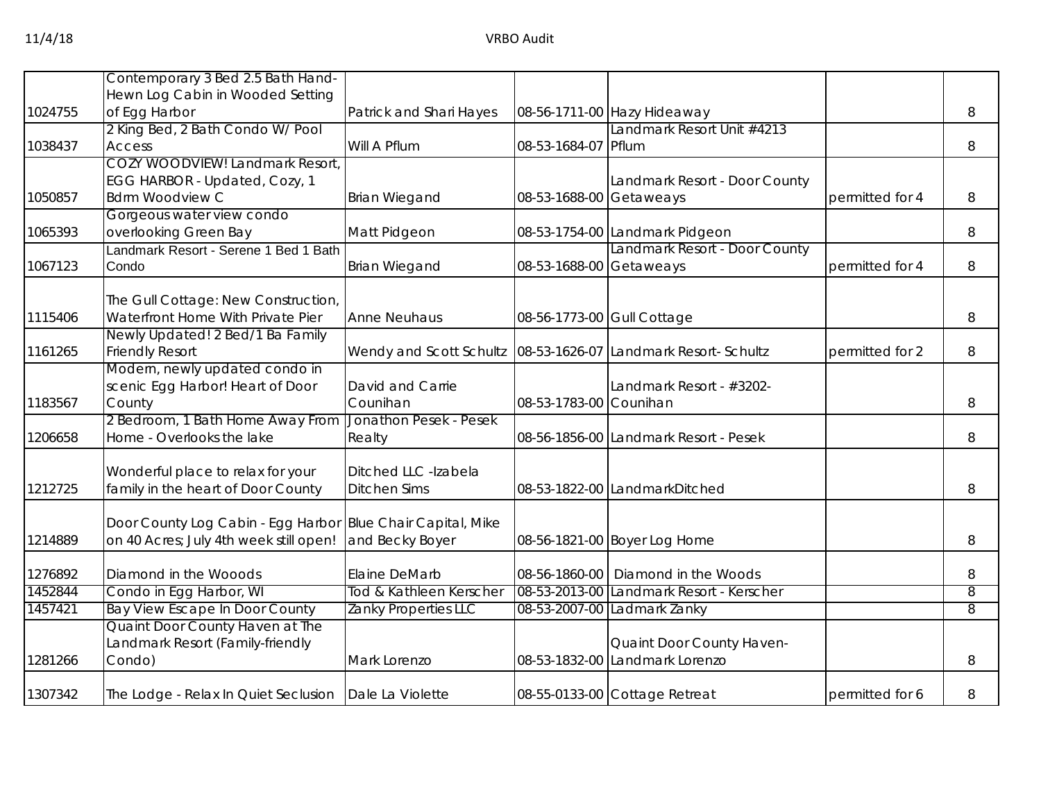| | | | | | | |
|---|---|---|---|---|---|---|
| 1024755 | Contemporary 3 Bed 2.5 Bath Hand-Hewn Log Cabin in Wooded Setting of Egg Harbor | Patrick and Shari Hayes | 08-56-1711-00 | Hazy Hideaway | | 8 |
| 1038437 | 2 King Bed, 2 Bath Condo W/ Pool Access | Will A Pflum | 08-53-1684-07 | Landmark Resort Unit #4213 Pflum | | 8 |
| 1050857 | COZY WOODVIEW! Landmark Resort, EGG HARBOR - Updated, Cozy, 1 Bdrm Woodview C | Brian Wiegand | 08-53-1688-00 | Landmark Resort - Door County Getaweays | permitted for 4 | 8 |
| 1065393 | Gorgeous water view condo overlooking Green Bay | Matt Pidgeon | 08-53-1754-00 | Landmark Pidgeon | | 8 |
| 1067123 | Landmark Resort - Serene 1 Bed 1 Bath Condo | Brian Wiegand | 08-53-1688-00 | Landmark Resort - Door County Getaweays | permitted for 4 | 8 |
| 1115406 | The Gull Cottage: New Construction, Waterfront Home With Private Pier | Anne Neuhaus | 08-56-1773-00 | Gull Cottage | | 8 |
| 1161265 | Newly Updated! 2 Bed/1 Ba Family Friendly Resort | Wendy and Scott Schultz | 08-53-1626-07 | Landmark Resort- Schultz | permitted for 2 | 8 |
| 1183567 | Modern, newly updated condo in scenic Egg Harbor! Heart of Door County | David and Carrie Counihan | 08-53-1783-00 | Landmark Resort - #3202- Counihan | | 8 |
| 1206658 | 2 Bedroom, 1 Bath Home Away From Home - Overlooks the lake | Jonathon Pesek - Pesek Realty | 08-56-1856-00 | Landmark Resort - Pesek | | 8 |
| 1212725 | Wonderful place to relax for your family in the heart of Door County | Ditched LLC -Izabela Ditchen Sims | 08-53-1822-00 | LandmarkDitched | | 8 |
| 1214889 | Door County Log Cabin - Egg Harbor on 40 Acres; July 4th week still open! | Blue Chair Capital, Mike and Becky Boyer | 08-56-1821-00 | Boyer Log Home | | 8 |
| 1276892 | Diamond in the Wooods | Elaine DeMarb | 08-56-1860-00 | Diamond in the Woods | | 8 |
| 1452844 | Condo in Egg Harbor, WI | Tod & Kathleen Kerscher | 08-53-2013-00 | Landmark Resort - Kerscher | | 8 |
| 1457421 | Bay View Escape In Door County | Zanky Properties LLC | 08-53-2007-00 | Ladmark Zanky | | 8 |
| 1281266 | Quaint Door County Haven at The Landmark Resort (Family-friendly Condo) | Mark Lorenzo | 08-53-1832-00 | Quaint Door County Haven-Landmark Lorenzo | | 8 |
| 1307342 | The Lodge - Relax In Quiet Seclusion | Dale La Violette | 08-55-0133-00 | Cottage Retreat | permitted for 6 | 8 |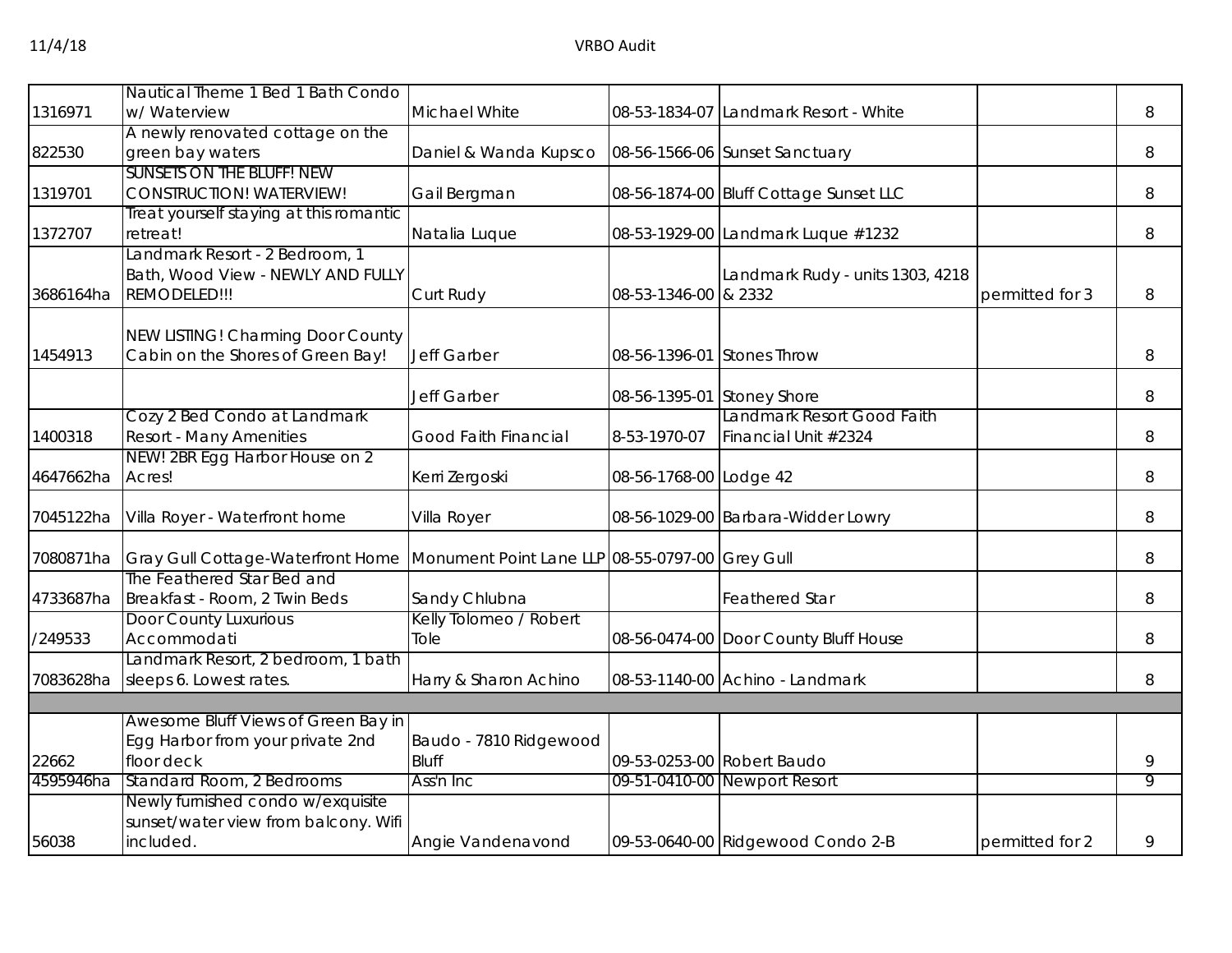| | | | | | | |
|---|---|---|---|---|---|---|
| 1316971 | Nautical Theme 1 Bed 1 Bath Condo w/ Waterview | Michael White | 08-53-1834-07 | Landmark Resort - White | | 8 |
| 822530 | A newly renovated cottage on the green bay waters | Daniel & Wanda Kupsco | 08-56-1566-06 | Sunset Sanctuary | | 8 |
| 1319701 | SUNSETS ON THE BLUFF! NEW CONSTRUCTION! WATERVIEW! | Gail Bergman | 08-56-1874-00 | Bluff Cottage Sunset LLC | | 8 |
| 1372707 | Treat yourself staying at this romantic retreat! | Natalia Luque | 08-53-1929-00 | Landmark Luque #1232 | | 8 |
| 3686164ha | Landmark Resort - 2 Bedroom, 1 Bath, Wood View - NEWLY AND FULLY REMODELED!!! | Curt Rudy | 08-53-1346-00 | Landmark Rudy - units 1303, 4218 & 2332 | permitted for 3 | 8 |
| 1454913 | NEW LISTING! Charming Door County Cabin on the Shores of Green Bay! | Jeff Garber | 08-56-1396-01 | Stones Throw | | 8 |
| | | Jeff Garber | 08-56-1395-01 | Stoney Shore | | 8 |
| 1400318 | Cozy 2 Bed Condo at Landmark Resort - Many Amenities | Good Faith Financial | 8-53-1970-07 | Landmark Resort Good Faith Financial Unit #2324 | | 8 |
| 4647662ha | NEW! 2BR Egg Harbor House on 2 Acres! | Kerri Zergoski | 08-56-1768-00 | Lodge 42 | | 8 |
| 7045122ha | Villa Royer - Waterfront home | Villa Royer | 08-56-1029-00 | Barbara-Widder Lowry | | 8 |
| 7080871ha | Gray Gull Cottage-Waterfront Home | Monument Point Lane LLP | 08-55-0797-00 | Grey Gull | | 8 |
| 4733687ha | The Feathered Star Bed and Breakfast - Room, 2 Twin Beds | Sandy Chlubna | | Feathered Star | | 8 |
| /249533 | Door County Luxurious Accommodati | Kelly Tolomeo / Robert Tole | 08-56-0474-00 | Door County Bluff House | | 8 |
| 7083628ha | Landmark Resort, 2 bedroom, 1 bath sleeps 6. Lowest rates. | Harry & Sharon Achino | 08-53-1140-00 | Achino - Landmark | | 8 |
| | | | | | | |
| 22662 | Awesome Bluff Views of Green Bay in Egg Harbor from your private 2nd floor deck | Baudo - 7810 Ridgewood Bluff | 09-53-0253-00 | Robert Baudo | | 9 |
| 4595946ha | Standard Room, 2 Bedrooms | Ass'n Inc | 09-51-0410-00 | Newport Resort | | 9 |
| 56038 | Newly furnished condo w/exquisite sunset/water view from balcony. Wifi included. | Angie Vandenavond | 09-53-0640-00 | Ridgewood Condo 2-B | permitted for 2 | 9 |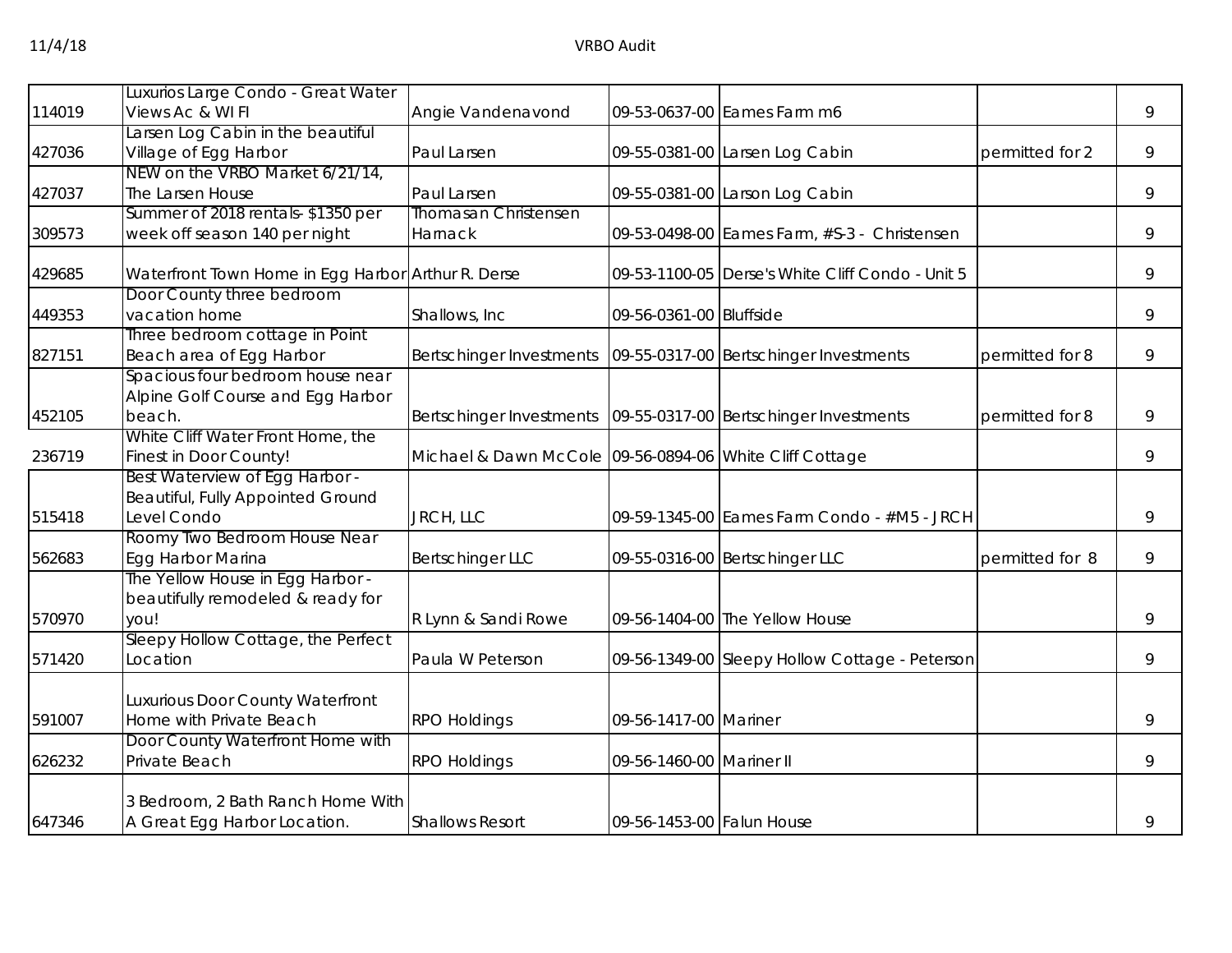| | | | | | | |
|---|---|---|---|---|---|---|
| 114019 | Luxurios Large Condo - Great Water Views Ac & WI FI | Angie Vandenavond | 09-53-0637-00 | Eames Farm m6 | | 9 |
| 427036 | Larsen Log Cabin in the beautiful Village of Egg Harbor | Paul Larsen | 09-55-0381-00 | Larsen Log Cabin | permitted for 2 | 9 |
| 427037 | NEW on the VRBO Market 6/21/14, The Larsen House | Paul Larsen | 09-55-0381-00 | Larson Log Cabin | | 9 |
| 309573 | Summer of 2018 rentals- $1350 per week off season 140 per night | Thomasan Christensen Harnack | 09-53-0498-00 | Eames Farm, #S-3 - Christensen | | 9 |
| 429685 | Waterfront Town Home in Egg Harbor | Arthur R. Derse | 09-53-1100-05 | Derse's White Cliff Condo - Unit 5 | | 9 |
| 449353 | Door County three bedroom vacation home | Shallows, Inc | 09-56-0361-00 | Bluffside | | 9 |
| 827151 | Three bedroom cottage in Point Beach area of Egg Harbor | Bertschinger Investments | 09-55-0317-00 | Bertschinger Investments | permitted for 8 | 9 |
| 452105 | Spacious four bedroom house near Alpine Golf Course and Egg Harbor beach. | Bertschinger Investments | 09-55-0317-00 | Bertschinger Investments | permitted for 8 | 9 |
| 236719 | White Cliff Water Front Home, the Finest in Door County! | Michael & Dawn McCole | 09-56-0894-06 | White Cliff Cottage | | 9 |
| 515418 | Best Waterview of Egg Harbor - Beautiful, Fully Appointed Ground Level Condo | JRCH, LLC | 09-59-1345-00 | Eames Farm Condo - #M5 - JRCH | | 9 |
| 562683 | Roomy Two Bedroom House Near Egg Harbor Marina | Bertschinger LLC | 09-55-0316-00 | Bertschinger LLC | permitted for 8 | 9 |
| 570970 | The Yellow House in Egg Harbor - beautifully remodeled & ready for you! | R Lynn & Sandi Rowe | 09-56-1404-00 | The Yellow House | | 9 |
| 571420 | Sleepy Hollow Cottage, the Perfect Location | Paula W Peterson | 09-56-1349-00 | Sleepy Hollow Cottage - Peterson | | 9 |
| 591007 | Luxurious Door County Waterfront Home with Private Beach | RPO Holdings | 09-56-1417-00 | Mariner | | 9 |
| 626232 | Door County Waterfront Home with Private Beach | RPO Holdings | 09-56-1460-00 | Mariner II | | 9 |
| 647346 | 3 Bedroom, 2 Bath Ranch Home With A Great Egg Harbor Location. | Shallows Resort | 09-56-1453-00 | Falun House | | 9 |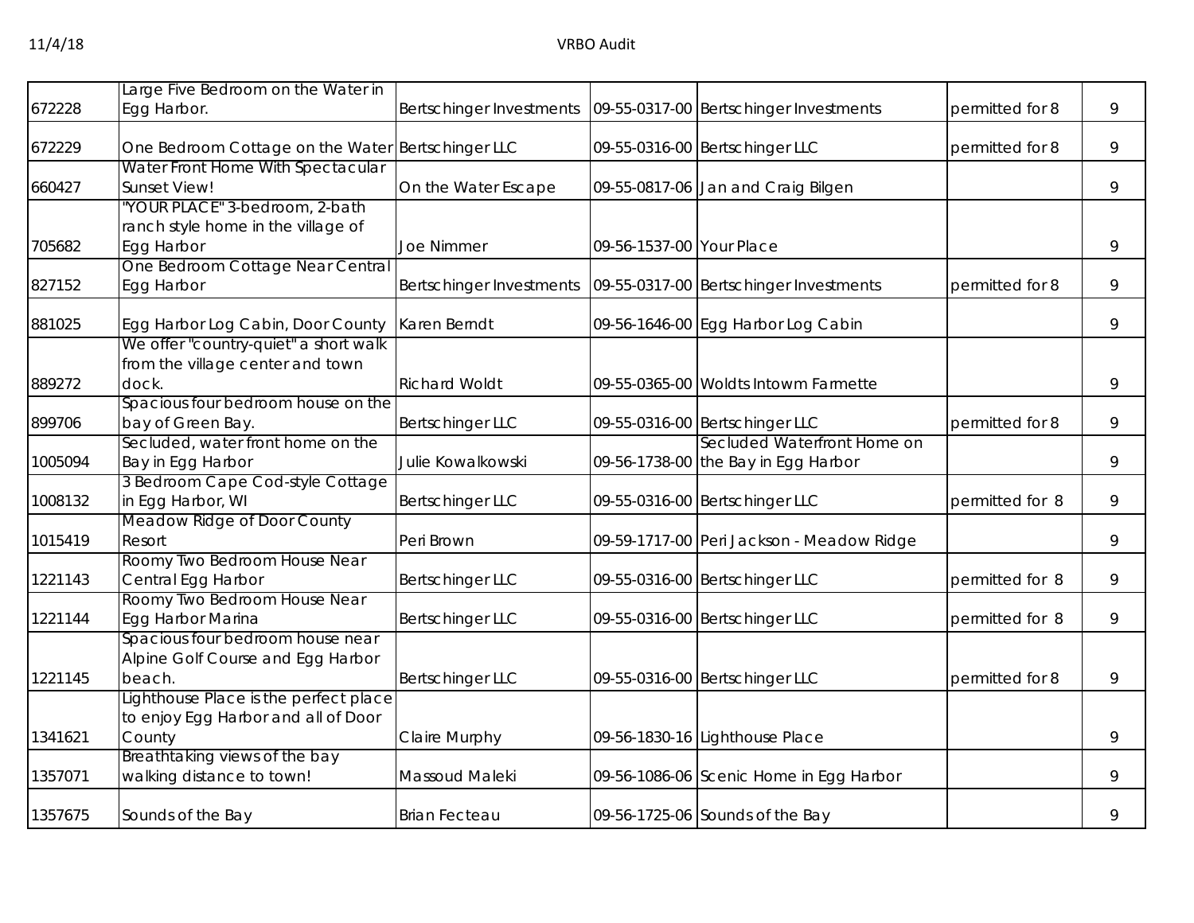| | | | | | | |
|---|---|---|---|---|---|---|
| 672228 | Large Five Bedroom on the Water in Egg Harbor. | Bertschinger Investments | 09-55-0317-00 | Bertschinger Investments | permitted for 8 | 9 |
| 672229 | One Bedroom Cottage on the Water | Bertschinger LLC | 09-55-0316-00 | Bertschinger LLC | permitted for 8 | 9 |
| 660427 | Water Front Home With Spectacular Sunset View! | On the Water Escape | 09-55-0817-06 | Jan and Craig Bilgen | | 9 |
| 705682 | "YOUR PLACE" 3-bedroom, 2-bath ranch style home in the village of Egg Harbor | Joe Nimmer | 09-56-1537-00 | Your Place | | 9 |
| 827152 | One Bedroom Cottage Near Central Egg Harbor | Bertschinger Investments | 09-55-0317-00 | Bertschinger Investments | permitted for 8 | 9 |
| 881025 | Egg Harbor Log Cabin, Door County | Karen Berndt | 09-56-1646-00 | Egg Harbor Log Cabin | | 9 |
| 889272 | We offer "country-quiet" a short walk from the village center and town dock. | Richard Woldt | 09-55-0365-00 | Woldts Intowm Farmette | | 9 |
| 899706 | Spacious four bedroom house on the bay of Green Bay. | Bertschinger LLC | 09-55-0316-00 | Bertschinger LLC | permitted for 8 | 9 |
| 1005094 | Secluded, water front home on the Bay in Egg Harbor | Julie Kowalkowski | 09-56-1738-00 | Secluded Waterfront Home on the Bay in Egg Harbor | | 9 |
| 1008132 | 3 Bedroom Cape Cod-style Cottage in Egg Harbor, WI | Bertschinger LLC | 09-55-0316-00 | Bertschinger LLC | permitted for 8 | 9 |
| 1015419 | Meadow Ridge of Door County Resort | Peri Brown | 09-59-1717-00 | Peri Jackson - Meadow Ridge | | 9 |
| 1221143 | Roomy Two Bedroom House Near Central Egg Harbor | Bertschinger LLC | 09-55-0316-00 | Bertschinger LLC | permitted for 8 | 9 |
| 1221144 | Roomy Two Bedroom House Near Egg Harbor Marina | Bertschinger LLC | 09-55-0316-00 | Bertschinger LLC | permitted for 8 | 9 |
| 1221145 | Spacious four bedroom house near Alpine Golf Course and Egg Harbor beach. | Bertschinger LLC | 09-55-0316-00 | Bertschinger LLC | permitted for 8 | 9 |
| 1341621 | Lighthouse Place is the perfect place to enjoy Egg Harbor and all of Door County | Claire Murphy | 09-56-1830-16 | Lighthouse Place | | 9 |
| 1357071 | Breathtaking views of the bay walking distance to town! | Massoud Maleki | 09-56-1086-06 | Scenic Home in Egg Harbor | | 9 |
| 1357675 | Sounds of the Bay | Brian Fecteau | 09-56-1725-06 | Sounds of the Bay | | 9 |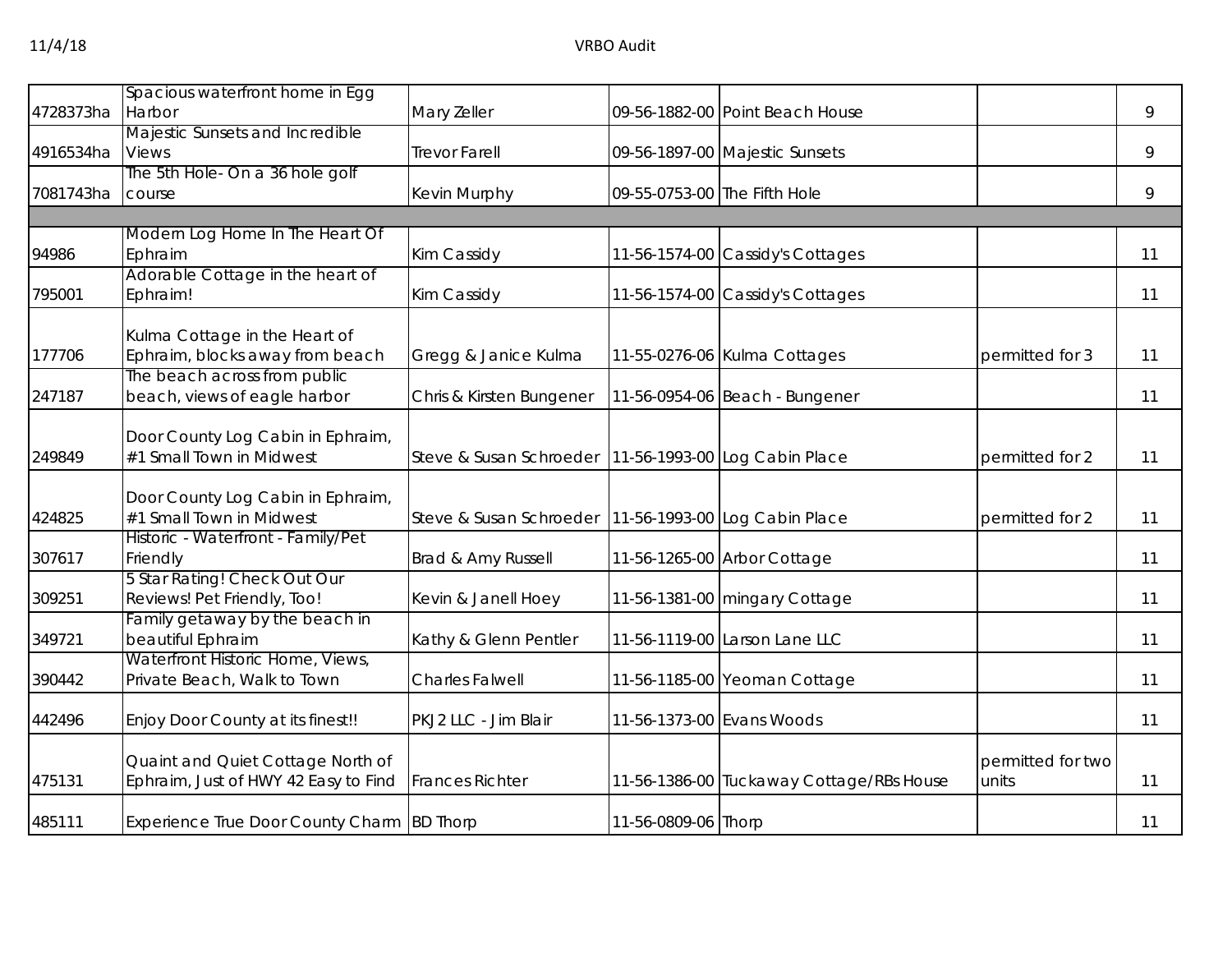| | | | | | | |
|---|---|---|---|---|---|---|
| 4728373ha | Spacious waterfront home in Egg Harbor | Mary Zeller | 09-56-1882-00 | Point Beach House | | 9 |
| 4916534ha | Majestic Sunsets and Incredible Views | Trevor Farell | 09-56-1897-00 | Majestic Sunsets | | 9 |
| 7081743ha | The 5th Hole- On a 36 hole golf course | Kevin Murphy | 09-55-0753-00 | The Fifth Hole | | 9 |
| | | | | | | |
| 94986 | Modern Log Home In The Heart Of Ephraim | Kim Cassidy | 11-56-1574-00 | Cassidy's Cottages | | 11 |
| 795001 | Adorable Cottage in the heart of Ephraim! | Kim Cassidy | 11-56-1574-00 | Cassidy's Cottages | | 11 |
| 177706 | Kulma Cottage in the Heart of Ephraim, blocks away from beach | Gregg & Janice Kulma | 11-55-0276-06 | Kulma Cottages | permitted for 3 | 11 |
| 247187 | The beach across from public beach, views of eagle harbor | Chris & Kirsten Bungener | 11-56-0954-06 | Beach - Bungener | | 11 |
| 249849 | Door County Log Cabin in Ephraim, #1 Small Town in Midwest | Steve & Susan Schroeder | 11-56-1993-00 | Log Cabin Place | permitted for 2 | 11 |
| 424825 | Door County Log Cabin in Ephraim, #1 Small Town in Midwest | Steve & Susan Schroeder | 11-56-1993-00 | Log Cabin Place | permitted for 2 | 11 |
| 307617 | Historic - Waterfront - Family/Pet Friendly | Brad & Amy Russell | 11-56-1265-00 | Arbor Cottage | | 11 |
| 309251 | 5 Star Rating! Check Out Our Reviews! Pet Friendly, Too! | Kevin & Janell Hoey | 11-56-1381-00 | mingary Cottage | | 11 |
| 349721 | Family getaway by the beach in beautiful Ephraim | Kathy & Glenn Pentler | 11-56-1119-00 | Larson Lane LLC | | 11 |
| 390442 | Waterfront Historic Home, Views, Private Beach, Walk to Town | Charles Falwell | 11-56-1185-00 | Yeoman Cottage | | 11 |
| 442496 | Enjoy Door County at its finest!! | PKJ2 LLC - Jim Blair | 11-56-1373-00 | Evans Woods | | 11 |
| 475131 | Quaint and Quiet Cottage North of Ephraim, Just of HWY 42 Easy to Find | Frances Richter | 11-56-1386-00 | Tuckaway Cottage/RBs House | permitted for two units | 11 |
| 485111 | Experience True Door County Charm | BD Thorp | 11-56-0809-06 | Thorp | | 11 |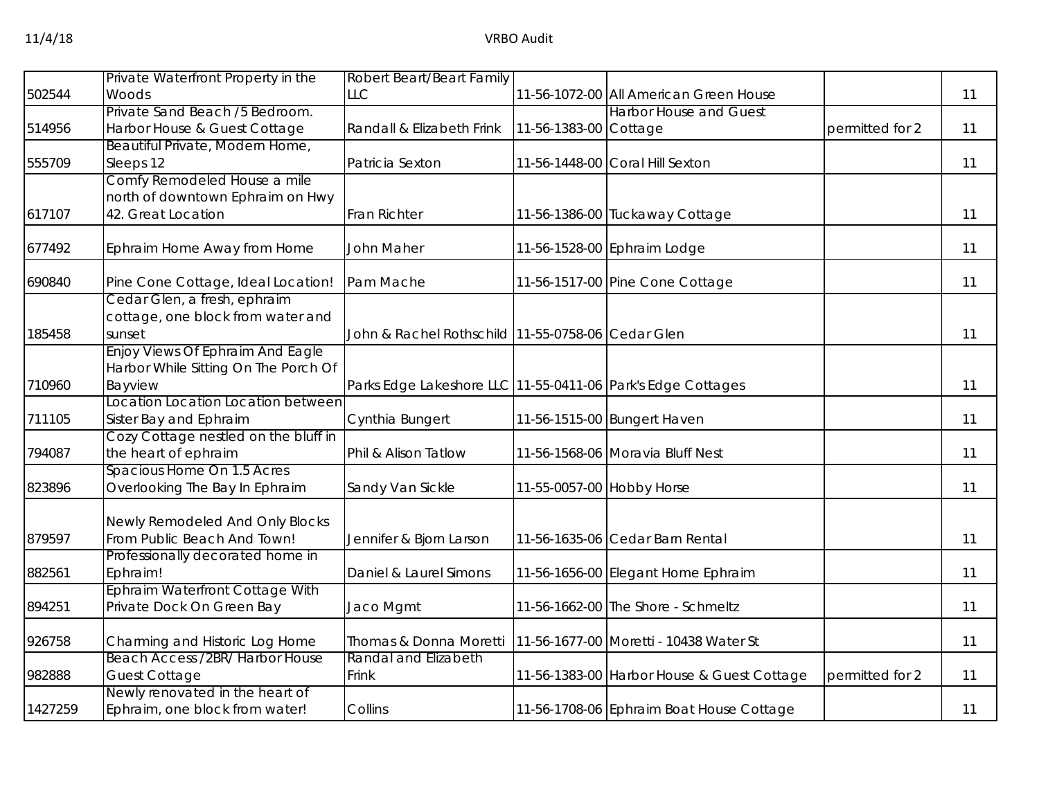| | | | | | | |
|---|---|---|---|---|---|---|
| 502544 | Private Waterfront Property in the Woods | Robert Beart/Beart Family LLC | 11-56-1072-00 | All American Green House | | 11 |
| 514956 | Private Sand Beach /5 Bedroom. Harbor House & Guest Cottage | Randall & Elizabeth Frink | 11-56-1383-00 | Harbor House and Guest Cottage | permitted for 2 | 11 |
| 555709 | Beautiful Private, Modern Home, Sleeps 12 | Patricia Sexton | 11-56-1448-00 | Coral Hill Sexton | | 11 |
| 617107 | Comfy Remodeled House a mile north of downtown Ephraim on Hwy 42. Great Location | Fran Richter | 11-56-1386-00 | Tuckaway Cottage | | 11 |
| 677492 | Ephraim Home Away from Home | John Maher | 11-56-1528-00 | Ephraim Lodge | | 11 |
| 690840 | Pine Cone Cottage, Ideal Location! | Pam Mache | 11-56-1517-00 | Pine Cone Cottage | | 11 |
| 185458 | Cedar Glen, a fresh, ephraim cottage, one block from water and sunset | John & Rachel Rothschild | 11-55-0758-06 | Cedar Glen | | 11 |
| 710960 | Enjoy Views Of Ephraim And Eagle Harbor While Sitting On The Porch Of Bayview | Parks Edge Lakeshore LLC | 11-55-0411-06 | Park's Edge Cottages | | 11 |
| 711105 | Location Location Location between Sister Bay and Ephraim | Cynthia Bungert | 11-56-1515-00 | Bungert Haven | | 11 |
| 794087 | Cozy Cottage nestled on the bluff in the heart of ephraim | Phil & Alison Tatlow | 11-56-1568-06 | Moravia Bluff Nest | | 11 |
| 823896 | Spacious Home On 1.5 Acres Overlooking The Bay In Ephraim | Sandy Van Sickle | 11-55-0057-00 | Hobby Horse | | 11 |
| 879597 | Newly Remodeled And Only Blocks From Public Beach And Town! | Jennifer & Bjorn Larson | 11-56-1635-06 | Cedar Barn Rental | | 11 |
| 882561 | Professionally decorated home in Ephraim! | Daniel & Laurel Simons | 11-56-1656-00 | Elegant Home Ephraim | | 11 |
| 894251 | Ephraim Waterfront Cottage With Private Dock On Green Bay | Jaco Mgmt | 11-56-1662-00 | The Shore - Schmeltz | | 11 |
| 926758 | Charming and Historic Log Home | Thomas & Donna Moretti | 11-56-1677-00 | Moretti - 10438 Water St | | 11 |
| 982888 | Beach Access /2BR/ Harbor House Guest Cottage | Randal and Elizabeth Frink | 11-56-1383-00 | Harbor House & Guest Cottage | permitted for 2 | 11 |
| 1427259 | Newly renovated in the heart of Ephraim, one block from water! | Collins | 11-56-1708-06 | Ephraim Boat House Cottage | | 11 |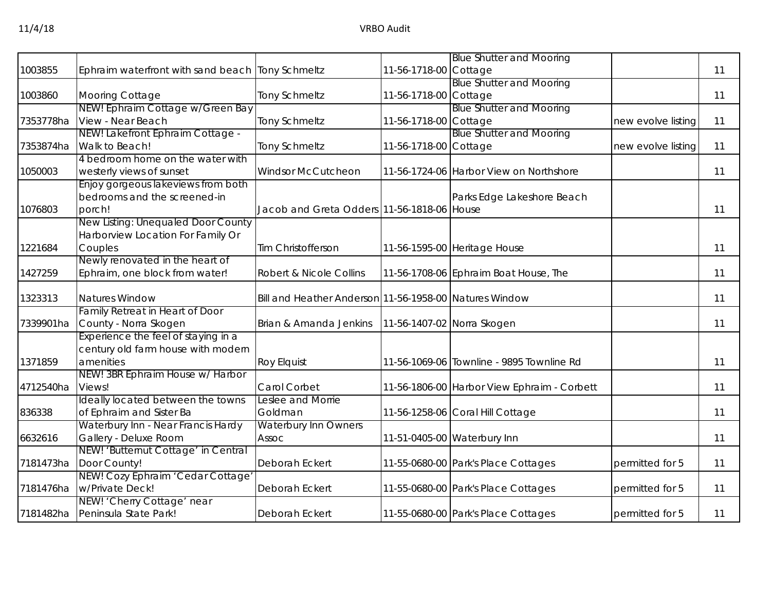| | | | | | | |
|---|---|---|---|---|---|---|
| 1003855 | Ephraim waterfront with sand beach | Tony Schmeltz | 11-56-1718-00 | Blue Shutter and Mooring Cottage | | 11 |
| 1003860 | Mooring Cottage | Tony Schmeltz | 11-56-1718-00 | Blue Shutter and Mooring Cottage | | 11 |
| 7353778ha | NEW! Ephraim Cottage w/Green Bay View - Near Beach | Tony Schmeltz | 11-56-1718-00 | Blue Shutter and Mooring Cottage | new evolve listing | 11 |
| 7353874ha | NEW! Lakefront Ephraim Cottage - Walk to Beach! | Tony Schmeltz | 11-56-1718-00 | Blue Shutter and Mooring Cottage | new evolve listing | 11 |
| 1050003 | 4 bedroom home on the water with westerly views of sunset | Windsor McCutcheon | 11-56-1724-06 | Harbor View on Northshore | | 11 |
| 1076803 | Enjoy gorgeous lakeviews from both bedrooms and the screened-in porch! | Jacob and Greta Odders | 11-56-1818-06 | Parks Edge Lakeshore Beach House | | 11 |
| 1221684 | New Listing: Unequaled Door County Harborview Location For Family Or Couples | Tim Christofferson | 11-56-1595-00 | Heritage House | | 11 |
| 1427259 | Newly renovated in the heart of Ephraim, one block from water! | Robert & Nicole Collins | 11-56-1708-06 | Ephraim Boat House, The | | 11 |
| 1323313 | Natures Window | Bill and Heather Anderson | 11-56-1958-00 | Natures Window | | 11 |
| 7339901ha | Family Retreat in Heart of Door County - Norra Skogen | Brian & Amanda Jenkins | 11-56-1407-02 | Norra Skogen | | 11 |
| 1371859 | Experience the feel of staying in a century old farm house with modern amenities | Roy Elquist | 11-56-1069-06 | Townline - 9895 Townline Rd | | 11 |
| 4712540ha | NEW! 3BR Ephraim House w/ Harbor Views! | Carol Corbet | 11-56-1806-00 | Harbor View Ephraim - Corbett | | 11 |
| 836338 | Ideally located between the towns of Ephraim and Sister Ba | Leslee and Morrie Goldman | 11-56-1258-06 | Coral Hill Cottage | | 11 |
| 6632616 | Waterbury Inn - Near Francis Hardy Gallery - Deluxe Room | Waterbury Inn Owners Assoc | 11-51-0405-00 | Waterbury Inn | | 11 |
| 7181473ha | NEW! 'Butternut Cottage' in Central Door County! | Deborah Eckert | 11-55-0680-00 | Park's Place Cottages | permitted for 5 | 11 |
| 7181476ha | NEW! Cozy Ephraim 'Cedar Cottage' w/Private Deck! | Deborah Eckert | 11-55-0680-00 | Park's Place Cottages | permitted for 5 | 11 |
| 7181482ha | NEW! 'Cherry Cottage' near Peninsula State Park! | Deborah Eckert | 11-55-0680-00 | Park's Place Cottages | permitted for 5 | 11 |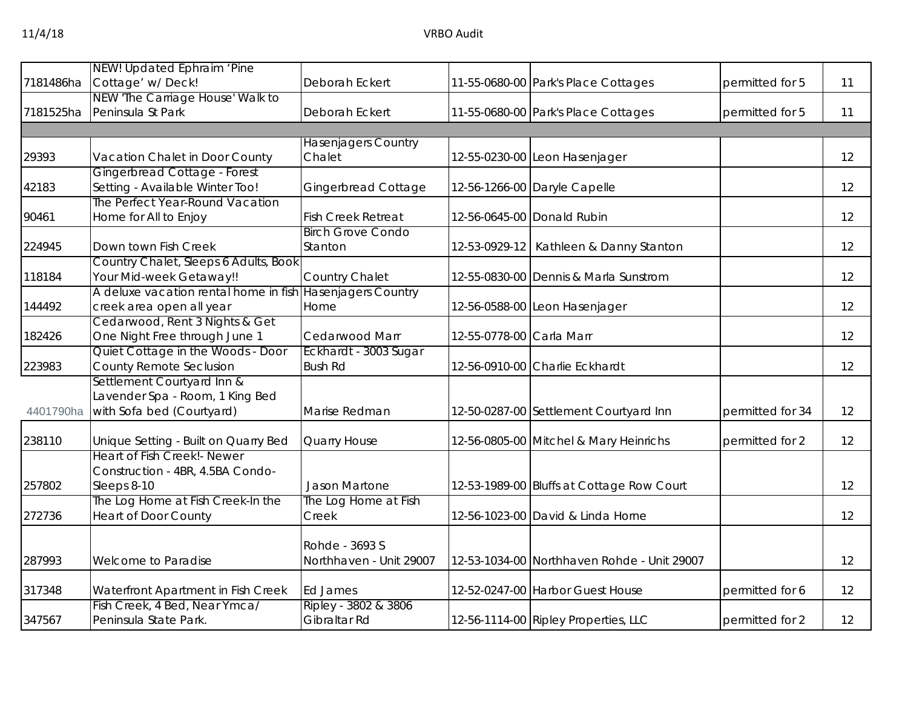| | | | | | | |
|---|---|---|---|---|---|---|
| 7181486ha | NEW! Updated Ephraim 'Pine Cottage' w/ Deck! | Deborah Eckert | 11-55-0680-00 | Park's Place Cottages | permitted for 5 | 11 |
| 7181525ha | NEW 'The Carriage House' Walk to Peninsula St Park | Deborah Eckert | 11-55-0680-00 | Park's Place Cottages | permitted for 5 | 11 |
| | | | | | | |
| 29393 | Vacation Chalet in Door County | Hasenjagers Country Chalet | 12-55-0230-00 | Leon Hasenjager | | 12 |
| 42183 | Gingerbread Cottage - Forest Setting - Available Winter Too! | Gingerbread Cottage | 12-56-1266-00 | Daryle Capelle | | 12 |
| 90461 | The Perfect Year-Round Vacation Home for All to Enjoy | Fish Creek Retreat | 12-56-0645-00 | Donald Rubin | | 12 |
| 224945 | Down town Fish Creek | Birch Grove Condo Stanton | 12-53-0929-12 | Kathleen & Danny Stanton | | 12 |
| 118184 | Country Chalet, Sleeps 6 Adults, Book Your Mid-week Getaway!! | Country Chalet | 12-55-0830-00 | Dennis & Marla Sunstrom | | 12 |
| 144492 | A deluxe vacation rental home in fish creek area open all year | Hasenjagers Country Home | 12-56-0588-00 | Leon Hasenjager | | 12 |
| 182426 | Cedarwood, Rent 3 Nights & Get One Night Free through June 1 | Cedarwood Marr | 12-55-0778-00 | Carla Marr | | 12 |
| 223983 | Quiet Cottage in the Woods - Door County Remote Seclusion | Eckhardt - 3003 Sugar Bush Rd | 12-56-0910-00 | Charlie Eckhardt | | 12 |
| 4401790ha | Settlement Courtyard Inn & Lavender Spa - Room, 1 King Bed with Sofa bed (Courtyard) | Marise Redman | 12-50-0287-00 | Settlement Courtyard Inn | permitted for 34 | 12 |
| 238110 | Unique Setting - Built on Quarry Bed | Quarry House | 12-56-0805-00 | Mitchel & Mary Heinrichs | permitted for 2 | 12 |
| 257802 | Heart of Fish Creek!- Newer Construction - 4BR, 4.5BA Condo- Sleeps 8-10 | Jason Martone | 12-53-1989-00 | Bluffs at Cottage Row Court | | 12 |
| 272736 | The Log Home at Fish Creek-In the Heart of Door County | The Log Home at Fish Creek | 12-56-1023-00 | David & Linda Horne | | 12 |
| 287993 | Welcome to Paradise | Rohde - 3693 S Northhaven - Unit 29007 | 12-53-1034-00 | Northhaven Rohde - Unit 29007 | | 12 |
| 317348 | Waterfront Apartment in Fish Creek | Ed James | 12-52-0247-00 | Harbor Guest House | permitted for 6 | 12 |
| 347567 | Fish Creek, 4 Bed, Near Ymca/ Peninsula State Park. | Ripley - 3802 & 3806 Gibraltar Rd | 12-56-1114-00 | Ripley Properties, LLC | permitted for 2 | 12 |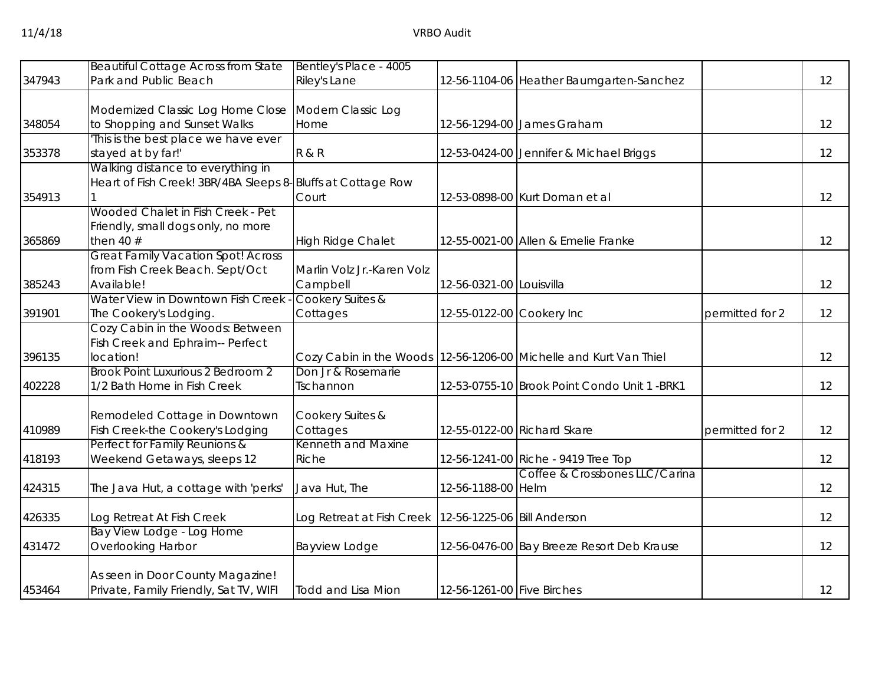| | | | | | | |
|---|---|---|---|---|---|---|
| 347943 | Beautiful Cottage Across from State Park and Public Beach | Bentley's Place - 4005 Riley's Lane | 12-56-1104-06 | Heather Baumgarten-Sanchez | | 12 |
| 348054 | Modernized Classic Log Home Close to Shopping and Sunset Walks | Modern Classic Log Home | 12-56-1294-00 | James Graham | | 12 |
| 353378 | 'This is the best place we have ever stayed at by far!' | R & R | 12-53-0424-00 | Jennifer & Michael Briggs | | 12 |
| 354913 | Walking distance to everything in Heart of Fish Creek! 3BR/4BA Sleeps 8-1 | Bluffs at Cottage Row Court | 12-53-0898-00 | Kurt Doman et al | | 12 |
| 365869 | Wooded Chalet in Fish Creek - Pet Friendly, small dogs only, no more then 40 # | High Ridge Chalet | 12-55-0021-00 | Allen & Emelie Franke | | 12 |
| 385243 | Great Family Vacation Spot! Across from Fish Creek Beach. Sept/Oct Available! | Marlin Volz Jr.-Karen Volz Campbell | 12-56-0321-00 | Louisvilla | | 12 |
| 391901 | Water View in Downtown Fish Creek - The Cookery's Lodging. | Cookery Suites & Cottages | 12-55-0122-00 | Cookery Inc | permitted for 2 | 12 |
| 396135 | Cozy Cabin in the Woods: Between Fish Creek and Ephraim-- Perfect location! | Cozy Cabin in the Woods | 12-56-1206-00 | Michelle and Kurt Van Thiel | | 12 |
| 402228 | Brook Point Luxurious 2 Bedroom 2 1/2 Bath Home in Fish Creek | Don Jr & Rosemarie Tschannon | 12-53-0755-10 | Brook Point Condo Unit 1 -BRK1 | | 12 |
| 410989 | Remodeled Cottage in Downtown Fish Creek-the Cookery's Lodging | Cookery Suites & Cottages | 12-55-0122-00 | Richard Skare | permitted for 2 | 12 |
| 418193 | Perfect for Family Reunions & Weekend Getaways, sleeps 12 | Kenneth and Maxine Riche | 12-56-1241-00 | Riche - 9419 Tree Top | | 12 |
| 424315 | The Java Hut, a cottage with 'perks' | Java Hut, The | 12-56-1188-00 | Coffee & Crossbones LLC/Carina Helm | | 12 |
| 426335 | Log Retreat At Fish Creek | Log Retreat at Fish Creek | 12-56-1225-06 | Bill Anderson | | 12 |
| 431472 | Bay View Lodge - Log Home Overlooking Harbor | Bayview Lodge | 12-56-0476-00 | Bay Breeze Resort Deb Krause | | 12 |
| 453464 | As seen in Door County Magazine! Private, Family Friendly, Sat TV, WIFI | Todd and Lisa Mion | 12-56-1261-00 | Five Birches | | 12 |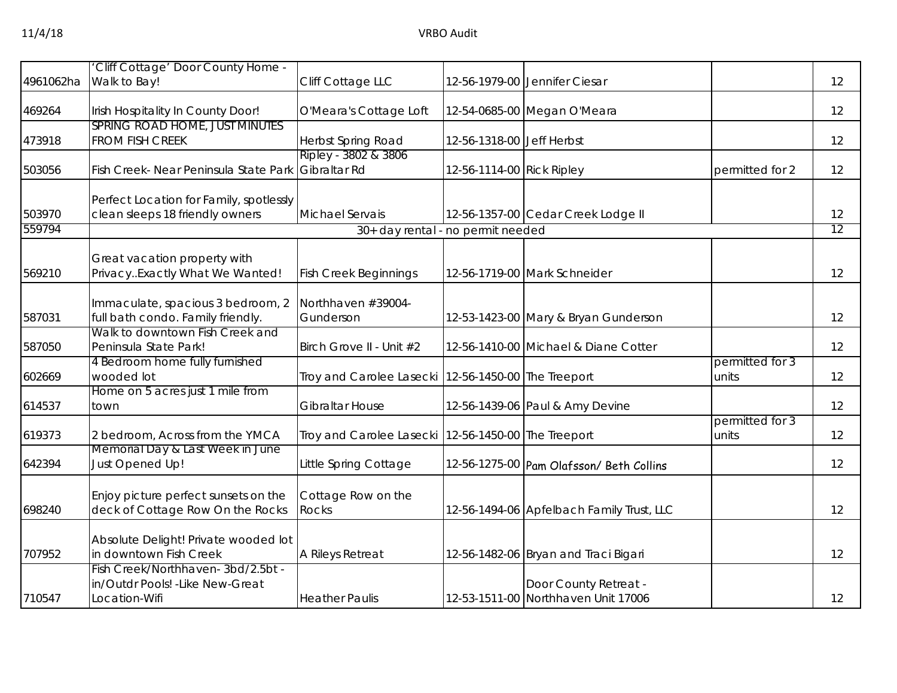| | | | | | | |
|---|---|---|---|---|---|---|
| 4961062ha | 'Cliff Cottage' Door County Home - Walk to Bay! | Cliff Cottage LLC | 12-56-1979-00 | Jennifer Ciesar | | 12 |
| 469264 | Irish Hospitality In County Door! | O'Meara's Cottage Loft | 12-54-0685-00 | Megan O'Meara | | 12 |
| 473918 | SPRING ROAD HOME, JUST MINUTES FROM FISH CREEK | Herbst Spring Road | 12-56-1318-00 | Jeff Herbst | | 12 |
| 503056 | Fish Creek- Near Peninsula State Park | Ripley - 3802 & 3806 Gibraltar Rd | 12-56-1114-00 | Rick Ripley | permitted for 2 | 12 |
| 503970 | Perfect Location for Family, spotlessly clean sleeps 18 friendly owners | Michael Servais | 12-56-1357-00 | Cedar Creek Lodge II | | 12 |
| 559794 | 30+ day rental - no permit needed | | | | | 12 |
| 569210 | Great vacation property with Privacy..Exactly What We Wanted! | Fish Creek Beginnings | 12-56-1719-00 | Mark Schneider | | 12 |
| 587031 | Immaculate, spacious 3 bedroom, 2 full bath condo. Family friendly. | Northhaven #39004- Gunderson | 12-53-1423-00 | Mary & Bryan Gunderson | | 12 |
| 587050 | Walk to downtown Fish Creek and Peninsula State Park! | Birch Grove II - Unit #2 | 12-56-1410-00 | Michael & Diane Cotter | | 12 |
| 602669 | 4 Bedroom home fully furnished wooded lot | Troy and Carolee Lasecki | 12-56-1450-00 | The Treeport | permitted for 3 units | 12 |
| 614537 | Home on 5 acres just 1 mile from town | Gibraltar House | 12-56-1439-06 | Paul & Amy Devine | | 12 |
| 619373 | 2 bedroom, Across from the YMCA | Troy and Carolee Lasecki | 12-56-1450-00 | The Treeport | permitted for 3 units | 12 |
| 642394 | Memorial Day & Last Week in June Just Opened Up! | Little Spring Cottage | 12-56-1275-00 | Pam Olafsson/ Beth Collins | | 12 |
| 698240 | Enjoy picture perfect sunsets on the deck of Cottage Row On the Rocks | Cottage Row on the Rocks | 12-56-1494-06 | Apfelbach Family Trust, LLC | | 12 |
| 707952 | Absolute Delight! Private wooded lot in downtown Fish Creek | A Rileys Retreat | 12-56-1482-06 | Bryan and Traci Bigari | | 12 |
| 710547 | Fish Creek/Northhaven- 3bd/2.5bt - in/Outdr Pools! -Like New-Great Location-Wifi | Heather Paulis | 12-53-1511-00 | Door County Retreat - Northhaven Unit 17006 | | 12 |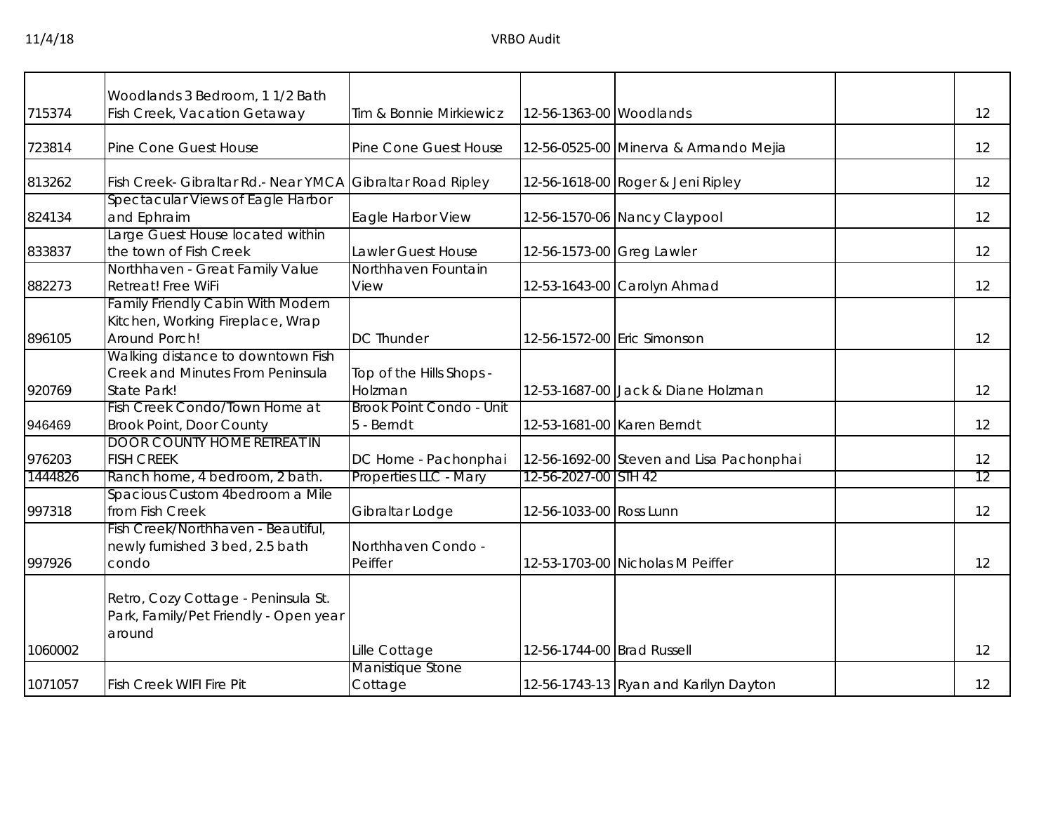| | | | | | | |
|---|---|---|---|---|---|---|
| 715374 | Woodlands 3 Bedroom, 1 1/2 Bath Fish Creek, Vacation Getaway | Tim & Bonnie Mirkiewicz | 12-56-1363-00 | Woodlands | | 12 |
| 723814 | Pine Cone Guest House | Pine Cone Guest House | 12-56-0525-00 | Minerva & Armando Mejia | | 12 |
| 813262 | Fish Creek- Gibraltar Rd.- Near YMCA | Gibraltar Road Ripley | 12-56-1618-00 | Roger & Jeni Ripley | | 12 |
| 824134 | Spectacular Views of Eagle Harbor and Ephraim | Eagle Harbor View | 12-56-1570-06 | Nancy Claypool | | 12 |
| 833837 | Large Guest House located within the town of Fish Creek | Lawler Guest House | 12-56-1573-00 | Greg Lawler | | 12 |
| 882273 | Northhaven - Great Family Value Retreat! Free WiFi | Northhaven Fountain View | 12-53-1643-00 | Carolyn Ahmad | | 12 |
| 896105 | Family Friendly Cabin With Modern Kitchen, Working Fireplace, Wrap Around Porch! | DC Thunder | 12-56-1572-00 | Eric Simonson | | 12 |
| 920769 | Walking distance to downtown Fish Creek and Minutes From Peninsula State Park! | Top of the Hills Shops - Holzman | 12-53-1687-00 | Jack & Diane Holzman | | 12 |
| 946469 | Fish Creek Condo/Town Home at Brook Point, Door County | Brook Point Condo - Unit 5 - Berndt | 12-53-1681-00 | Karen Berndt | | 12 |
| 976203 | DOOR COUNTY HOME RETREAT IN FISH CREEK | DC Home - Pachonphai | 12-56-1692-00 | Steven and Lisa Pachonphai | | 12 |
| 1444826 | Ranch home, 4 bedroom, 2 bath. | Properties LLC - Mary | 12-56-2027-00 | STH 42 | | 12 |
| 997318 | Spacious Custom 4bedroom a Mile from Fish Creek | Gibraltar Lodge | 12-56-1033-00 | Ross Lunn | | 12 |
| 997926 | Fish Creek/Northhaven - Beautiful, newly furnished 3 bed, 2.5 bath condo | Northhaven Condo - Peiffer | 12-53-1703-00 | Nicholas M Peiffer | | 12 |
| 1060002 | Retro, Cozy Cottage - Peninsula St. Park, Family/Pet Friendly - Open year around | Lille Cottage | 12-56-1744-00 | Brad Russell | | 12 |
| 1071057 | Fish Creek WIFI Fire Pit | Manistique Stone Cottage | 12-56-1743-13 | Ryan and Karilyn Dayton | | 12 |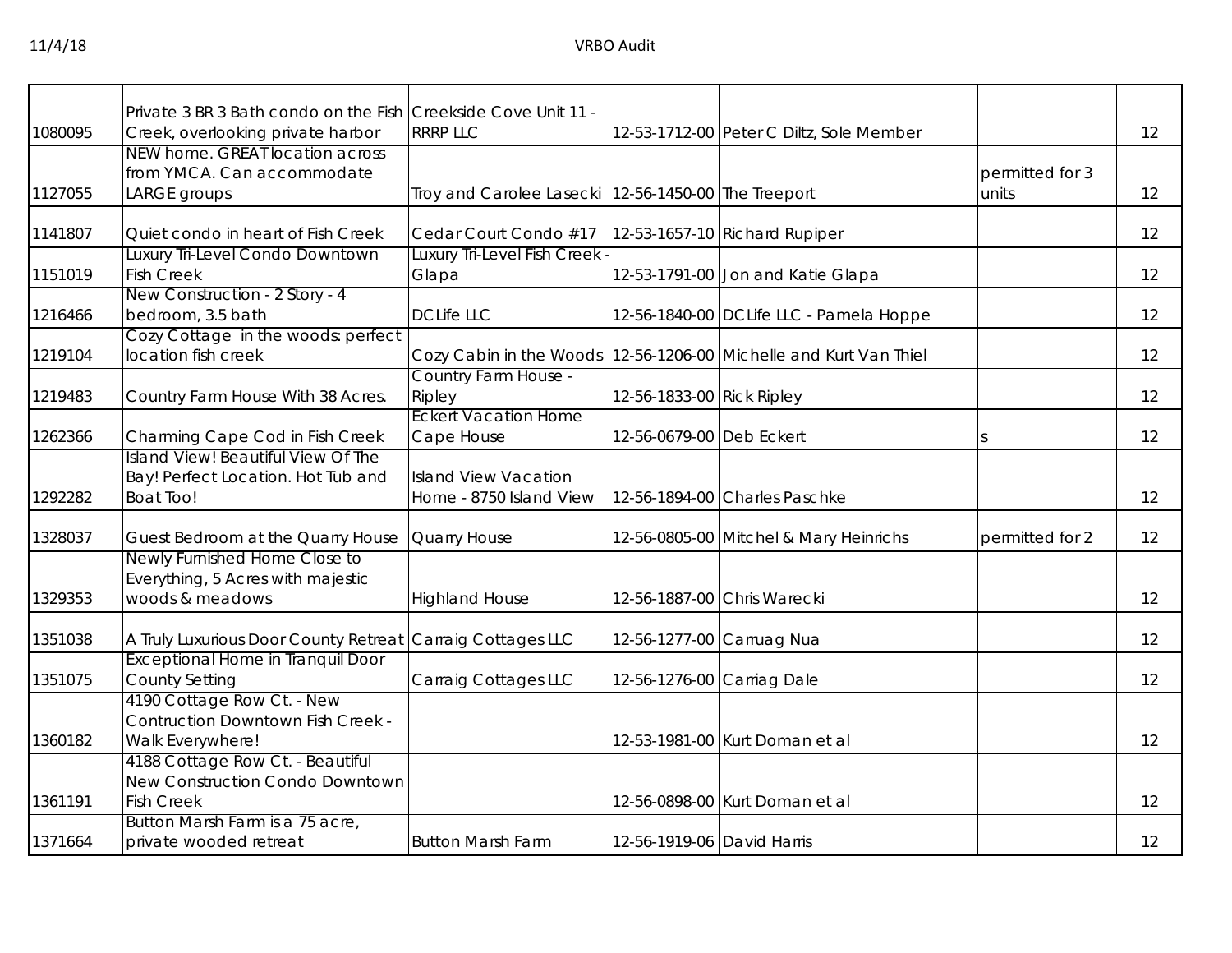| | | | | | | |
|---|---|---|---|---|---|---|
| 1080095 | Private 3 BR 3 Bath condo on the Fish Creek, overlooking private harbor | Creekside Cove Unit 11 - RRRP LLC | 12-53-1712-00 | Peter C Diltz, Sole Member | | 12 |
| 1127055 | NEW home. GREAT location across from YMCA. Can accommodate LARGE groups | Troy and Carolee Lasecki | 12-56-1450-00 | The Treeport | permitted for 3 units | 12 |
| 1141807 | Quiet condo in heart of Fish Creek | Cedar Court Condo #17 | 12-53-1657-10 | Richard Rupiper | | 12 |
| 1151019 | Luxury Tri-Level Condo Downtown Fish Creek | Luxury Tri-Level Fish Creek - Glapa | 12-53-1791-00 | Jon and Katie Glapa | | 12 |
| 1216466 | New Construction - 2 Story - 4 bedroom, 3.5 bath | DCLife LLC | 12-56-1840-00 | DCLife LLC - Pamela Hoppe | | 12 |
| 1219104 | Cozy Cottage in the woods: perfect location fish creek | Cozy Cabin in the Woods | 12-56-1206-00 | Michelle and Kurt Van Thiel | | 12 |
| 1219483 | Country Farm House With 38 Acres. | Country Farm House - Ripley | 12-56-1833-00 | Rick Ripley | | 12 |
| 1262366 | Charming Cape Cod in Fish Creek | Eckert Vacation Home Cape House | 12-56-0679-00 | Deb Eckert | s | 12 |
| 1292282 | Island View! Beautiful View Of The Bay! Perfect Location. Hot Tub and Boat Too! | Island View Vacation Home - 8750 Island View | 12-56-1894-00 | Charles Paschke | | 12 |
| 1328037 | Guest Bedroom at the Quarry House | Quarry House | 12-56-0805-00 | Mitchel & Mary Heinrichs | permitted for 2 | 12 |
| 1329353 | Newly Furnished Home Close to Everything, 5 Acres with majestic woods & meadows | Highland House | 12-56-1887-00 | Chris Warecki | | 12 |
| 1351038 | A Truly Luxurious Door County Retreat | Carraig Cottages LLC | 12-56-1277-00 | Carruag Nua | | 12 |
| 1351075 | Exceptional Home in Tranquil Door County Setting | Carraig Cottages LLC | 12-56-1276-00 | Carriag Dale | | 12 |
| 1360182 | 4190 Cottage Row Ct. - New Contruction Downtown Fish Creek - Walk Everywhere! | | 12-53-1981-00 | Kurt Doman et al | | 12 |
| 1361191 | 4188 Cottage Row Ct. - Beautiful New Construction Condo Downtown Fish Creek | | 12-56-0898-00 | Kurt Doman et al | | 12 |
| 1371664 | Button Marsh Farm is a 75 acre, private wooded retreat | Button Marsh Farm | 12-56-1919-06 | David Harris | | 12 |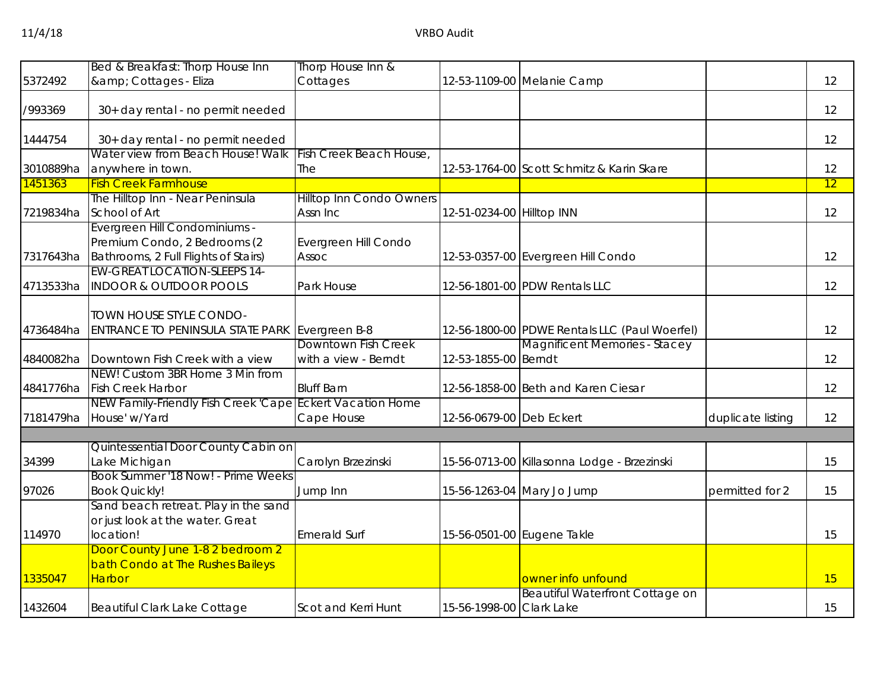| | | | | | | |
|---|---|---|---|---|---|---|
| 5372492 | Bed & Breakfast: Thorp House Inn &amp; Cottages - Eliza | Thorp House Inn & Cottages | 12-53-1109-00 | Melanie Camp | | 12 |
| /993369 | 30+ day rental - no permit needed | | | | | 12 |
| 1444754 | 30+ day rental - no permit needed | | | | | 12 |
| 3010889ha | Water view from Beach House! Walk anywhere in town. | Fish Creek Beach House, The | 12-53-1764-00 | Scott Schmitz & Karin Skare | | 12 |
| 1451363 | Fish Creek Farmhouse | | | | | 12 |
| 7219834ha | The Hilltop Inn - Near Peninsula School of Art | Hilltop Inn Condo Owners Assn Inc | 12-51-0234-00 | Hilltop INN | | 12 |
| 7317643ha | Evergreen Hill Condominiums - Premium Condo, 2 Bedrooms (2 Bathrooms, 2 Full Flights of Stairs) | Evergreen Hill Condo Assoc | 12-53-0357-00 | Evergreen Hill Condo | | 12 |
| 4713533ha | EW-GREAT LOCATION-SLEEPS 14-INDOOR & OUTDOOR POOLS | Park House | 12-56-1801-00 | PDW Rentals LLC | | 12 |
| 4736484ha | TOWN HOUSE STYLE CONDO-ENTRANCE TO PENINSULA STATE PARK | Evergreen B-8 | 12-56-1800-00 | PDWE Rentals LLC (Paul Woerfel) | | 12 |
| 4840082ha | Downtown Fish Creek with a view | Downtown Fish Creek with a view - Berndt | 12-53-1855-00 | Magnificent Memories - Stacey Berndt | | 12 |
| 4841776ha | NEW! Custom 3BR Home 3 Min from Fish Creek Harbor | Bluff Barn | 12-56-1858-00 | Beth and Karen Ciesar | | 12 |
| 7181479ha | NEW Family-Friendly Fish Creek 'Cape House' w/Yard | Eckert Vacation Home Cape House | 12-56-0679-00 | Deb Eckert | duplicate listing | 12 |
| | | | | | | |
| 34399 | Quintessential Door County Cabin on Lake Michigan | Carolyn Brzezinski | 15-56-0713-00 | Killasonna Lodge - Brzezinski | | 15 |
| 97026 | Book Summer '18 Now! - Prime Weeks Book Quickly! | Jump Inn | 15-56-1263-04 | Mary Jo Jump | permitted for 2 | 15 |
| 114970 | Sand beach retreat. Play in the sand or just look at the water. Great location! | Emerald Surf | 15-56-0501-00 | Eugene Takle | | 15 |
| 1335047 | Door County June 1-8 2 bedroom 2 bath Condo at The Rushes Baileys Harbor | | | owner info unfound | | 15 |
| 1432604 | Beautiful Clark Lake Cottage | Scot and Kerri Hunt | 15-56-1998-00 | Beautiful Waterfront Cottage on Clark Lake | | 15 |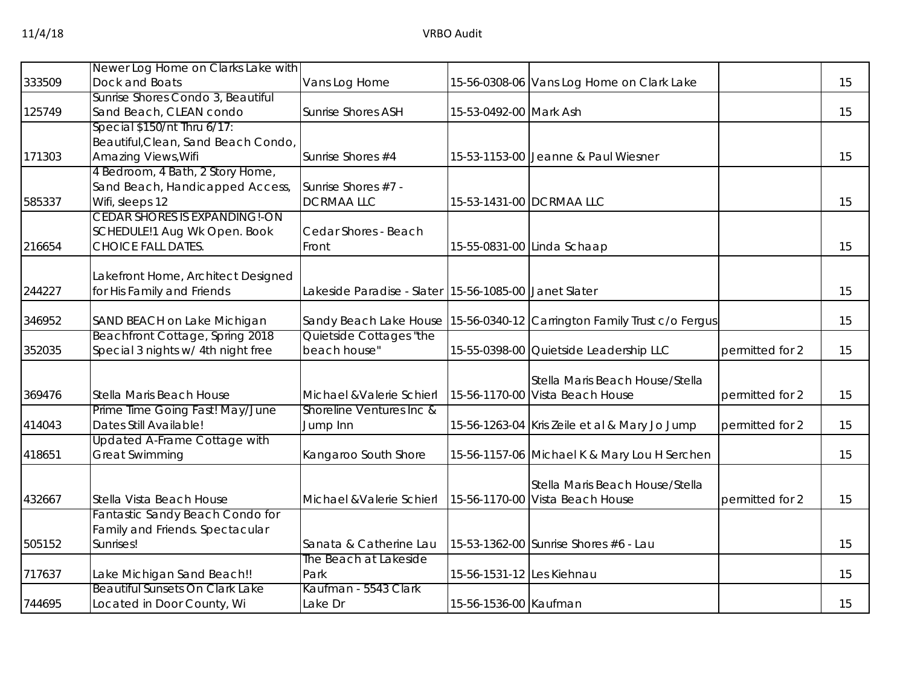| | | | | | | |
|---|---|---|---|---|---|---|
| 333509 | Newer Log Home on Clarks Lake with Dock and Boats | Vans Log Home | 15-56-0308-06 | Vans Log Home on Clark Lake | | 15 |
| 125749 | Sunrise Shores Condo 3, Beautiful Sand Beach, CLEAN condo | Sunrise Shores ASH | 15-53-0492-00 | Mark Ash | | 15 |
| 171303 | Special $150/nt Thru 6/17: Beautiful,Clean, Sand Beach Condo, Amazing Views,Wifi | Sunrise Shores #4 | 15-53-1153-00 | Jeanne & Paul Wiesner | | 15 |
| 585337 | 4 Bedroom, 4 Bath, 2 Story Home, Sand Beach, Handicapped Access, Wifi, sleeps 12 | Sunrise Shores #7 - DCRMAA LLC | 15-53-1431-00 | DCRMAA LLC | | 15 |
| 216654 | CEDAR SHORES IS EXPANDING!-ON SCHEDULE!1 Aug Wk Open. Book CHOICE FALL DATES. | Cedar Shores - Beach Front | 15-55-0831-00 | Linda Schaap | | 15 |
| 244227 | Lakefront Home, Architect Designed for His Family and Friends | Lakeside Paradise - Slater | 15-56-1085-00 | Janet Slater | | 15 |
| 346952 | SAND BEACH on Lake Michigan | Sandy Beach Lake House | 15-56-0340-12 | Carrington Family Trust c/o Fergus | | 15 |
| 352035 | Beachfront Cottage, Spring 2018 Special 3 nights w/ 4th night free | Quietside Cottages "the beach house" | 15-55-0398-00 | Quietside Leadership LLC | permitted for 2 | 15 |
| 369476 | Stella Maris Beach House | Michael &Valerie Schierl | 15-56-1170-00 | Stella Maris Beach House/Stella Vista Beach House | permitted for 2 | 15 |
| 414043 | Prime Time Going Fast! May/June Dates Still Available! | Shoreline Ventures Inc & Jump Inn | 15-56-1263-04 | Kris Zeile et al & Mary Jo Jump | permitted for 2 | 15 |
| 418651 | Updated A-Frame Cottage with Great Swimming | Kangaroo South Shore | 15-56-1157-06 | Michael K & Mary Lou H Serchen | | 15 |
| 432667 | Stella Vista Beach House | Michael &Valerie Schierl | 15-56-1170-00 | Stella Maris Beach House/Stella Vista Beach House | permitted for 2 | 15 |
| 505152 | Fantastic Sandy Beach Condo for Family and Friends. Spectacular Sunrises! | Sanata & Catherine Lau | 15-53-1362-00 | Sunrise Shores #6 - Lau | | 15 |
| 717637 | Lake Michigan Sand Beach!! | The Beach at Lakeside Park | 15-56-1531-12 | Les Kiehnau | | 15 |
| 744695 | Beautiful Sunsets On Clark Lake Located in Door County, Wi | Kaufman - 5543 Clark Lake Dr | 15-56-1536-00 | Kaufman | | 15 |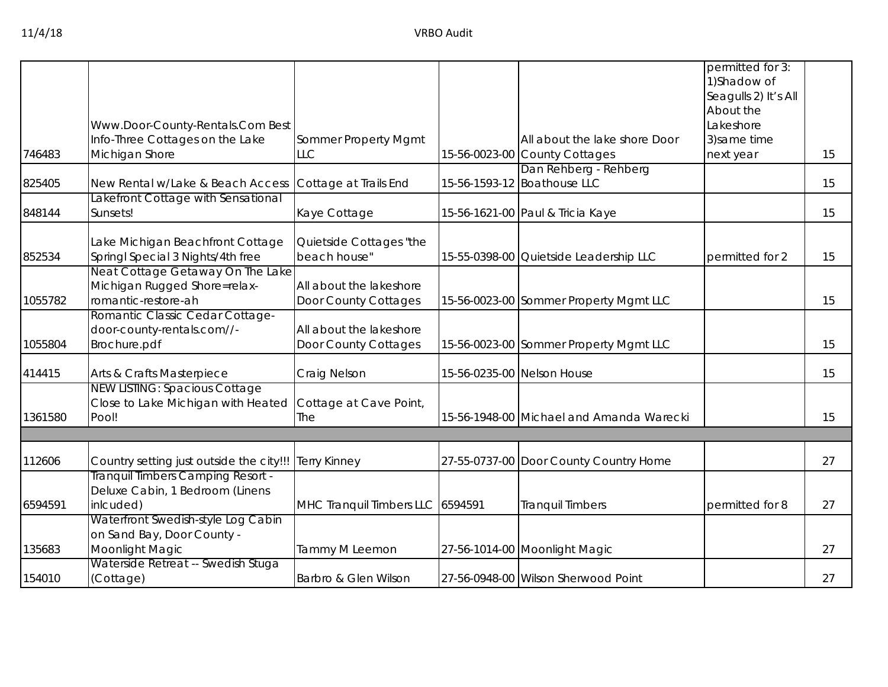| | | | | | | |
|---|---|---|---|---|---|---|
| 746483 | Www.Door-County-Rentals.Com Best Info-Three Cottages on the Lake Michigan Shore | Sommer Property Mgmt LLC | 15-56-0023-00 | All about the lake shore Door County Cottages | permitted for 3: 1)Shadow of Seagulls 2) It's All About the Lakeshore 3)same time next year | 15 |
| 825405 | New Rental w/Lake & Beach Access | Cottage at Trails End | 15-56-1593-12 | Dan Rehberg - Rehberg Boathouse LLC | | 15 |
| 848144 | Lakefront Cottage with Sensational Sunsets! | Kaye Cottage | 15-56-1621-00 | Paul & Tricia Kaye | | 15 |
| 852534 | Lake Michigan Beachfront Cottage Springl Special 3 Nights/4th free | Quietside Cottages "the beach house" | 15-55-0398-00 | Quietside Leadership LLC | permitted for 2 | 15 |
| 1055782 | Neat Cottage Getaway On The Lake Michigan Rugged Shore=relax-romantic-restore-ah | All about the lakeshore Door County Cottages | 15-56-0023-00 | Sommer Property Mgmt LLC | | 15 |
| 1055804 | Romantic Classic Cedar Cottage-door-county-rentals.com//-Brochure.pdf | All about the lakeshore Door County Cottages | 15-56-0023-00 | Sommer Property Mgmt LLC | | 15 |
| 414415 | Arts & Crafts Masterpiece | Craig Nelson | 15-56-0235-00 | Nelson House | | 15 |
| 1361580 | NEW LISTING: Spacious Cottage Close to Lake Michigan with Heated Pool! | Cottage at Cave Point, The | 15-56-1948-00 | Michael and Amanda Warecki | | 15 |
| | | | | | | |
| 112606 | Country setting just outside the city!!! | Terry Kinney | 27-55-0737-00 | Door County Country Home | | 27 |
| 6594591 | Tranquil Timbers Camping Resort - Deluxe Cabin, 1 Bedroom (Linens inlcuded) | MHC Tranquil Timbers LLC | 6594591 | Tranquil Timbers | permitted for 8 | 27 |
| 135683 | Waterfront Swedish-style Log Cabin on Sand Bay, Door County - Moonlight Magic | Tammy M Leemon | 27-56-1014-00 | Moonlight Magic | | 27 |
| 154010 | Waterside Retreat -- Swedish Stuga (Cottage) | Barbro & Glen Wilson | 27-56-0948-00 | Wilson Sherwood Point | | 27 |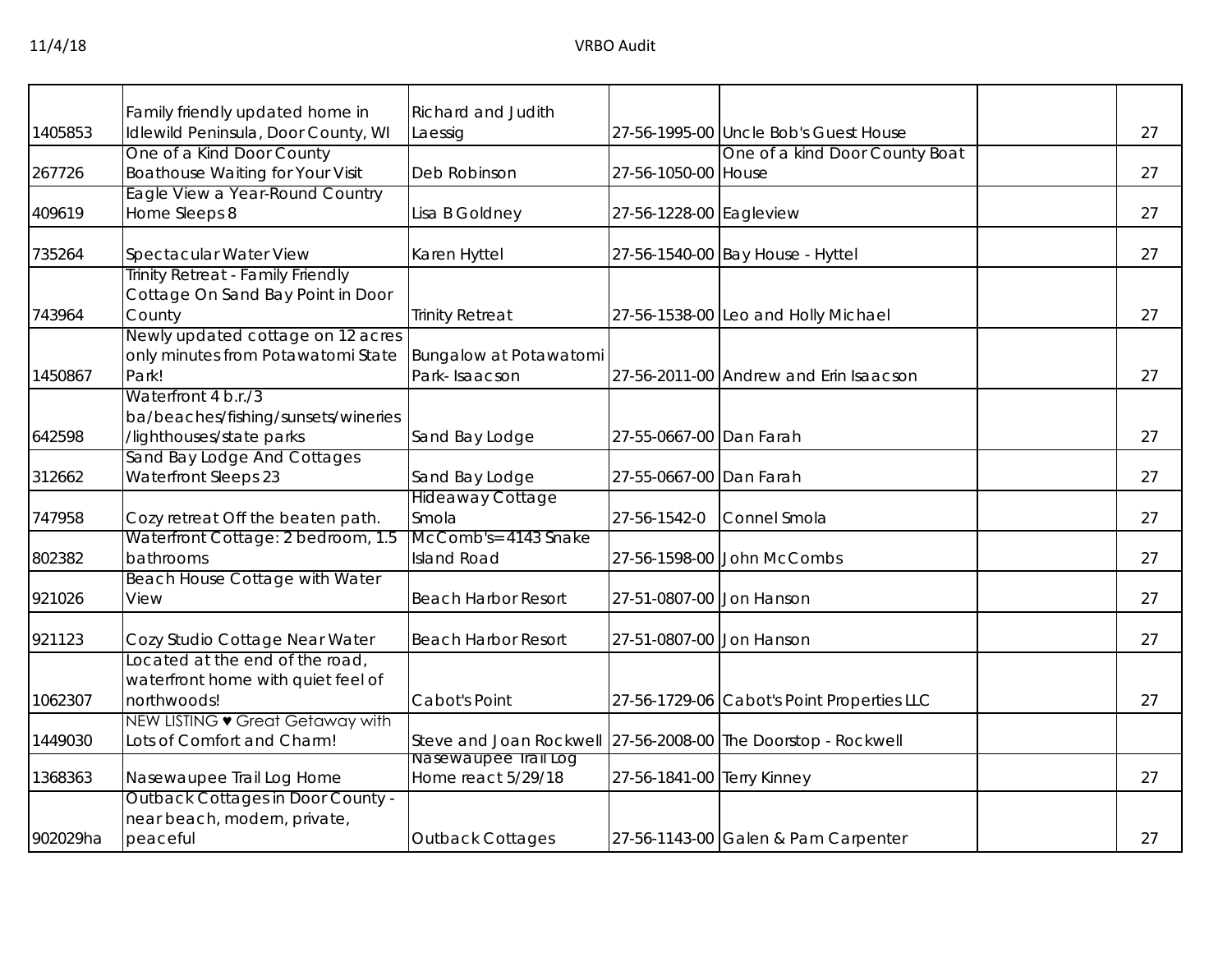| | | | | | | |
|---|---|---|---|---|---|---|
| 1405853 | Family friendly updated home in Idlewild Peninsula, Door County, WI | Richard and Judith Laessig | 27-56-1995-00 | Uncle Bob's Guest House | | 27 |
| 267726 | One of a Kind Door County Boathouse Waiting for Your Visit | Deb Robinson | 27-56-1050-00 | One of a kind Door County Boat House | | 27 |
| 409619 | Eagle View a Year-Round Country Home Sleeps 8 | Lisa B Goldney | 27-56-1228-00 | Eagleview | | 27 |
| 735264 | Spectacular Water View | Karen Hyttel | 27-56-1540-00 | Bay House - Hyttel | | 27 |
| 743964 | Trinity Retreat - Family Friendly Cottage On Sand Bay Point in Door County | Trinity Retreat | 27-56-1538-00 | Leo and Holly Michael | | 27 |
| 1450867 | Newly updated cottage on 12 acres only minutes from Potawatomi State Park! | Bungalow at Potawatomi Park- Isaacson | 27-56-2011-00 | Andrew and Erin Isaacson | | 27 |
| 642598 | Waterfront 4 b.r./3 ba/beaches/fishing/sunsets/wineries /lighthouses/state parks | Sand Bay Lodge | 27-55-0667-00 | Dan Farah | | 27 |
| 312662 | Sand Bay Lodge And Cottages Waterfront Sleeps 23 | Sand Bay Lodge | 27-55-0667-00 | Dan Farah | | 27 |
| 747958 | Cozy retreat Off the beaten path. | Hideaway Cottage Smola | 27-56-1542-0 | Connel Smola | | 27 |
| 802382 | Waterfront Cottage: 2 bedroom, 1.5 bathrooms | McComb's=4143 Snake Island Road | 27-56-1598-00 | John McCombs | | 27 |
| 921026 | Beach House Cottage with Water View | Beach Harbor Resort | 27-51-0807-00 | Jon Hanson | | 27 |
| 921123 | Cozy Studio Cottage Near Water | Beach Harbor Resort | 27-51-0807-00 | Jon Hanson | | 27 |
| 1062307 | Located at the end of the road, waterfront home with quiet feel of northwoods! | Cabot's Point | 27-56-1729-06 | Cabot's Point Properties LLC | | 27 |
| 1449030 | NEW LISTING ♥ Great Getaway with Lots of Comfort and Charm! | Steve and Joan Rockwell | 27-56-2008-00 | The Doorstop - Rockwell | | |
| 1368363 | Nasewaupee Trail Log Home | Nasewaupee Trail Log Home react 5/29/18 | 27-56-1841-00 | Terry Kinney | | 27 |
| 902029ha | Outback Cottages in Door County - near beach, modern, private, peaceful | Outback Cottages | 27-56-1143-00 | Galen & Pam Carpenter | | 27 |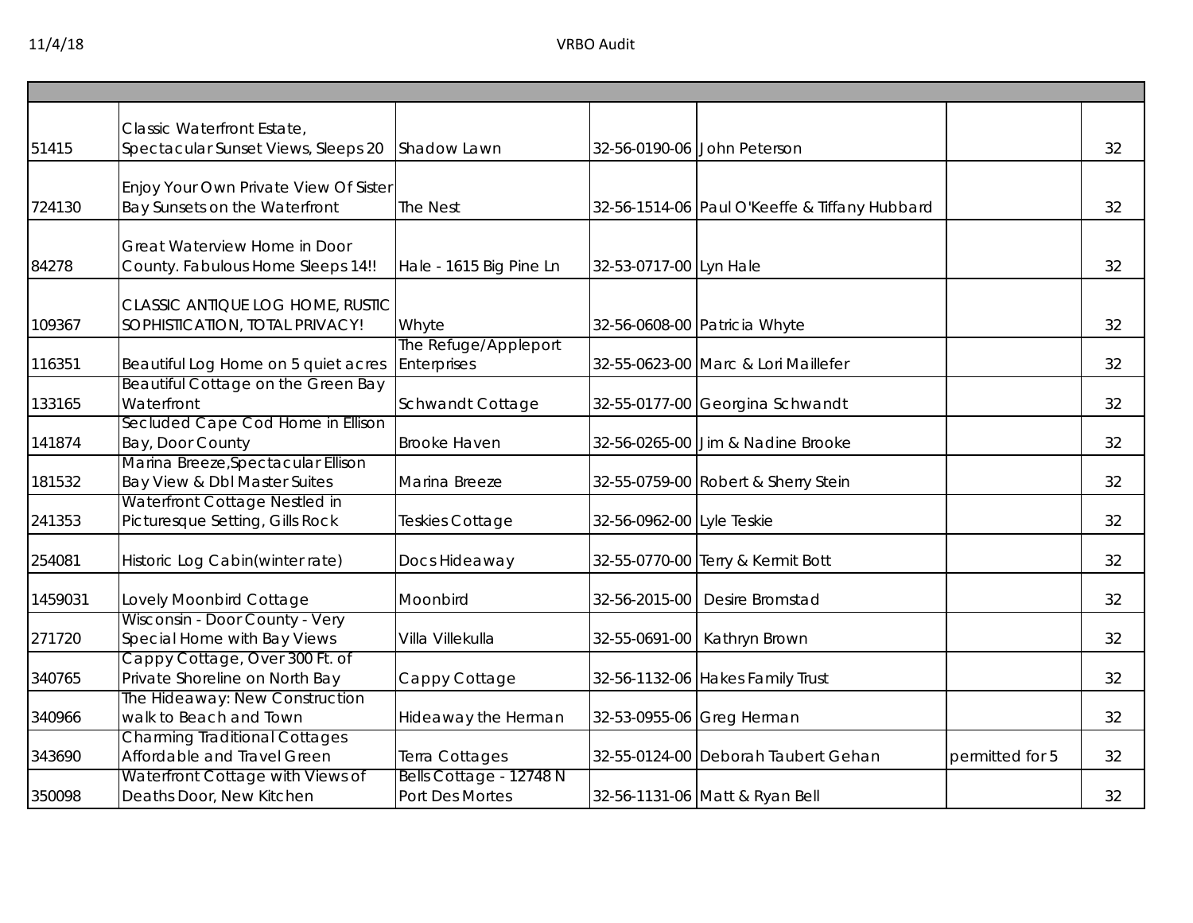| | | | | | | |
|---|---|---|---|---|---|---|
| 51415 | Classic Waterfront Estate, Spectacular Sunset Views, Sleeps 20 | Shadow Lawn | 32-56-0190-06 | John Peterson | | 32 |
| 724130 | Enjoy Your Own Private View Of Sister Bay Sunsets on the Waterfront | The Nest | 32-56-1514-06 | Paul O'Keeffe & Tiffany Hubbard | | 32 |
| 84278 | Great Waterview Home in Door County. Fabulous Home Sleeps 14!! | Hale - 1615 Big Pine Ln | 32-53-0717-00 | Lyn Hale | | 32 |
| 109367 | CLASSIC ANTIQUE LOG HOME, RUSTIC SOPHISTICATION, TOTAL PRIVACY! | Whyte | 32-56-0608-00 | Patricia Whyte | | 32 |
| 116351 | Beautiful Log Home on 5 quiet acres | The Refuge/Appleport Enterprises | 32-55-0623-00 | Marc & Lori Maillefer | | 32 |
| 133165 | Beautiful Cottage on the Green Bay Waterfront | Schwandt Cottage | 32-55-0177-00 | Georgina Schwandt | | 32 |
| 141874 | Secluded Cape Cod Home in Ellison Bay, Door County | Brooke Haven | 32-56-0265-00 | Jim & Nadine Brooke | | 32 |
| 181532 | Marina Breeze,Spectacular Ellison Bay View & Dbl Master Suites | Marina Breeze | 32-55-0759-00 | Robert & Sherry Stein | | 32 |
| 241353 | Waterfront Cottage Nestled in Picturesque Setting, Gills Rock | Teskies Cottage | 32-56-0962-00 | Lyle Teskie | | 32 |
| 254081 | Historic Log Cabin(winter rate) | Docs Hideaway | 32-55-0770-00 | Terry & Kermit Bott | | 32 |
| 1459031 | Lovely Moonbird Cottage | Moonbird | 32-56-2015-00 | Desire Bromstad | | 32 |
| 271720 | Wisconsin - Door County - Very Special Home with Bay Views | Villa Villekulla | 32-55-0691-00 | Kathryn Brown | | 32 |
| 340765 | Cappy Cottage, Over 300 Ft. of Private Shoreline on North Bay | Cappy Cottage | 32-56-1132-06 | Hakes Family Trust | | 32 |
| 340966 | The Hideaway: New Construction walk to Beach and Town | Hideaway the Herman | 32-53-0955-06 | Greg Herman | | 32 |
| 343690 | Charming Traditional Cottages Affordable and Travel Green | Terra Cottages | 32-55-0124-00 | Deborah Taubert Gehan | permitted for 5 | 32 |
| 350098 | Waterfront Cottage with Views of Deaths Door, New Kitchen | Bells Cottage - 12748 N Port Des Mortes | 32-56-1131-06 | Matt & Ryan Bell | | 32 |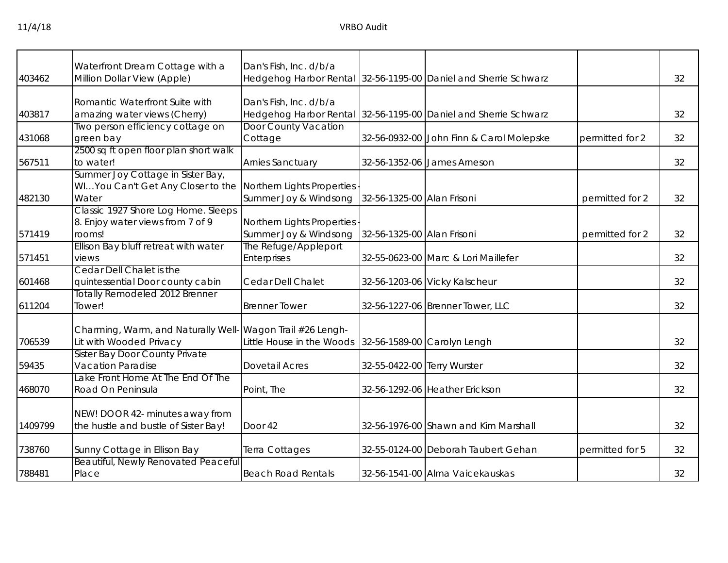| | | | | | | |
|---|---|---|---|---|---|---|
| 403462 | Waterfront Dream Cottage with a Million Dollar View (Apple) | Dan's Fish, Inc. d/b/a Hedgehog Harbor Rental | 32-56-1195-00 | Daniel and Sherrie Schwarz | | 32 |
| 403817 | Romantic Waterfront Suite with amazing water views (Cherry) | Dan's Fish, Inc. d/b/a Hedgehog Harbor Rental | 32-56-1195-00 | Daniel and Sherrie Schwarz | | 32 |
| 431068 | Two person efficiency cottage on green bay | Door County Vacation Cottage | 32-56-0932-00 | John Finn & Carol Molepske | permitted for 2 | 32 |
| 567511 | 2500 sq ft open floor plan short walk to water! | Arnies Sanctuary | 32-56-1352-06 | James Arneson | | 32 |
| 482130 | Summer Joy Cottage in Sister Bay, WI…You Can't Get Any Closer to the Water | Northern Lights Properties - Summer Joy & Windsong | 32-56-1325-00 | Alan Frisoni | permitted for 2 | 32 |
| 571419 | Classic 1927 Shore Log Home. Sleeps 8. Enjoy water views from 7 of 9 rooms! | Northern Lights Properties - Summer Joy & Windsong | 32-56-1325-00 | Alan Frisoni | permitted for 2 | 32 |
| 571451 | Ellison Bay bluff retreat with water views | The Refuge/Appleport Enterprises | 32-55-0623-00 | Marc & Lori Maillefer | | 32 |
| 601468 | Cedar Dell Chalet is the quintessential Door county cabin | Cedar Dell Chalet | 32-56-1203-06 | Vicky Kalscheur | | 32 |
| 611204 | Totally Remodeled 2012 Brenner Tower! | Brenner Tower | 32-56-1227-06 | Brenner Tower, LLC | | 32 |
| 706539 | Charming, Warm, and Naturally Well-Lit with Wooded Privacy | Wagon Trail #26 Lengh-Little House in the Woods | 32-56-1589-00 | Carolyn Lengh | | 32 |
| 59435 | Sister Bay Door County Private Vacation Paradise | Dovetail Acres | 32-55-0422-00 | Terry Wurster | | 32 |
| 468070 | Lake Front Home At The End Of The Road On Peninsula | Point, The | 32-56-1292-06 | Heather Erickson | | 32 |
| 1409799 | NEW! DOOR 42- minutes away from the hustle and bustle of Sister Bay! | Door 42 | 32-56-1976-00 | Shawn and Kim Marshall | | 32 |
| 738760 | Sunny Cottage in Ellison Bay | Terra Cottages | 32-55-0124-00 | Deborah Taubert Gehan | permitted for 5 | 32 |
| 788481 | Beautiful, Newly Renovated Peaceful Place | Beach Road Rentals | 32-56-1541-00 | Alma Vaicekauskas | | 32 |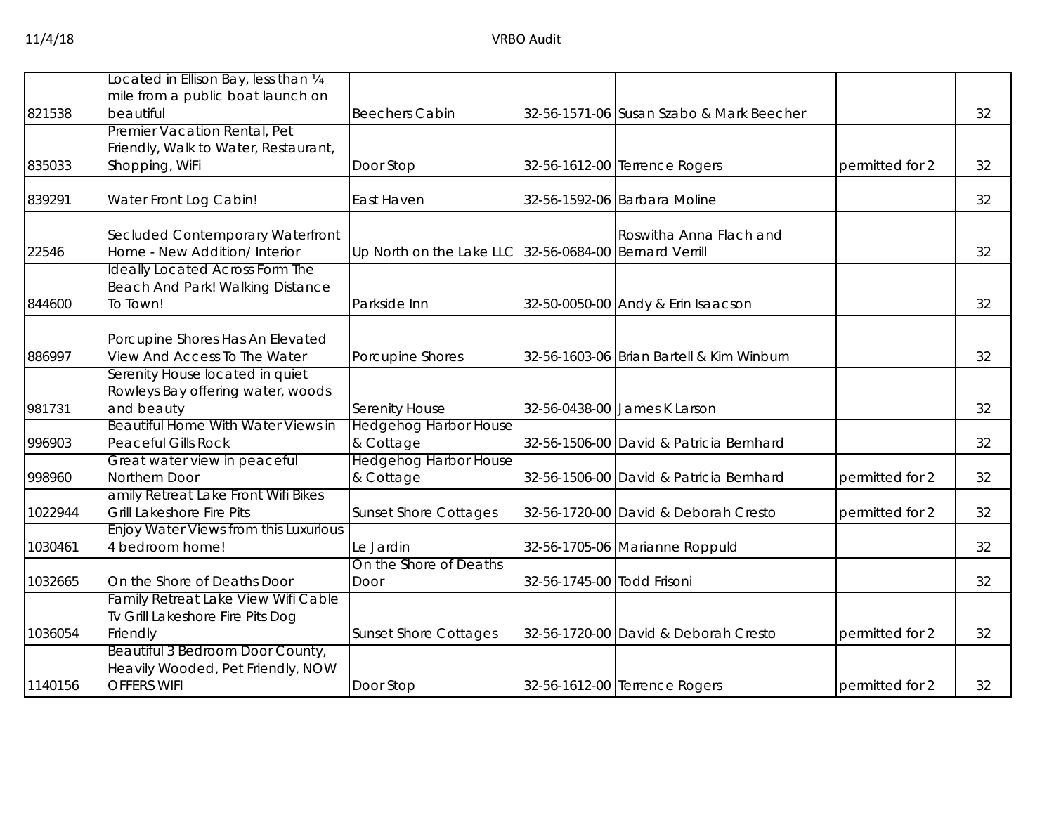| | | | | | | |
|---|---|---|---|---|---|---|
| 821538 | Located in Ellison Bay, less than ¼ mile from a public boat launch on beautiful | Beechers Cabin | 32-56-1571-06 | Susan Szabo & Mark Beecher | | 32 |
| 835033 | Premier Vacation Rental, Pet Friendly, Walk to Water, Restaurant, Shopping, WiFi | Door Stop | 32-56-1612-00 | Terrence Rogers | permitted for 2 | 32 |
| 839291 | Water Front Log Cabin! | East Haven | 32-56-1592-06 | Barbara Moline | | 32 |
| 22546 | Secluded Contemporary Waterfront Home - New Addition/ Interior | Up North on the Lake LLC | 32-56-0684-00 | Roswitha Anna Flach and Bernard Verrill | | 32 |
| 844600 | Ideally Located Across Form The Beach And Park! Walking Distance To Town! | Parkside Inn | 32-50-0050-00 | Andy & Erin Isaacson | | 32 |
| 886997 | Porcupine Shores Has An Elevated View And Access To The Water | Porcupine Shores | 32-56-1603-06 | Brian Bartell & Kim Winburn | | 32 |
| 981731 | Serenity House located in quiet Rowleys Bay offering water, woods and beauty | Serenity House | 32-56-0438-00 | James K Larson | | 32 |
| 996903 | Beautiful Home With Water Views in Peaceful Gills Rock | Hedgehog Harbor House & Cottage | 32-56-1506-00 | David & Patricia Bernhard | | 32 |
| 998960 | Great water view in peaceful Northern Door | Hedgehog Harbor House & Cottage | 32-56-1506-00 | David & Patricia Bernhard | permitted for 2 | 32 |
| 1022944 | amily Retreat Lake Front Wifi Bikes Grill Lakeshore Fire Pits | Sunset Shore Cottages | 32-56-1720-00 | David & Deborah Cresto | permitted for 2 | 32 |
| 1030461 | Enjoy Water Views from this Luxurious 4 bedroom home! | Le Jardin | 32-56-1705-06 | Marianne Roppuld | | 32 |
| 1032665 | On the Shore of Deaths Door | On the Shore of Deaths Door | 32-56-1745-00 | Todd Frisoni | | 32 |
| 1036054 | Family Retreat Lake View Wifi Cable Tv Grill Lakeshore Fire Pits Dog Friendly | Sunset Shore Cottages | 32-56-1720-00 | David & Deborah Cresto | permitted for 2 | 32 |
| 1140156 | Beautiful 3 Bedroom Door County, Heavily Wooded, Pet Friendly, NOW OFFERS WIFI | Door Stop | 32-56-1612-00 | Terrence Rogers | permitted for 2 | 32 |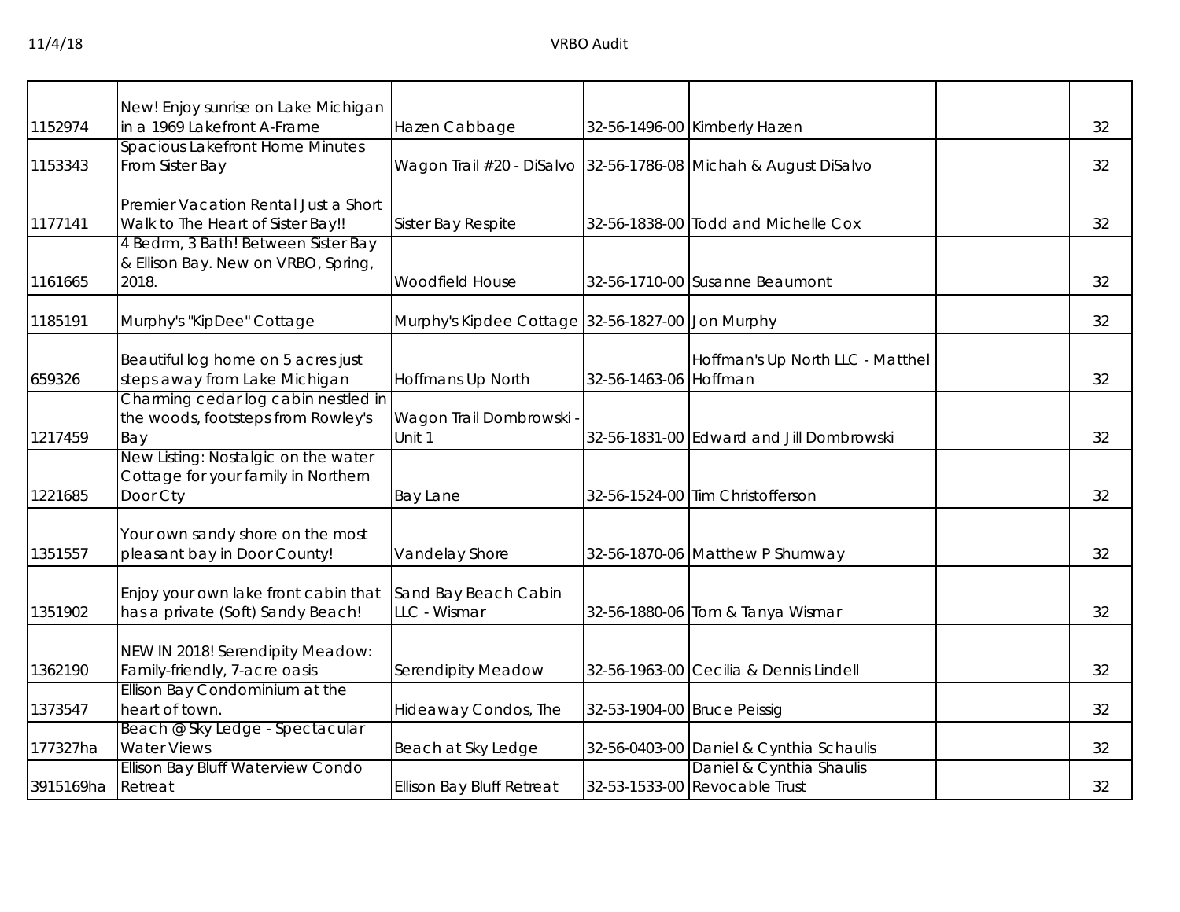| | | | | | | |
|---|---|---|---|---|---|---|
| 1152974 | New! Enjoy sunrise on Lake Michigan in a 1969 Lakefront A-Frame | Hazen Cabbage | 32-56-1496-00 | Kimberly Hazen | | 32 |
| 1153343 | Spacious Lakefront Home Minutes From Sister Bay | Wagon Trail #20 - DiSalvo | 32-56-1786-08 | Michah & August DiSalvo | | 32 |
| 1177141 | Premier Vacation Rental Just a Short Walk to The Heart of Sister Bay!! | Sister Bay Respite | 32-56-1838-00 | Todd and Michelle Cox | | 32 |
| 1161665 | 4 Bedrm, 3 Bath! Between Sister Bay & Ellison Bay. New on VRBO, Spring, 2018. | Woodfield House | 32-56-1710-00 | Susanne Beaumont | | 32 |
| 1185191 | Murphy's "KipDee" Cottage | Murphy's Kipdee Cottage | 32-56-1827-00 | Jon Murphy | | 32 |
| 659326 | Beautiful log home on 5 acres just steps away from Lake Michigan | Hoffmans Up North | 32-56-1463-06 | Hoffman's Up North LLC - Matthel Hoffman | | 32 |
| 1217459 | Charming cedar log cabin nestled in the woods, footsteps from Rowley's Bay | Wagon Trail Dombrowski - Unit 1 | 32-56-1831-00 | Edward and Jill Dombrowski | | 32 |
| 1221685 | New Listing: Nostalgic on the water Cottage for your family in Northern Door Cty | Bay Lane | 32-56-1524-00 | Tim Christofferson | | 32 |
| 1351557 | Your own sandy shore on the most pleasant bay in Door County! | Vandelay Shore | 32-56-1870-06 | Matthew P Shumway | | 32 |
| 1351902 | Enjoy your own lake front cabin that has a private (Soft) Sandy Beach! | Sand Bay Beach Cabin LLC - Wismar | 32-56-1880-06 | Tom & Tanya Wismar | | 32 |
| 1362190 | NEW IN 2018! Serendipity Meadow: Family-friendly, 7-acre oasis | Serendipity Meadow | 32-56-1963-00 | Cecilia & Dennis Lindell | | 32 |
| 1373547 | Ellison Bay Condominium at the heart of town. | Hideaway Condos, The | 32-53-1904-00 | Bruce Peissig | | 32 |
| 177327ha | Beach @ Sky Ledge - Spectacular Water Views | Beach at Sky Ledge | 32-56-0403-00 | Daniel & Cynthia Schaulis | | 32 |
| 3915169ha | Ellison Bay Bluff Waterview Condo Retreat | Ellison Bay Bluff Retreat | 32-53-1533-00 | Daniel & Cynthia Shaulis Revocable Trust | | 32 |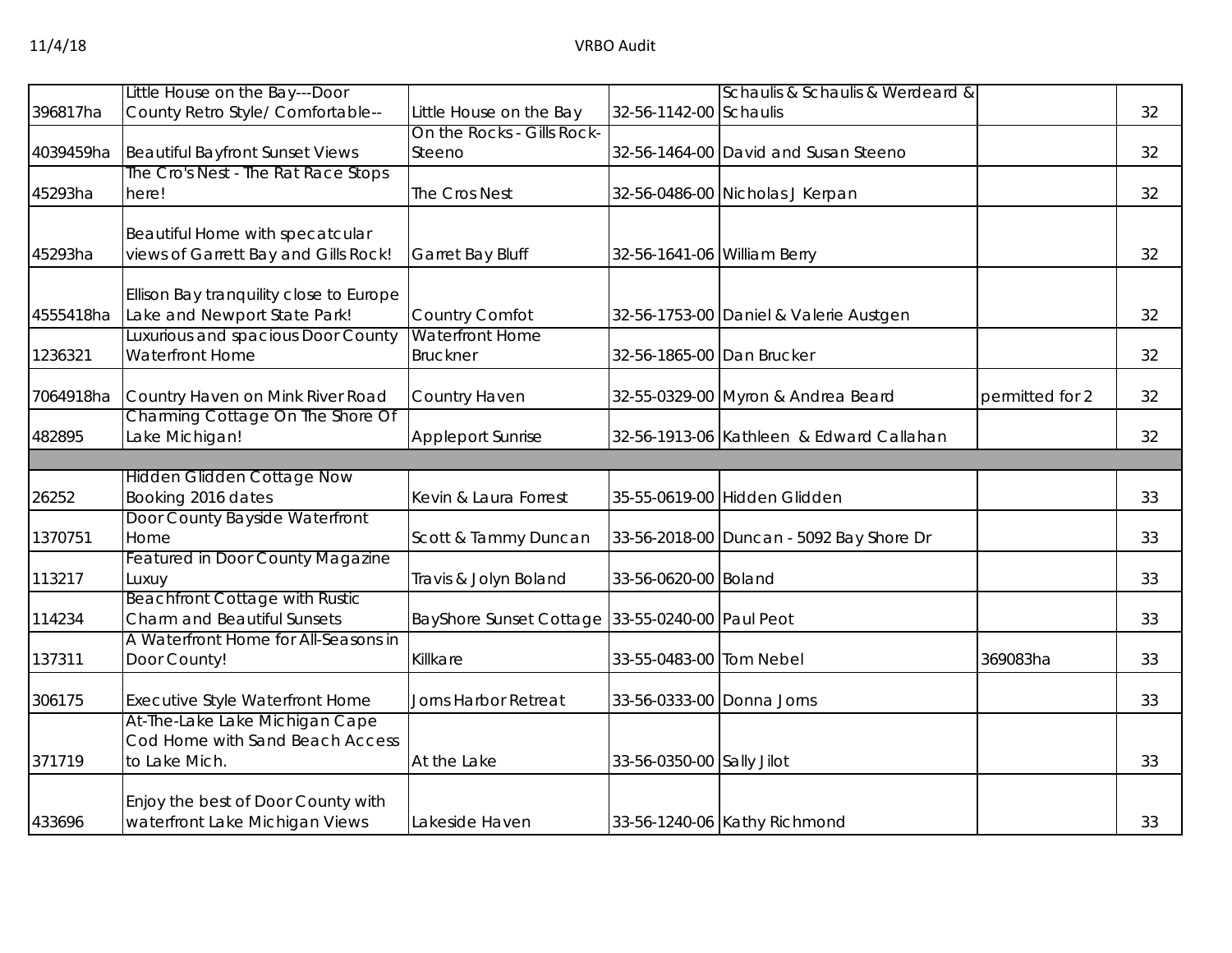| | | | | | | |
|---|---|---|---|---|---|---|
| 396817ha | Little House on the Bay---Door County Retro Style/ Comfortable-- | Little House on the Bay | 32-56-1142-00 | Schaulis & Schaulis & Werdeard & Schaulis | | 32 |
| 4039459ha | Beautiful Bayfront Sunset Views | On the Rocks - Gills Rock-Steeno | 32-56-1464-00 | David and Susan Steeno | | 32 |
| 45293ha | The Cro's Nest - The Rat Race Stops here! | The Cros Nest | 32-56-0486-00 | Nicholas J Kerpan | | 32 |
| 45293ha | Beautiful Home with specatcular views of Garrett Bay and Gills Rock! | Garret Bay Bluff | 32-56-1641-06 | William Berry | | 32 |
| 4555418ha | Ellison Bay tranquility close to Europe Lake and Newport State Park! | Country Comfot | 32-56-1753-00 | Daniel & Valerie Austgen | | 32 |
| 1236321 | Luxurious and spacious Door County Waterfront Home | Waterfront Home Bruckner | 32-56-1865-00 | Dan Brucker | | 32 |
| 7064918ha | Country Haven on Mink River Road | Country Haven | 32-55-0329-00 | Myron & Andrea Beard | permitted for 2 | 32 |
| 482895 | Charming Cottage On The Shore Of Lake Michigan! | Appleport Sunrise | 32-56-1913-06 | Kathleen & Edward Callahan | | 32 |
| | | | | | | |
| 26252 | Hidden Glidden Cottage Now Booking 2016 dates | Kevin & Laura Forrest | 35-55-0619-00 | Hidden Glidden | | 33 |
| 1370751 | Door County Bayside Waterfront Home | Scott & Tammy Duncan | 33-56-2018-00 | Duncan - 5092 Bay Shore Dr | | 33 |
| 113217 | Featured in Door County Magazine Luxuy | Travis & Jolyn Boland | 33-56-0620-00 | Boland | | 33 |
| 114234 | Beachfront Cottage with Rustic Charm and Beautiful Sunsets | BayShore Sunset Cottage | 33-55-0240-00 | Paul Peot | | 33 |
| 137311 | A Waterfront Home for All-Seasons in Door County! | Killkare | 33-55-0483-00 | Tom Nebel | 369083ha | 33 |
| 306175 | Executive Style Waterfront Home | Jorns Harbor Retreat | 33-56-0333-00 | Donna Jorns | | 33 |
| 371719 | At-The-Lake Lake Michigan Cape Cod Home with Sand Beach Access to Lake Mich. | At the Lake | 33-56-0350-00 | Sally Jilot | | 33 |
| 433696 | Enjoy the best of Door County with waterfront Lake Michigan Views | Lakeside Haven | 33-56-1240-06 | Kathy Richmond | | 33 |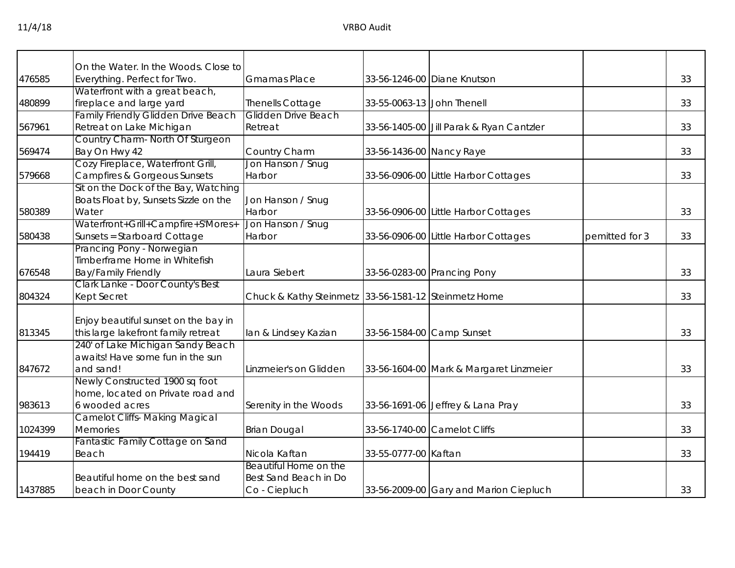| | | | | | | |
|---|---|---|---|---|---|---|
| 476585 | On the Water. In the Woods. Close to Everything. Perfect for Two. | Gmamas Place | 33-56-1246-00 | Diane Knutson | | 33 |
| 480899 | Waterfront with a great beach, fireplace and large yard | Thenells Cottage | 33-55-0063-13 | John Thenell | | 33 |
| 567961 | Family Friendly Glidden Drive Beach Retreat on Lake Michigan | Glidden Drive Beach Retreat | 33-56-1405-00 | Jill Parak & Ryan Cantzler | | 33 |
| 569474 | Country Charm- North Of Sturgeon Bay On Hwy 42 | Country Charm | 33-56-1436-00 | Nancy Raye | | 33 |
| 579668 | Cozy Fireplace, Waterfront Grill, Campfires & Gorgeous Sunsets | Jon Hanson / Snug Harbor | 33-56-0906-00 | Little Harbor Cottages | | 33 |
| 580389 | Sit on the Dock of the Bay, Watching Boats Float by, Sunsets Sizzle on the Water | Jon Hanson / Snug Harbor | 33-56-0906-00 | Little Harbor Cottages | | 33 |
| 580438 | Waterfront+Grill+Campfire+S'Mores+ Sunsets = Starboard Cottage | Jon Hanson / Snug Harbor | 33-56-0906-00 | Little Harbor Cottages | pemitted for 3 | 33 |
| 676548 | Prancing Pony - Norwegian Timberframe Home in Whitefish Bay/Family Friendly | Laura Siebert | 33-56-0283-00 | Prancing Pony | | 33 |
| 804324 | Clark Lanke - Door County's Best Kept Secret | Chuck & Kathy Steinmetz | 33-56-1581-12 | Steinmetz Home | | 33 |
| 813345 | Enjoy beautiful sunset on the bay in this large lakefront family retreat | Ian & Lindsey Kazian | 33-56-1584-00 | Camp Sunset | | 33 |
| 847672 | 240' of Lake Michigan Sandy Beach awaits! Have some fun in the sun and sand! | Linzmeier's on Glidden | 33-56-1604-00 | Mark & Margaret Linzmeier | | 33 |
| 983613 | Newly Constructed 1900 sq foot home, located on Private road and 6 wooded acres | Serenity in the Woods | 33-56-1691-06 | Jeffrey & Lana Pray | | 33 |
| 1024399 | Camelot Cliffs- Making Magical Memories | Brian Dougal | 33-56-1740-00 | Camelot Cliffs | | 33 |
| 194419 | Fantastic Family Cottage on Sand Beach | Nicola Kaftan | 33-55-0777-00 | Kaftan | | 33 |
| 1437885 | Beautiful home on the best sand beach in Door County | Beautiful Home on the Best Sand Beach in Do Co - Ciepluch | 33-56-2009-00 | Gary and Marion Ciepluch | | 33 |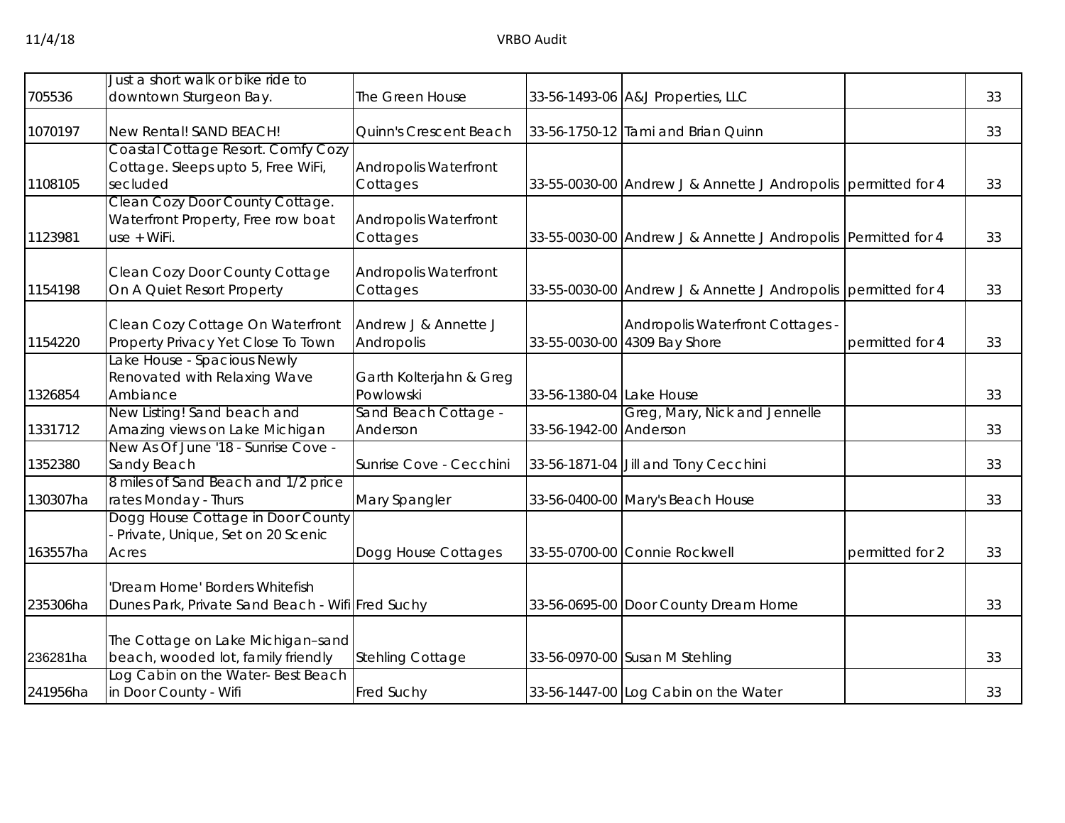| | | | | | | |
|---|---|---|---|---|---|---|
| 705536 | Just a short walk or bike ride to downtown Sturgeon Bay. | The Green House | 33-56-1493-06 | A&J Properties, LLC | | 33 |
| 1070197 | New Rental! SAND BEACH! | Quinn's Crescent Beach | 33-56-1750-12 | Tami and Brian Quinn | | 33 |
| 1108105 | Coastal Cottage Resort. Comfy Cozy Cottage. Sleeps upto 5, Free WiFi, secluded | Andropolis Waterfront Cottages | 33-55-0030-00 | Andrew J & Annette J Andropolis | permitted for 4 | 33 |
| 1123981 | Clean Cozy Door County Cottage. Waterfront Property, Free row boat use + WiFi. | Andropolis Waterfront Cottages | 33-55-0030-00 | Andrew J & Annette J Andropolis | Permitted for 4 | 33 |
| 1154198 | Clean Cozy Door County Cottage On A Quiet Resort Property | Andropolis Waterfront Cottages | 33-55-0030-00 | Andrew J & Annette J Andropolis | permitted for 4 | 33 |
| 1154220 | Clean Cozy Cottage On Waterfront Property Privacy Yet Close To Town | Andrew J & Annette J Andropolis | 33-55-0030-00 | Andropolis Waterfront Cottages - 4309 Bay Shore | permitted for 4 | 33 |
| 1326854 | Lake House - Spacious Newly Renovated with Relaxing Wave Ambiance | Garth Kolterjahn & Greg Powlowski | 33-56-1380-04 | Lake House | | 33 |
| 1331712 | New Listing! Sand beach and Amazing views on Lake Michigan | Sand Beach Cottage - Anderson | 33-56-1942-00 | Greg, Mary, Nick and Jennelle Anderson | | 33 |
| 1352380 | New As Of June '18 - Sunrise Cove - Sandy Beach | Sunrise Cove - Cecchini | 33-56-1871-04 | Jill and Tony Cecchini | | 33 |
| 130307ha | 8 miles of Sand Beach and 1/2 price rates Monday - Thurs | Mary Spangler | 33-56-0400-00 | Mary's Beach House | | 33 |
| 163557ha | Dogg House Cottage in Door County - Private, Unique, Set on 20 Scenic Acres | Dogg House Cottages | 33-55-0700-00 | Connie Rockwell | permitted for 2 | 33 |
| 235306ha | 'Dream Home' Borders Whitefish Dunes Park, Private Sand Beach - Wifi | Fred Suchy | 33-56-0695-00 | Door County Dream Home | | 33 |
| 236281ha | The Cottage on Lake Michigan–sand beach, wooded lot, family friendly | Stehling Cottage | 33-56-0970-00 | Susan M Stehling | | 33 |
| 241956ha | Log Cabin on the Water- Best Beach in Door County - Wifi | Fred Suchy | 33-56-1447-00 | Log Cabin on the Water | | 33 |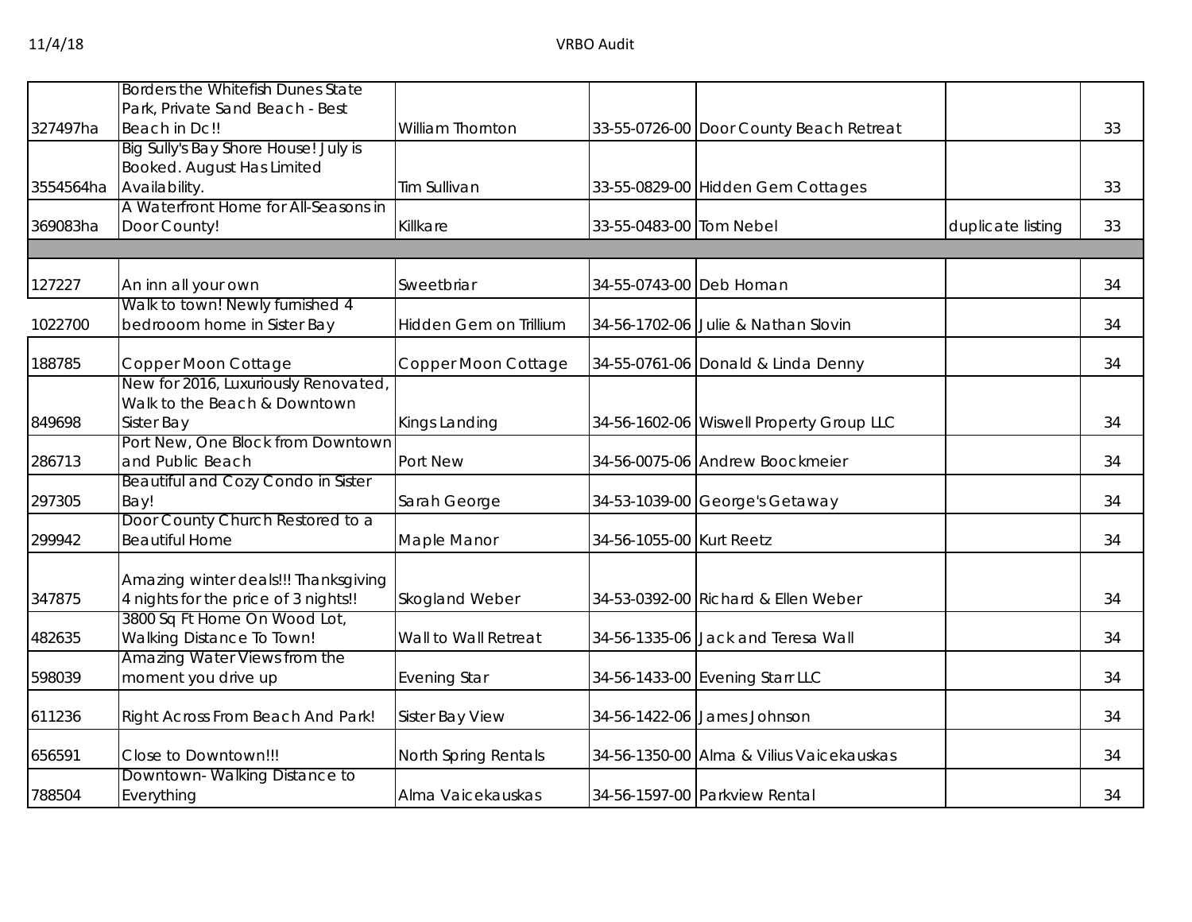| | | | | | | |
|---|---|---|---|---|---|---|
| 327497ha | Borders the Whitefish Dunes State Park, Private Sand Beach - Best Beach in Dc!! | William Thornton | 33-55-0726-00 | Door County Beach Retreat | | 33 |
| 3554564ha | Big Sully's Bay Shore House! July is Booked. August Has Limited Availability. | Tim Sullivan | 33-55-0829-00 | Hidden Gem Cottages | | 33 |
| 369083ha | A Waterfront Home for All-Seasons in Door County! | Killkare | 33-55-0483-00 | Tom Nebel | duplicate listing | 33 |
| | | | | | | |
| 127227 | An inn all your own | Sweetbriar | 34-55-0743-00 | Deb Homan | | 34 |
| 1022700 | Walk to town! Newly furnished 4 bedrooom home in Sister Bay | Hidden Gem on Trillium | 34-56-1702-06 | Julie & Nathan Slovin | | 34 |
| 188785 | Copper Moon Cottage | Copper Moon Cottage | 34-55-0761-06 | Donald & Linda Denny | | 34 |
| 849698 | New for 2016, Luxuriously Renovated, Walk to the Beach & Downtown Sister Bay | Kings Landing | 34-56-1602-06 | Wiswell Property Group LLC | | 34 |
| 286713 | Port New, One Block from Downtown and Public Beach | Port New | 34-56-0075-06 | Andrew Boockmeier | | 34 |
| 297305 | Beautiful and Cozy Condo in Sister Bay! | Sarah George | 34-53-1039-00 | George's Getaway | | 34 |
| 299942 | Door County Church Restored to a Beautiful Home | Maple Manor | 34-56-1055-00 | Kurt Reetz | | 34 |
| 347875 | Amazing winter deals!!! Thanksgiving 4 nights for the price of 3 nights!! | Skogland Weber | 34-53-0392-00 | Richard & Ellen Weber | | 34 |
| 482635 | 3800 Sq Ft Home On Wood Lot, Walking Distance To Town! | Wall to Wall Retreat | 34-56-1335-06 | Jack and Teresa Wall | | 34 |
| 598039 | Amazing Water Views from the moment you drive up | Evening Star | 34-56-1433-00 | Evening Starr LLC | | 34 |
| 611236 | Right Across From Beach And Park! | Sister Bay View | 34-56-1422-06 | James Johnson | | 34 |
| 656591 | Close to Downtown!!! | North Spring Rentals | 34-56-1350-00 | Alma & Vilius Vaicekauskas | | 34 |
| 788504 | Downtown- Walking Distance to Everything | Alma Vaicekauskas | 34-56-1597-00 | Parkview Rental | | 34 |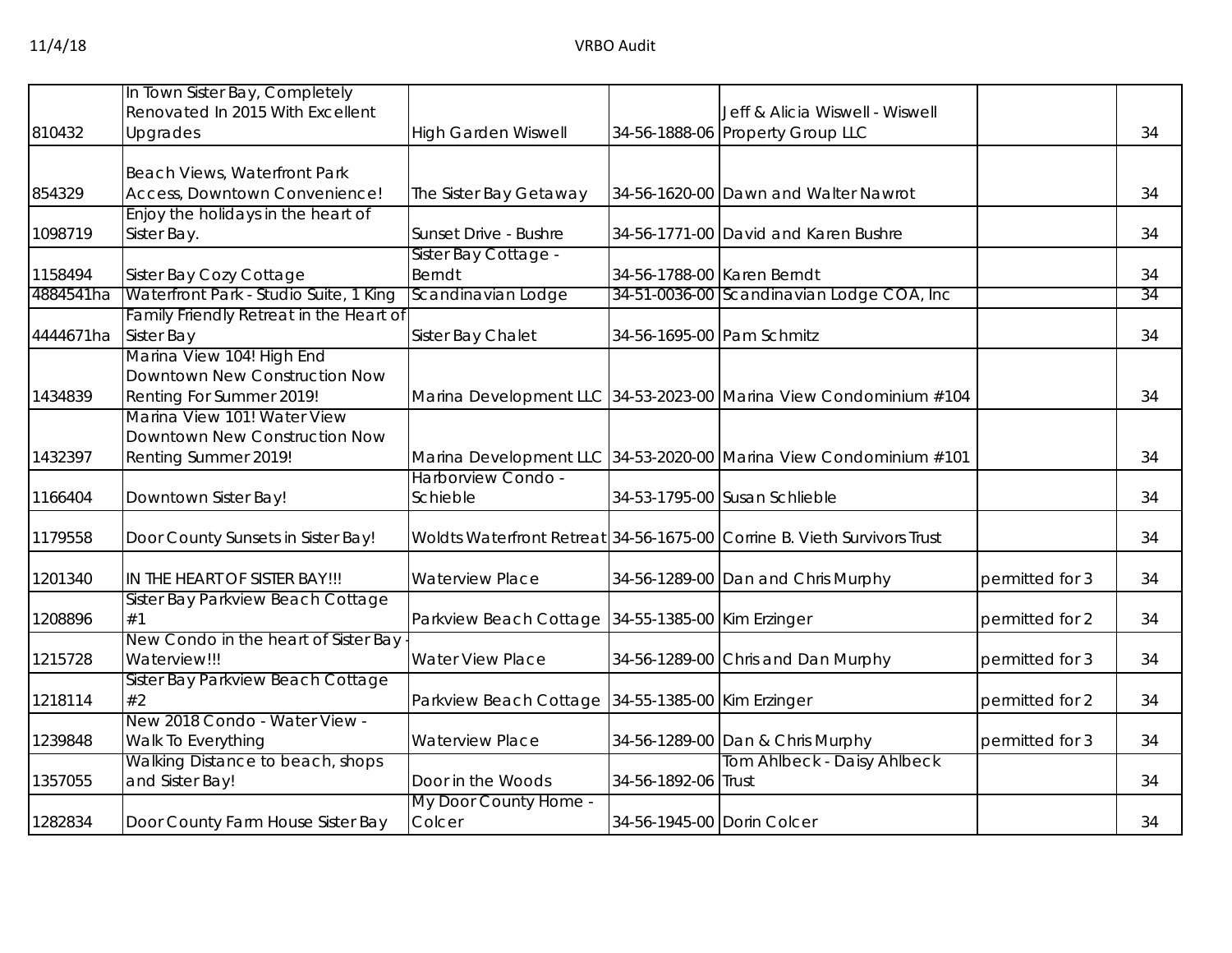| | | | | | | |
|---|---|---|---|---|---|---|
| 810432 | In Town Sister Bay, Completely Renovated In 2015 With Excellent Upgrades | High Garden Wiswell | 34-56-1888-06 | Jeff & Alicia Wiswell - Wiswell Property Group LLC | | 34 |
| 854329 | Beach Views, Waterfront Park Access, Downtown Convenience! | The Sister Bay Getaway | 34-56-1620-00 | Dawn and Walter Nawrot | | 34 |
| 1098719 | Enjoy the holidays in the heart of Sister Bay. | Sunset Drive - Bushre | 34-56-1771-00 | David and Karen Bushre | | 34 |
| 1158494 | Sister Bay Cozy Cottage | Sister Bay Cottage - Berndt | 34-56-1788-00 | Karen Berndt | | 34 |
| 4884541ha | Waterfront Park - Studio Suite, 1 King | Scandinavian Lodge | 34-51-0036-00 | Scandinavian Lodge COA, Inc | | 34 |
| 4444671ha | Family Friendly Retreat in the Heart of Sister Bay | Sister Bay Chalet | 34-56-1695-00 | Pam Schmitz | | 34 |
| 1434839 | Marina View 104! High End Downtown New Construction Now Renting For Summer 2019! | Marina Development LLC | 34-53-2023-00 | Marina View Condominium #104 | | 34 |
| 1432397 | Marina View 101! Water View Downtown New Construction Now Renting Summer 2019! | Marina Development LLC | 34-53-2020-00 | Marina View Condominium #101 | | 34 |
| 1166404 | Downtown Sister Bay! | Harborview Condo - Schieble | 34-53-1795-00 | Susan Schlieble | | 34 |
| 1179558 | Door County Sunsets in Sister Bay! | Woldts Waterfront Retreat | 34-56-1675-00 | Corrine B. Vieth Survivors Trust | | 34 |
| 1201340 | IN THE HEART OF SISTER BAY!!! | Waterview Place | 34-56-1289-00 | Dan and Chris Murphy | permitted for 3 | 34 |
| 1208896 | Sister Bay Parkview Beach Cottage #1 | Parkview Beach Cottage | 34-55-1385-00 | Kim Erzinger | permitted for 2 | 34 |
| 1215728 | New Condo in the heart of Sister Bay - Waterview!!! | Water View Place | 34-56-1289-00 | Chris and Dan Murphy | permitted for 3 | 34 |
| 1218114 | Sister Bay Parkview Beach Cottage #2 | Parkview Beach Cottage | 34-55-1385-00 | Kim Erzinger | permitted for 2 | 34 |
| 1239848 | New 2018 Condo - Water View - Walk To Everything | Waterview Place | 34-56-1289-00 | Dan & Chris Murphy | permitted for 3 | 34 |
| 1357055 | Walking Distance to beach, shops and Sister Bay! | Door in the Woods | 34-56-1892-06 | Tom Ahlbeck - Daisy Ahlbeck Trust | | 34 |
| 1282834 | Door County Farm House Sister Bay | My Door County Home - Colcer | 34-56-1945-00 | Dorin Colcer | | 34 |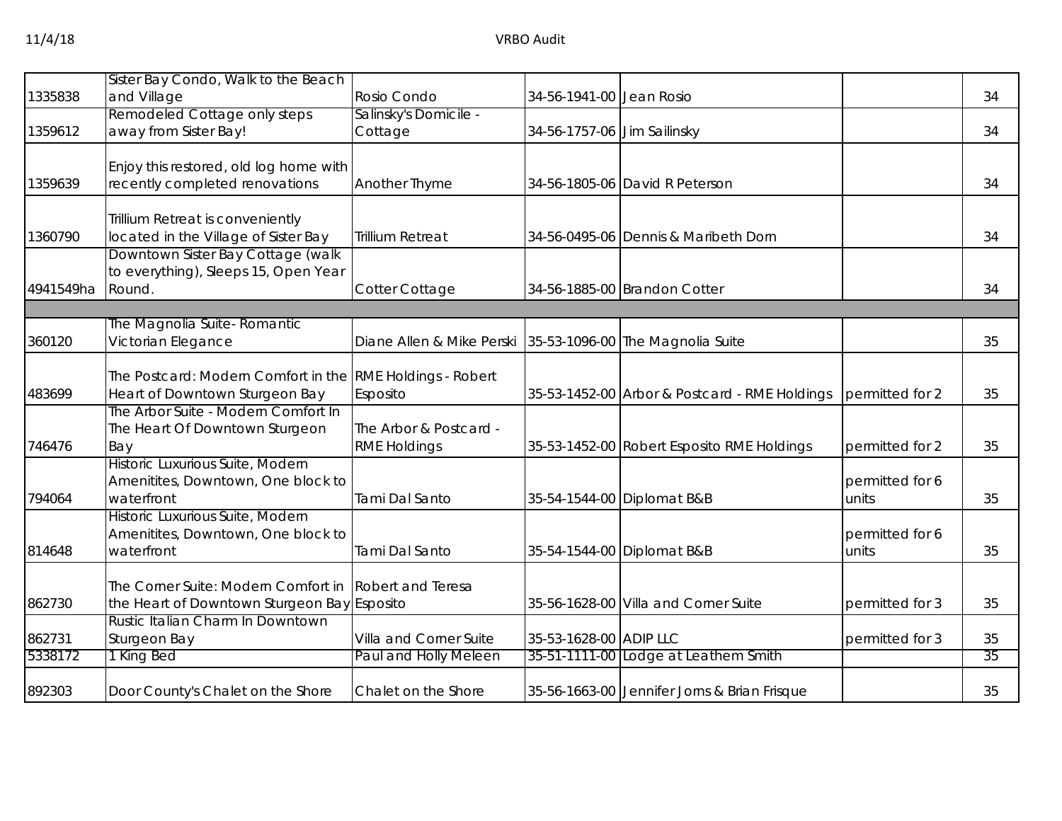| | | | | | | |
|---|---|---|---|---|---|---|
| 1335838 | Sister Bay Condo, Walk to the Beach and Village | Rosio Condo | 34-56-1941-00 | Jean Rosio | | 34 |
| 1359612 | Remodeled Cottage only steps away from Sister Bay! | Salinsky's Domicile - Cottage | 34-56-1757-06 | Jim Sailinsky | | 34 |
| 1359639 | Enjoy this restored, old log home with recently completed renovations | Another Thyme | 34-56-1805-06 | David R Peterson | | 34 |
| 1360790 | Trillium Retreat is conveniently located in the Village of Sister Bay | Trillium Retreat | 34-56-0495-06 | Dennis & Maribeth Dorn | | 34 |
| 4941549ha | Downtown Sister Bay Cottage (walk to everything), Sleeps 15, Open Year Round. | Cotter Cottage | 34-56-1885-00 | Brandon Cotter | | 34 |
| | | | | | | |
| 360120 | The Magnolia Suite- Romantic Victorian Elegance | Diane Allen & Mike Perski | 35-53-1096-00 | The Magnolia Suite | | 35 |
| 483699 | The Postcard: Modern Comfort in the Heart of Downtown Sturgeon Bay | RME Holdings - Robert Esposito | 35-53-1452-00 | Arbor & Postcard - RME Holdings | permitted for 2 | 35 |
| 746476 | The Arbor Suite - Modern Comfort In The Heart Of Downtown Sturgeon Bay | The Arbor & Postcard - RME Holdings | 35-53-1452-00 | Robert Esposito RME Holdings | permitted for 2 | 35 |
| 794064 | Historic Luxurious Suite, Modern Amenitites, Downtown, One block to waterfront | Tami Dal Santo | 35-54-1544-00 | Diplomat B&B | permitted for 6 units | 35 |
| 814648 | Historic Luxurious Suite, Modern Amenitites, Downtown, One block to waterfront | Tami Dal Santo | 35-54-1544-00 | Diplomat B&B | permitted for 6 units | 35 |
| 862730 | The Corner Suite: Modern Comfort in the Heart of Downtown Sturgeon Bay | Robert and Teresa Esposito | 35-56-1628-00 | Villa and Corner Suite | permitted for 3 | 35 |
| 862731 | Rustic Italian Charm In Downtown Sturgeon Bay | Villa and Corner Suite | 35-53-1628-00 | ADIP LLC | permitted for 3 | 35 |
| 5338172 | 1 King Bed | Paul and Holly Meleen | 35-51-1111-00 | Lodge at Leathem Smith | | 35 |
| 892303 | Door County's Chalet on the Shore | Chalet on the Shore | 35-56-1663-00 | Jennifer Jorns & Brian Frisque | | 35 |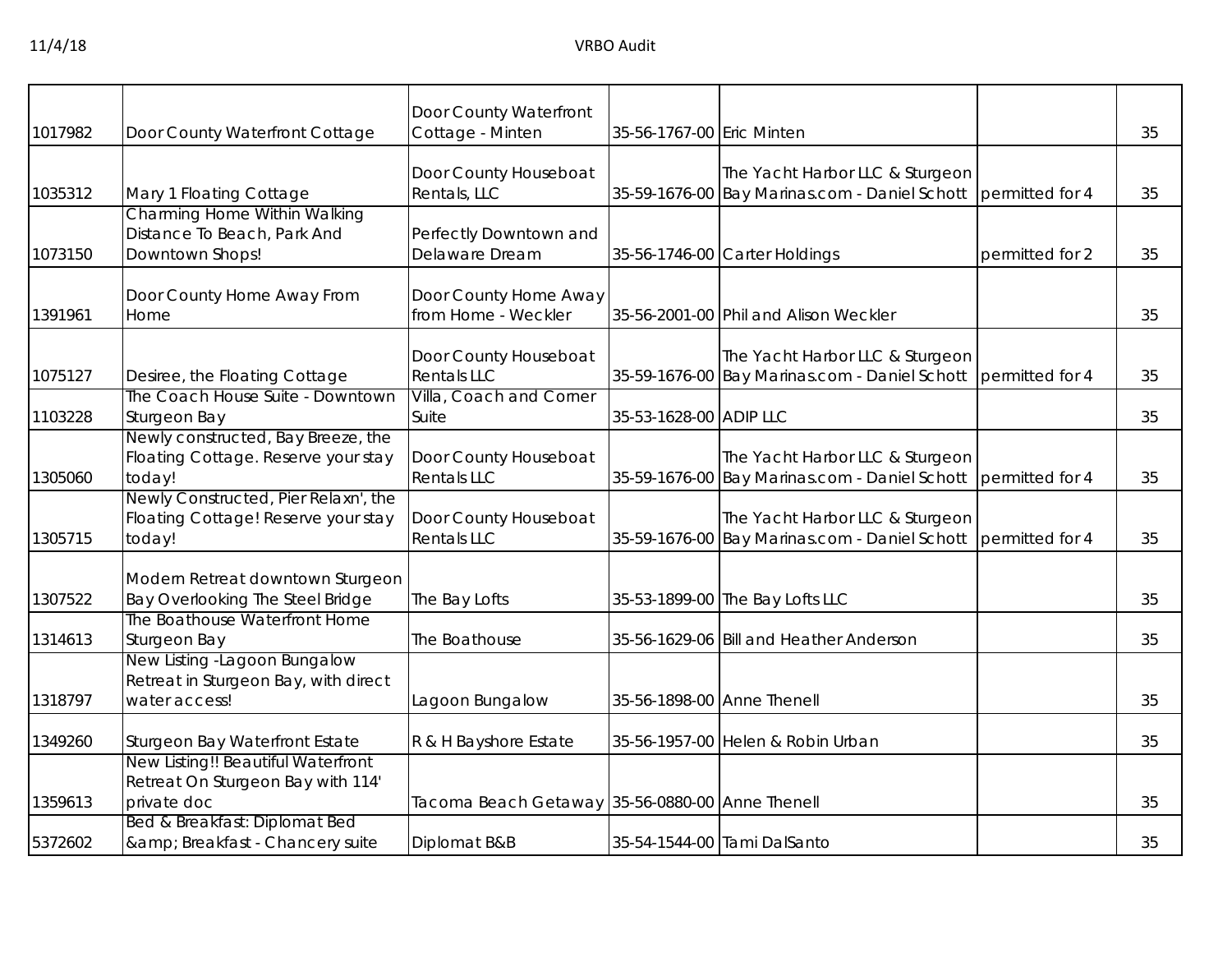| | | | | | | |
|---|---|---|---|---|---|---|
| 1017982 | Door County Waterfront Cottage | Door County Waterfront Cottage - Minten | 35-56-1767-00 | Eric Minten | | 35 |
| 1035312 | Mary 1 Floating Cottage | Door County Houseboat Rentals, LLC | 35-59-1676-00 | The Yacht Harbor LLC & Sturgeon Bay Marinas.com - Daniel Schott | permitted for 4 | 35 |
| 1073150 | Charming Home Within Walking Distance To Beach, Park And Downtown Shops! | Perfectly Downtown and Delaware Dream | 35-56-1746-00 | Carter Holdings | permitted for 2 | 35 |
| 1391961 | Door County Home Away From Home | Door County Home Away from Home - Weckler | 35-56-2001-00 | Phil and Alison Weckler | | 35 |
| 1075127 | Desiree, the Floating Cottage | Door County Houseboat Rentals LLC | 35-59-1676-00 | The Yacht Harbor LLC & Sturgeon Bay Marinas.com - Daniel Schott | permitted for 4 | 35 |
| 1103228 | The Coach House Suite - Downtown Sturgeon Bay | Villa, Coach and Corner Suite | 35-53-1628-00 | ADIP LLC | | 35 |
| 1305060 | Newly constructed, Bay Breeze, the Floating Cottage. Reserve your stay today! | Door County Houseboat Rentals LLC | 35-59-1676-00 | The Yacht Harbor LLC & Sturgeon Bay Marinas.com - Daniel Schott | permitted for 4 | 35 |
| 1305715 | Newly Constructed, Pier Relaxn', the Floating Cottage! Reserve your stay today! | Door County Houseboat Rentals LLC | 35-59-1676-00 | The Yacht Harbor LLC & Sturgeon Bay Marinas.com - Daniel Schott | permitted for 4 | 35 |
| 1307522 | Modern Retreat downtown Sturgeon Bay Overlooking The Steel Bridge | The Bay Lofts | 35-53-1899-00 | The Bay Lofts LLC | | 35 |
| 1314613 | The Boathouse Waterfront Home Sturgeon Bay | The Boathouse | 35-56-1629-06 | Bill and Heather Anderson | | 35 |
| 1318797 | New Listing -Lagoon Bungalow Retreat in Sturgeon Bay, with direct water access! | Lagoon Bungalow | 35-56-1898-00 | Anne Thenell | | 35 |
| 1349260 | Sturgeon Bay Waterfront Estate | R & H Bayshore Estate | 35-56-1957-00 | Helen & Robin Urban | | 35 |
| 1359613 | New Listing!! Beautiful Waterfront Retreat On Sturgeon Bay with 114' private doc | Tacoma Beach Getaway | 35-56-0880-00 | Anne Thenell | | 35 |
| 5372602 | Bed & Breakfast: Diplomat Bed &amp; Breakfast - Chancery suite | Diplomat B&B | 35-54-1544-00 | Tami DalSanto | | 35 |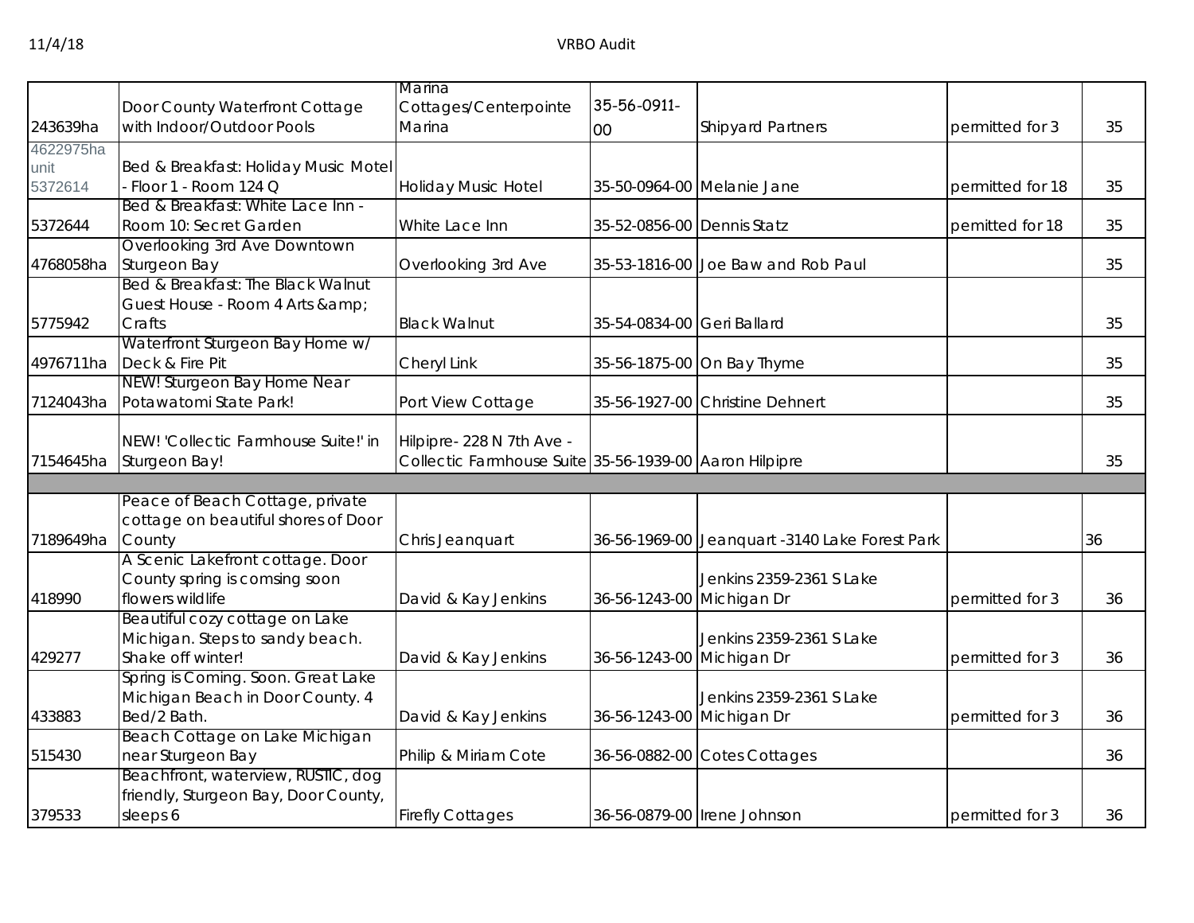| | | | | | | |
|---|---|---|---|---|---|---|
| 243639ha | Door County Waterfront Cottage with Indoor/Outdoor Pools | Marina Cottages/Centerpointe Marina | 35-56-0911-00 | Shipyard Partners | permitted for 3 | 35 |
| 4622975ha unit 5372614 | Bed & Breakfast: Holiday Music Motel - Floor 1 - Room 124 Q | Holiday Music Hotel | 35-50-0964-00 | Melanie Jane | permitted for 18 | 35 |
| 5372644 | Bed & Breakfast: White Lace Inn - Room 10: Secret Garden | White Lace Inn | 35-52-0856-00 | Dennis Statz | pemitted for 18 | 35 |
| 4768058ha | Overlooking 3rd Ave Downtown Sturgeon Bay | Overlooking 3rd Ave | 35-53-1816-00 | Joe Baw and Rob Paul | | 35 |
| 5775942 | Bed & Breakfast: The Black Walnut Guest House - Room 4 Arts &amp; Crafts | Black Walnut | 35-54-0834-00 | Geri Ballard | | 35 |
| 4976711ha | Waterfront Sturgeon Bay Home w/ Deck & Fire Pit | Cheryl Link | 35-56-1875-00 | On Bay Thyme | | 35 |
| 7124043ha | NEW! Sturgeon Bay Home Near Potawatomi State Park! | Port View Cottage | 35-56-1927-00 | Christine Dehnert | | 35 |
| 7154645ha | NEW! 'Collectic Farmhouse Suite!' in Sturgeon Bay! | Hilpipre- 228 N 7th Ave - Collectic Farmhouse Suite | 35-56-1939-00 | Aaron Hilpipre | | 35 |
| | | | | | | |
| 7189649ha | Peace of Beach Cottage, private cottage on beautiful shores of Door County | Chris Jeanquart | 36-56-1969-00 | Jeanquart -3140 Lake Forest Park | | 36 |
| 418990 | A Scenic Lakefront cottage. Door County spring is comsing soon flowers wildlife | David & Kay Jenkins | 36-56-1243-00 | Jenkins 2359-2361 S Lake Michigan Dr | permitted for 3 | 36 |
| 429277 | Beautiful cozy cottage on Lake Michigan. Steps to sandy beach. Shake off winter! | David & Kay Jenkins | 36-56-1243-00 | Jenkins 2359-2361 S Lake Michigan Dr | permitted for 3 | 36 |
| 433883 | Spring is Coming. Soon. Great Lake Michigan Beach in Door County. 4 Bed/2 Bath. | David & Kay Jenkins | 36-56-1243-00 | Jenkins 2359-2361 S Lake Michigan Dr | permitted for 3 | 36 |
| 515430 | Beach Cottage on Lake Michigan near Sturgeon Bay | Philip & Miriam Cote | 36-56-0882-00 | Cotes Cottages | | 36 |
| 379533 | Beachfront, waterview, RUSTIC, dog friendly, Sturgeon Bay, Door County, sleeps 6 | Firefly Cottages | 36-56-0879-00 | Irene Johnson | permitted for 3 | 36 |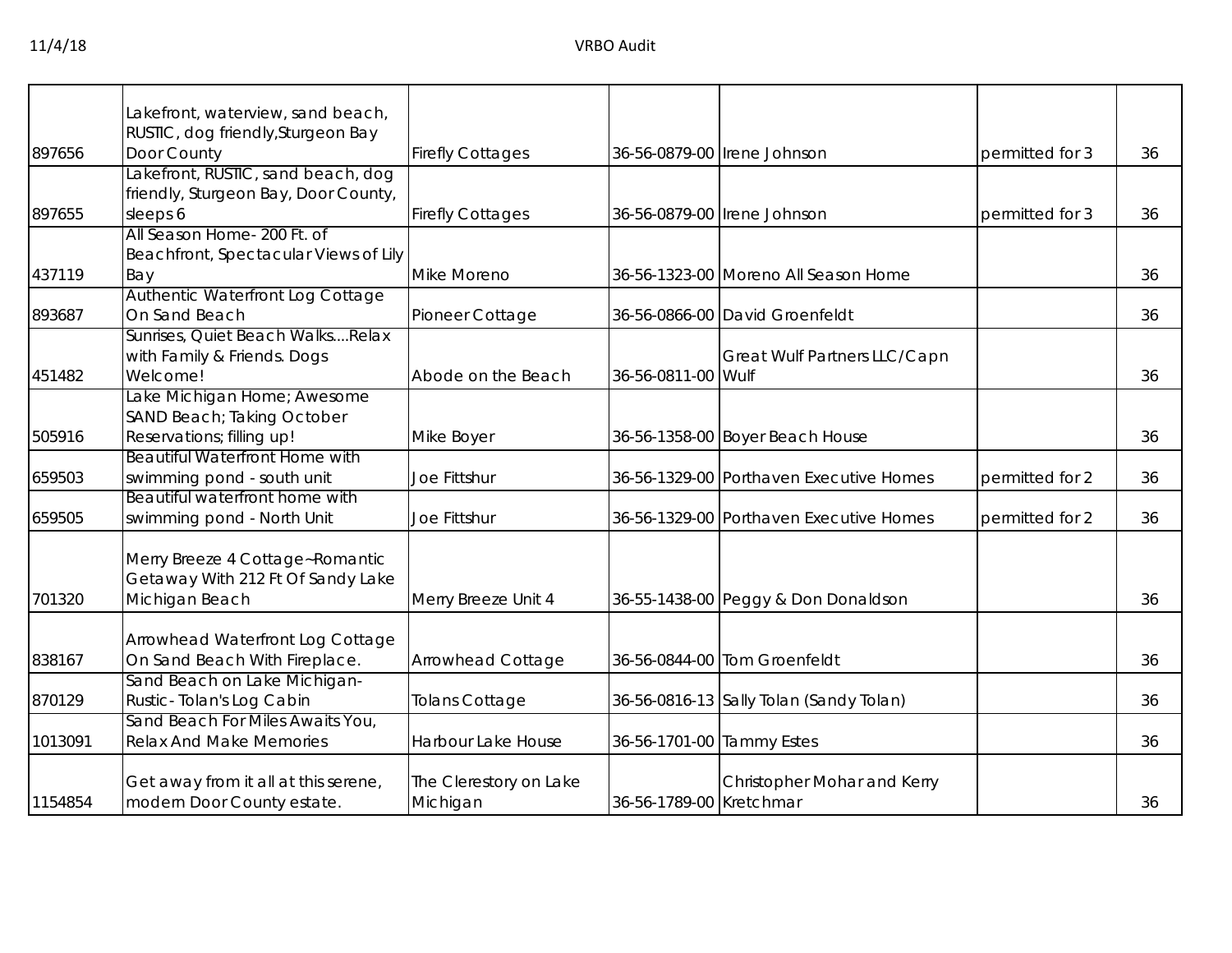| | | | | | | |
|---|---|---|---|---|---|---|
| 897656 | Lakefront, waterview, sand beach, RUSTIC, dog friendly,Sturgeon Bay Door County | Firefly Cottages | 36-56-0879-00 | Irene Johnson | permitted for 3 | 36 |
| 897655 | Lakefront, RUSTIC, sand beach, dog friendly, Sturgeon Bay, Door County, sleeps 6 | Firefly Cottages | 36-56-0879-00 | Irene Johnson | permitted for 3 | 36 |
| 437119 | All Season Home- 200 Ft. of Beachfront, Spectacular Views of Lily Bay | Mike Moreno | 36-56-1323-00 | Moreno All Season Home | | 36 |
| 893687 | Authentic Waterfront Log Cottage On Sand Beach | Pioneer Cottage | 36-56-0866-00 | David Groenfeldt | | 36 |
| 451482 | Sunrises, Quiet Beach Walks....Relax with Family & Friends. Dogs Welcome! | Abode on the Beach | 36-56-0811-00 | Great Wulf Partners LLC/Capn Wulf | | 36 |
| 505916 | Lake Michigan Home; Awesome SAND Beach; Taking October Reservations; filling up! | Mike Boyer | 36-56-1358-00 | Boyer Beach House | | 36 |
| 659503 | Beautiful Waterfront Home with swimming pond - south unit | Joe Fittshur | 36-56-1329-00 | Porthaven Executive Homes | permitted for 2 | 36 |
| 659505 | Beautiful waterfront home with swimming pond - North Unit | Joe Fittshur | 36-56-1329-00 | Porthaven Executive Homes | permitted for 2 | 36 |
| 701320 | Merry Breeze 4 Cottage~Romantic Getaway With 212 Ft Of Sandy Lake Michigan Beach | Merry Breeze Unit 4 | 36-55-1438-00 | Peggy & Don Donaldson | | 36 |
| 838167 | Arrowhead Waterfront Log Cottage On Sand Beach With Fireplace. | Arrowhead Cottage | 36-56-0844-00 | Tom Groenfeldt | | 36 |
| 870129 | Sand Beach on Lake Michigan- Rustic- Tolan's Log Cabin | Tolans Cottage | 36-56-0816-13 | Sally Tolan (Sandy Tolan) | | 36 |
| 1013091 | Sand Beach For Miles Awaits You, Relax And Make Memories | Harbour Lake House | 36-56-1701-00 | Tammy Estes | | 36 |
| 1154854 | Get away from it all at this serene, modern Door County estate. | The Clerestory on Lake Michigan | 36-56-1789-00 | Christopher Mohar and Kerry Kretchmar | | 36 |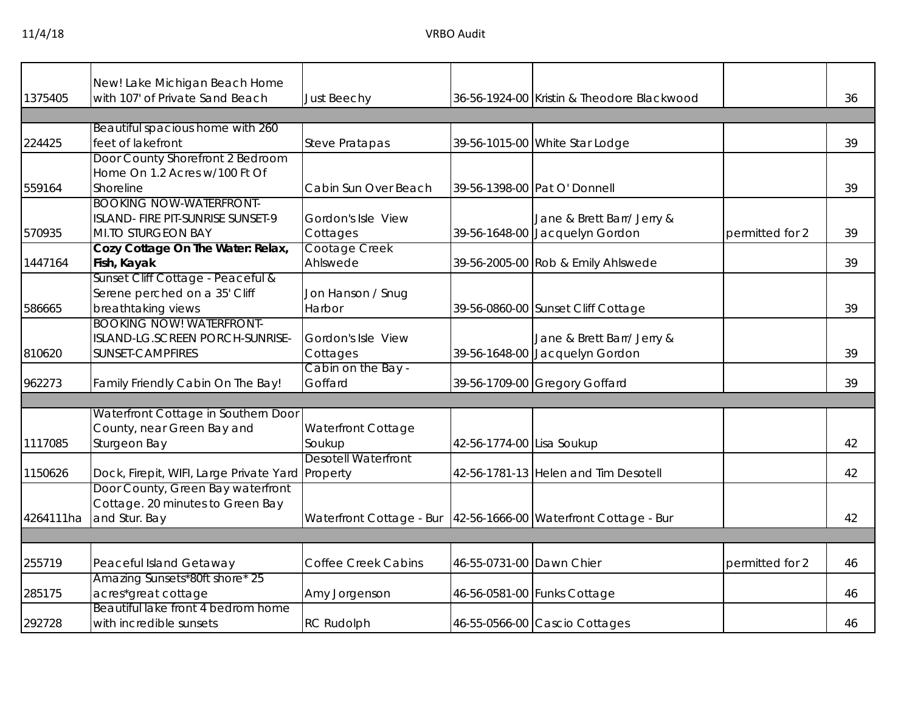| | | | | | | |
|---|---|---|---|---|---|---|
| 1375405 | New! Lake Michigan Beach Home with 107' of Private Sand Beach | Just Beechy | 36-56-1924-00 | Kristin & Theodore Blackwood | | 36 |
| | | | | | | |
| 224425 | Beautiful spacious home with 260 feet of lakefront | Steve Pratapas | 39-56-1015-00 | White Star Lodge | | 39 |
| 559164 | Door County Shorefront 2 Bedroom Home On 1.2 Acres w/100 Ft Of Shoreline | Cabin Sun Over Beach | 39-56-1398-00 | Pat O' Donnell | | 39 |
| 570935 | BOOKING NOW-WATERFRONT-ISLAND- FIRE PIT-SUNRISE SUNSET-9 MI.TO STURGEON BAY | Gordon's Isle View Cottages | 39-56-1648-00 | Jane & Brett Barr/ Jerry & Jacquelyn Gordon | permitted for 2 | 39 |
| 1447164 | **Cozy Cottage On The Water: Relax, Fish, Kayak** | Cootage Creek Ahlswede | 39-56-2005-00 | Rob & Emily Ahlswede | | 39 |
| 586665 | Sunset Cliff Cottage - Peaceful & Serene perched on a 35' Cliff breathtaking views | Jon Hanson / Snug Harbor | 39-56-0860-00 | Sunset Cliff Cottage | | 39 |
| 810620 | BOOKING NOW! WATERFRONT-ISLAND-LG.SCREEN PORCH-SUNRISE-SUNSET-CAMPFIRES | Gordon's Isle View Cottages | 39-56-1648-00 | Jane & Brett Barr/ Jerry & Jacquelyn Gordon | | 39 |
| 962273 | Family Friendly Cabin On The Bay! | Cabin on the Bay - Goffard | 39-56-1709-00 | Gregory Goffard | | 39 |
| | | | | | | |
| 1117085 | Waterfront Cottage in Southern Door County, near Green Bay and Sturgeon Bay | Waterfront Cottage Soukup | 42-56-1774-00 | Lisa Soukup | | 42 |
| 1150626 | Dock, Firepit, WIFI, Large Private Yard | Desotell Waterfront Property | 42-56-1781-13 | Helen and Tim Desotell | | 42 |
| 4264111ha | Door County, Green Bay waterfront Cottage. 20 minutes to Green Bay and Stur. Bay | Waterfront Cottage - Bur | 42-56-1666-00 | Waterfront Cottage - Bur | | 42 |
| | | | | | | |
| 255719 | Peaceful Island Getaway | Coffee Creek Cabins | 46-55-0731-00 | Dawn Chier | permitted for 2 | 46 |
| 285175 | Amazing Sunsets*80ft shore* 25 acres*great cottage | Amy Jorgenson | 46-56-0581-00 | Funks Cottage | | 46 |
| 292728 | Beautiful lake front 4 bedrom home with incredible sunsets | RC Rudolph | 46-55-0566-00 | Cascio Cottages | | 46 |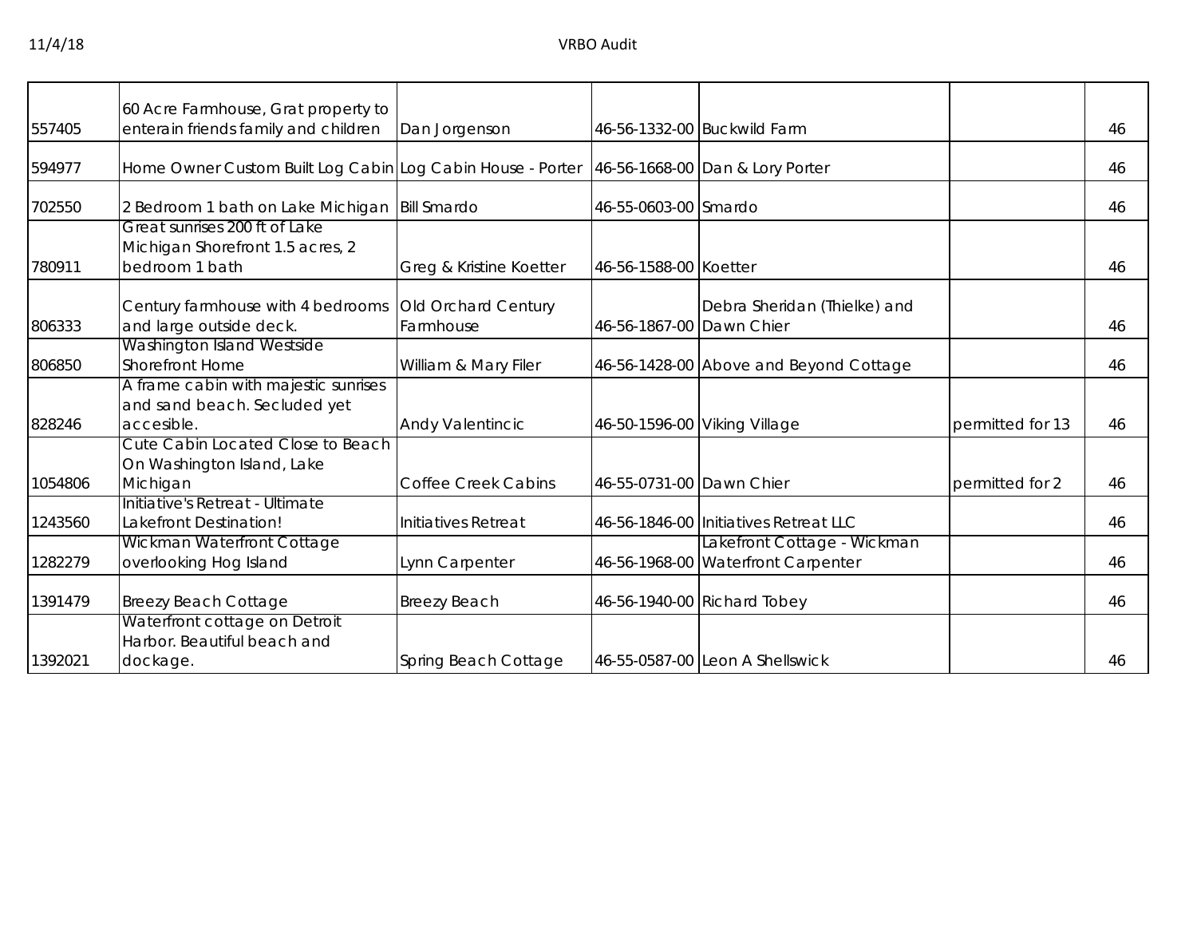| | | | | | | |
|---|---|---|---|---|---|---|
| 557405 | 60 Acre Farmhouse, Grat property to enterain friends family and children | Dan Jorgenson | 46-56-1332-00 | Buckwild Farm | | 46 |
| 594977 | Home Owner Custom Built Log Cabin | Log Cabin House - Porter | 46-56-1668-00 | Dan & Lory Porter | | 46 |
| 702550 | 2 Bedroom 1 bath on Lake Michigan | Bill Smardo | 46-55-0603-00 | Smardo | | 46 |
| 780911 | Great sunrises 200 ft of Lake Michigan Shorefront 1.5 acres, 2 bedroom 1 bath | Greg & Kristine Koetter | 46-56-1588-00 | Koetter | | 46 |
| 806333 | Century farmhouse with 4 bedrooms and large outside deck. | Old Orchard Century Farmhouse | 46-56-1867-00 | Debra Sheridan (Thielke) and Dawn Chier | | 46 |
| 806850 | Washington Island Westside Shorefront Home | William & Mary Filer | 46-56-1428-00 | Above and Beyond Cottage | | 46 |
| 828246 | A frame cabin with majestic sunrises and sand beach. Secluded yet accesible. | Andy Valentincic | 46-50-1596-00 | Viking Village | permitted for 13 | 46 |
| 1054806 | Cute Cabin Located Close to Beach On Washington Island, Lake Michigan | Coffee Creek Cabins | 46-55-0731-00 | Dawn Chier | permitted for 2 | 46 |
| 1243560 | Initiative's Retreat - Ultimate Lakefront Destination! | Initiatives Retreat | 46-56-1846-00 | Initiatives Retreat LLC | | 46 |
| 1282279 | Wickman Waterfront Cottage overlooking Hog Island | Lynn Carpenter | 46-56-1968-00 | Lakefront Cottage - Wickman Waterfront Carpenter | | 46 |
| 1391479 | Breezy Beach Cottage | Breezy Beach | 46-56-1940-00 | Richard Tobey | | 46 |
| 1392021 | Waterfront cottage on Detroit Harbor. Beautiful beach and dockage. | Spring Beach Cottage | 46-55-0587-00 | Leon A Shellswick | | 46 |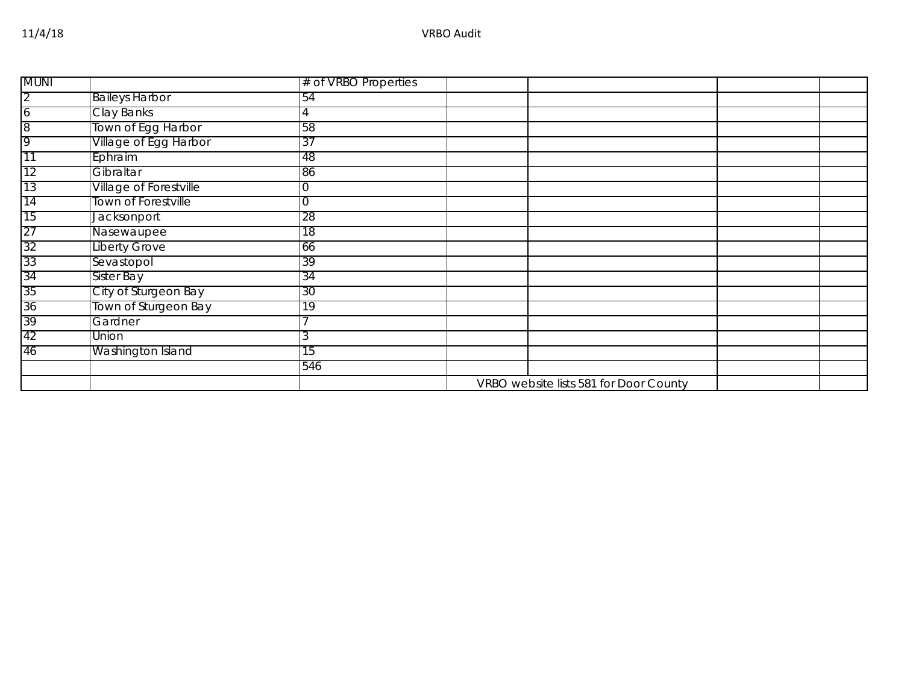11/4/18

# VRBO Audit

| MUNI | | # of VRBO Properties | | | | |
|---|---|---|---|---|---|---|
| 2 | Baileys Harbor | 54 | | | | |
| 6 | Clay Banks | 4 | | | | |
| 8 | Town of Egg Harbor | 58 | | | | |
| 9 | Village of Egg Harbor | 37 | | | | |
| 11 | Ephraim | 48 | | | | |
| 12 | Gibraltar | 86 | | | | |
| 13 | Village of Forestville | 0 | | | | |
| 14 | Town of Forestville | 0 | | | | |
| 15 | Jacksonport | 28 | | | | |
| 27 | Nasewaupee | 18 | | | | |
| 32 | Liberty Grove | 66 | | | | |
| 33 | Sevastopol | 39 | | | | |
| 34 | Sister Bay | 34 | | | | |
| 35 | City of Sturgeon Bay | 30 | | | | |
| 36 | Town of Sturgeon Bay | 19 | | | | |
| 39 | Gardner | 7 | | | | |
| 42 | Union | 3 | | | | |
| 46 | Washington Island | 15 | | | | |
| | | 546 | | | | |
| | | | VRBO website lists 581 for Door County | | | |